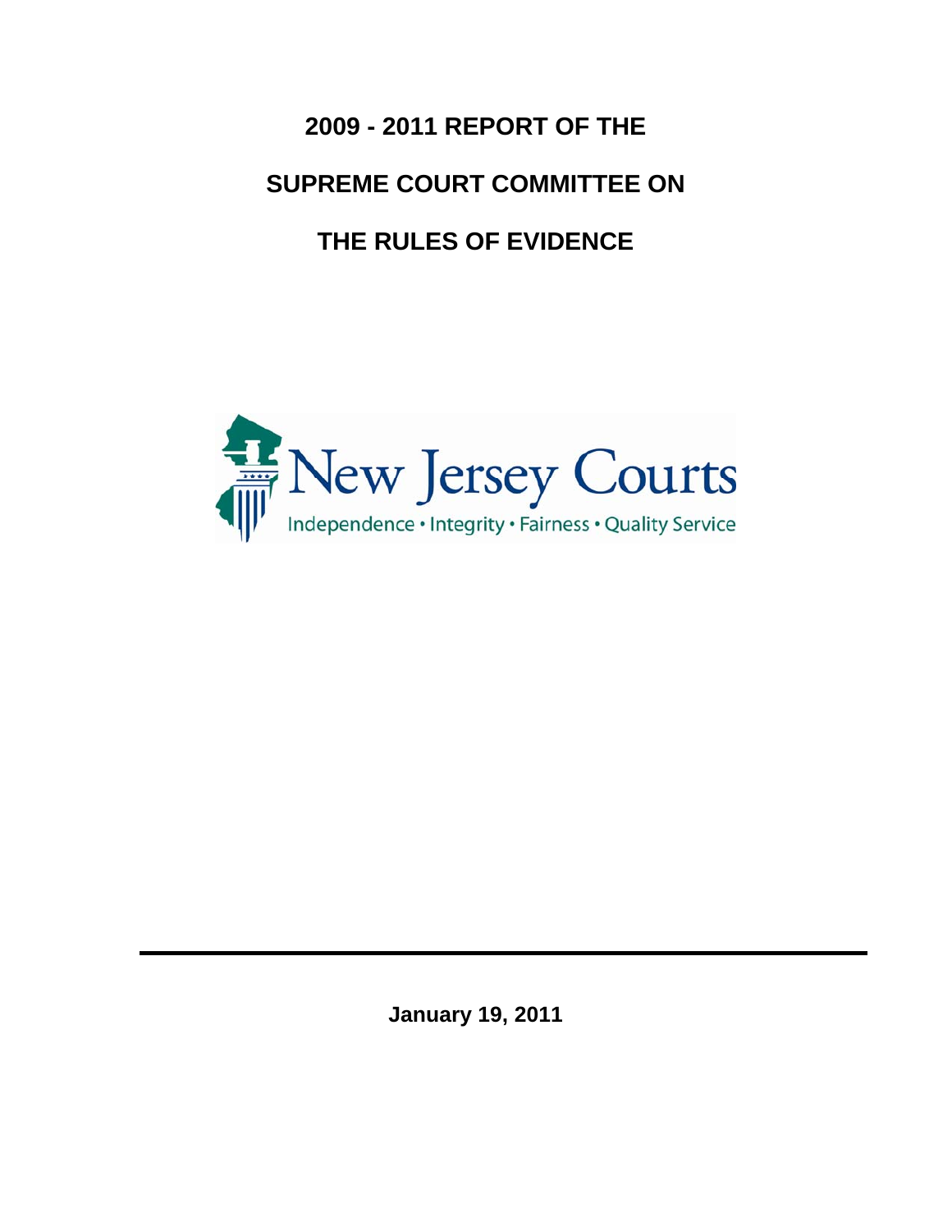# 2009 - 2011 REPORT OF THE

# SUPREME COURT COMMITTEE ON

# THE RULES OF EVIDENCE

New Jersey Courts

Independence • Integrity • Fairness • Quality Service

---

**January 19, 2011**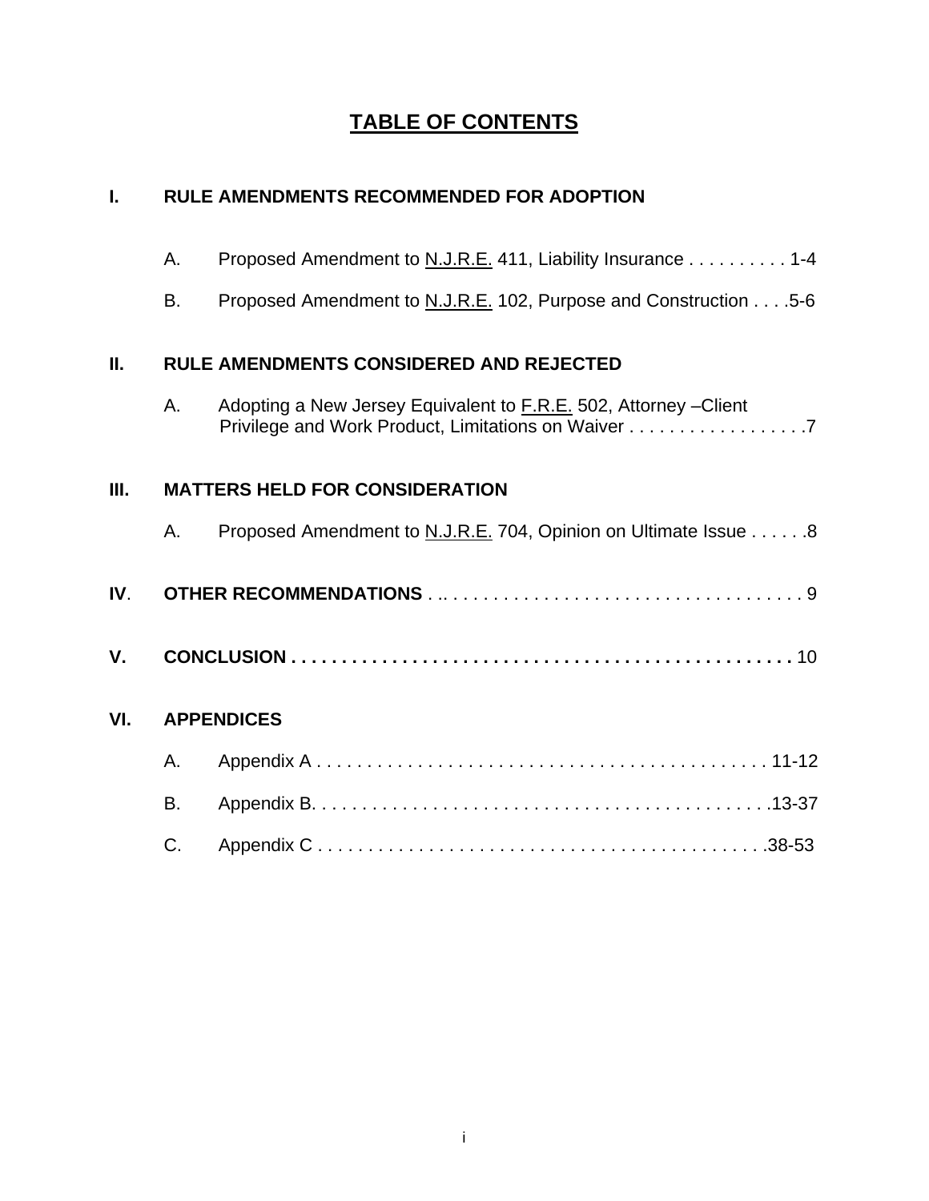# TABLE OF CONTENTS

**I. RULE AMENDMENTS RECOMMENDED FOR ADOPTION**

A. Proposed Amendment to <u>N.J.R.E.</u> 411, Liability Insurance . . . . . . . . . . 1-4

B. Proposed Amendment to <u>N.J.R.E.</u> 102, Purpose and Construction . . . .5-6

**II. RULE AMENDMENTS CONSIDERED AND REJECTED**

A. Adopting a New Jersey Equivalent to <u>F.R.E.</u> 502, Attorney –Client Privilege and Work Product, Limitations on Waiver . . . . . . . . . . . . . . . . . .7

**III. MATTERS HELD FOR CONSIDERATION**

A. Proposed Amendment to <u>N.J.R.E.</u> 704, Opinion on Ultimate Issue . . . . . .8

**IV. OTHER RECOMMENDATIONS** . .. . . . . . . . . . . . . . . . . . . . . . . . . . . . . . . . . . . . 9

**V. CONCLUSION . . . . . . . . . . . . . . . . . . . . . . . . . . . . . . . . . . . . . . . . . . . . . . . . .** 10

**VI. APPENDICES**

A. Appendix A . . . . . . . . . . . . . . . . . . . . . . . . . . . . . . . . . . . . . . . . . . . . . 11-12

B. Appendix B. . . . . . . . . . . . . . . . . . . . . . . . . . . . . . . . . . . . . . . . . . . . . .13-37

C. Appendix C . . . . . . . . . . . . . . . . . . . . . . . . . . . . . . . . . . . . . . . . . . . . .38-53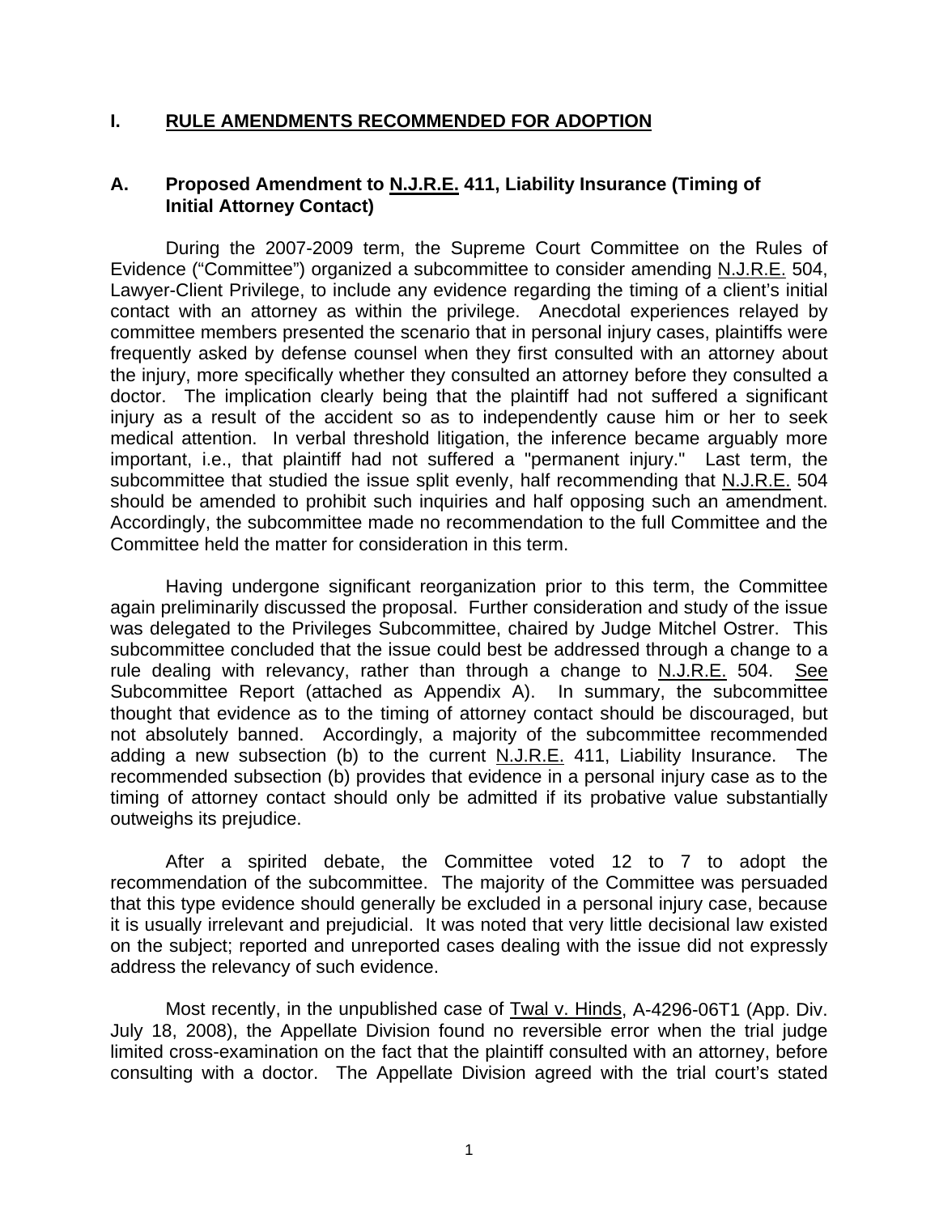# I. RULE AMENDMENTS RECOMMENDED FOR ADOPTION

## A. Proposed Amendment to N.J.R.E. 411, Liability Insurance (Timing of Initial Attorney Contact)

During the 2007-2009 term, the Supreme Court Committee on the Rules of Evidence ("Committee") organized a subcommittee to consider amending N.J.R.E. 504, Lawyer-Client Privilege, to include any evidence regarding the timing of a client's initial contact with an attorney as within the privilege. Anecdotal experiences relayed by committee members presented the scenario that in personal injury cases, plaintiffs were frequently asked by defense counsel when they first consulted with an attorney about the injury, more specifically whether they consulted an attorney before they consulted a doctor. The implication clearly being that the plaintiff had not suffered a significant injury as a result of the accident so as to independently cause him or her to seek medical attention. In verbal threshold litigation, the inference became arguably more important, i.e., that plaintiff had not suffered a "permanent injury." Last term, the subcommittee that studied the issue split evenly, half recommending that N.J.R.E. 504 should be amended to prohibit such inquiries and half opposing such an amendment. Accordingly, the subcommittee made no recommendation to the full Committee and the Committee held the matter for consideration in this term.

Having undergone significant reorganization prior to this term, the Committee again preliminarily discussed the proposal. Further consideration and study of the issue was delegated to the Privileges Subcommittee, chaired by Judge Mitchel Ostrer. This subcommittee concluded that the issue could best be addressed through a change to a rule dealing with relevancy, rather than through a change to N.J.R.E. 504. See Subcommittee Report (attached as Appendix A). In summary, the subcommittee thought that evidence as to the timing of attorney contact should be discouraged, but not absolutely banned. Accordingly, a majority of the subcommittee recommended adding a new subsection (b) to the current N.J.R.E. 411, Liability Insurance. The recommended subsection (b) provides that evidence in a personal injury case as to the timing of attorney contact should only be admitted if its probative value substantially outweighs its prejudice.

After a spirited debate, the Committee voted 12 to 7 to adopt the recommendation of the subcommittee. The majority of the Committee was persuaded that this type evidence should generally be excluded in a personal injury case, because it is usually irrelevant and prejudicial. It was noted that very little decisional law existed on the subject; reported and unreported cases dealing with the issue did not expressly address the relevancy of such evidence.

Most recently, in the unpublished case of Twal v. Hinds, A-4296-06T1 (App. Div. July 18, 2008), the Appellate Division found no reversible error when the trial judge limited cross-examination on the fact that the plaintiff consulted with an attorney, before consulting with a doctor. The Appellate Division agreed with the trial court's stated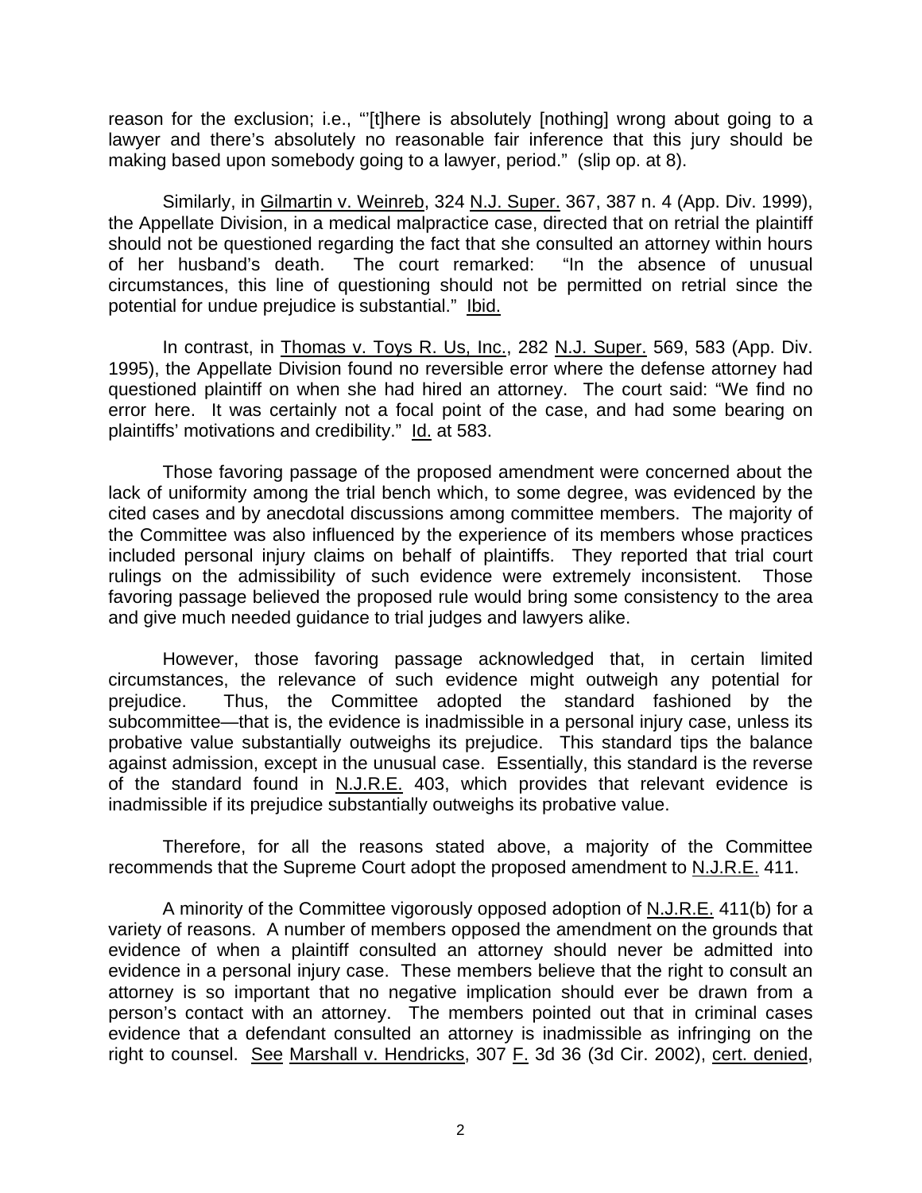reason for the exclusion; i.e., "'[t]here is absolutely [nothing] wrong about going to a lawyer and there's absolutely no reasonable fair inference that this jury should be making based upon somebody going to a lawyer, period." (slip op. at 8).

Similarly, in Gilmartin v. Weinreb, 324 N.J. Super. 367, 387 n. 4 (App. Div. 1999), the Appellate Division, in a medical malpractice case, directed that on retrial the plaintiff should not be questioned regarding the fact that she consulted an attorney within hours of her husband's death. The court remarked: "In the absence of unusual circumstances, this line of questioning should not be permitted on retrial since the potential for undue prejudice is substantial." Ibid.

In contrast, in Thomas v. Toys R. Us, Inc., 282 N.J. Super. 569, 583 (App. Div. 1995), the Appellate Division found no reversible error where the defense attorney had questioned plaintiff on when she had hired an attorney. The court said: "We find no error here. It was certainly not a focal point of the case, and had some bearing on plaintiffs' motivations and credibility." Id. at 583.

Those favoring passage of the proposed amendment were concerned about the lack of uniformity among the trial bench which, to some degree, was evidenced by the cited cases and by anecdotal discussions among committee members. The majority of the Committee was also influenced by the experience of its members whose practices included personal injury claims on behalf of plaintiffs. They reported that trial court rulings on the admissibility of such evidence were extremely inconsistent. Those favoring passage believed the proposed rule would bring some consistency to the area and give much needed guidance to trial judges and lawyers alike.

However, those favoring passage acknowledged that, in certain limited circumstances, the relevance of such evidence might outweigh any potential for prejudice. Thus, the Committee adopted the standard fashioned by the subcommittee—that is, the evidence is inadmissible in a personal injury case, unless its probative value substantially outweighs its prejudice. This standard tips the balance against admission, except in the unusual case. Essentially, this standard is the reverse of the standard found in N.J.R.E. 403, which provides that relevant evidence is inadmissible if its prejudice substantially outweighs its probative value.

Therefore, for all the reasons stated above, a majority of the Committee recommends that the Supreme Court adopt the proposed amendment to N.J.R.E. 411.

A minority of the Committee vigorously opposed adoption of N.J.R.E. 411(b) for a variety of reasons. A number of members opposed the amendment on the grounds that evidence of when a plaintiff consulted an attorney should never be admitted into evidence in a personal injury case. These members believe that the right to consult an attorney is so important that no negative implication should ever be drawn from a person's contact with an attorney. The members pointed out that in criminal cases evidence that a defendant consulted an attorney is inadmissible as infringing on the right to counsel. See Marshall v. Hendricks, 307 F. 3d 36 (3d Cir. 2002), cert. denied,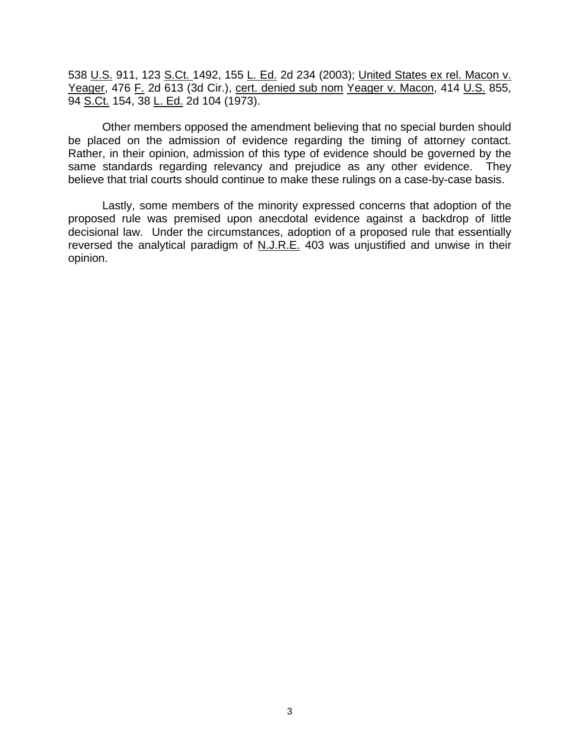538 U.S. 911, 123 S.Ct. 1492, 155 L. Ed. 2d 234 (2003); United States ex rel. Macon v. Yeager, 476 F. 2d 613 (3d Cir.), cert. denied sub nom Yeager v. Macon, 414 U.S. 855, 94 S.Ct. 154, 38 L. Ed. 2d 104 (1973).

Other members opposed the amendment believing that no special burden should be placed on the admission of evidence regarding the timing of attorney contact. Rather, in their opinion, admission of this type of evidence should be governed by the same standards regarding relevancy and prejudice as any other evidence. They believe that trial courts should continue to make these rulings on a case-by-case basis.

Lastly, some members of the minority expressed concerns that adoption of the proposed rule was premised upon anecdotal evidence against a backdrop of little decisional law. Under the circumstances, adoption of a proposed rule that essentially reversed the analytical paradigm of N.J.R.E. 403 was unjustified and unwise in their opinion.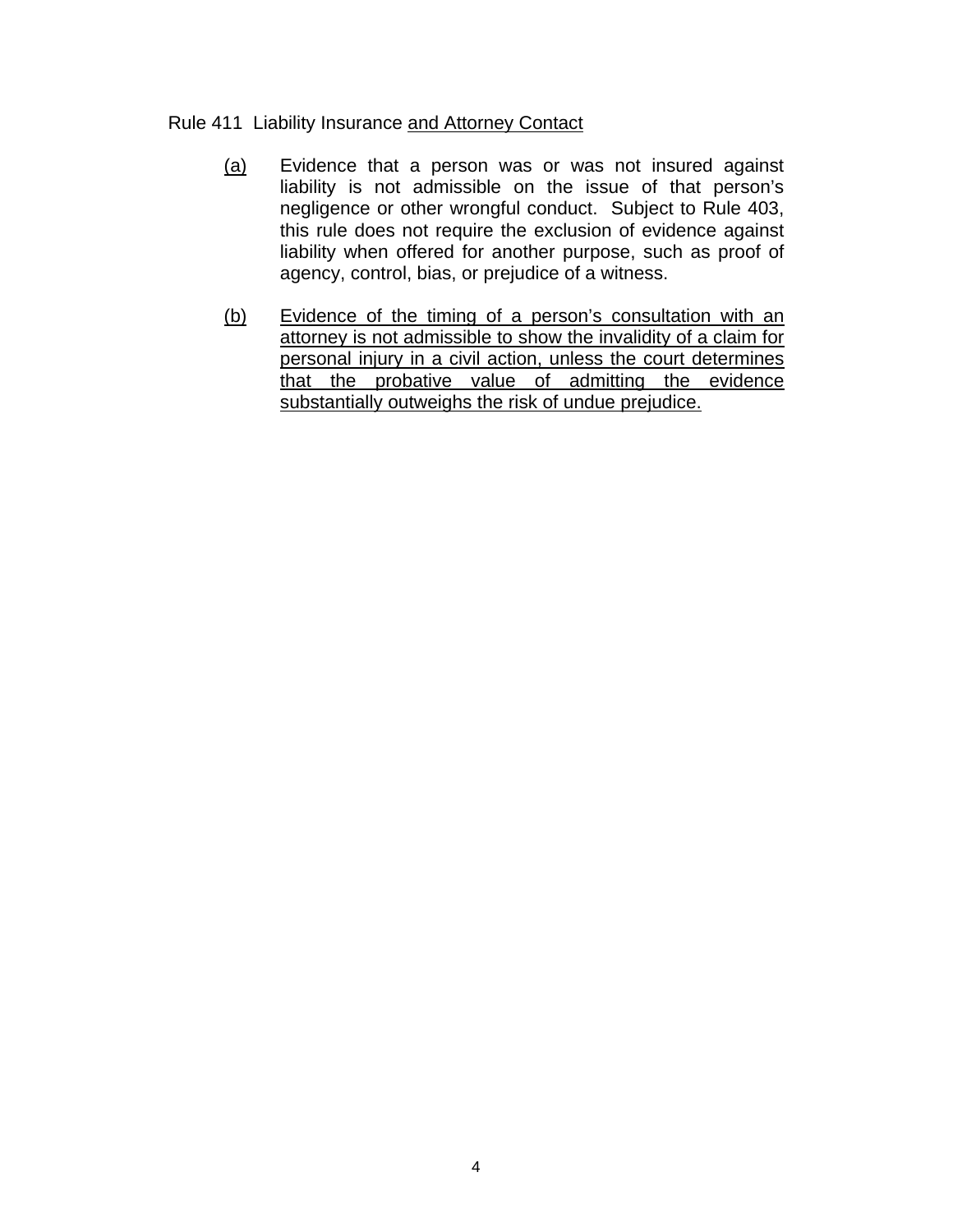Rule 411 Liability Insurance <u>and Attorney Contact</u>

<u>(a)</u> Evidence that a person was or was not insured against liability is not admissible on the issue of that person's negligence or other wrongful conduct. Subject to Rule 403, this rule does not require the exclusion of evidence against liability when offered for another purpose, such as proof of agency, control, bias, or prejudice of a witness.

<u>(b)</u> <u>Evidence of the timing of a person's consultation with an attorney is not admissible to show the invalidity of a claim for personal injury in a civil action, unless the court determines that the probative value of admitting the evidence substantially outweighs the risk of undue prejudice.</u>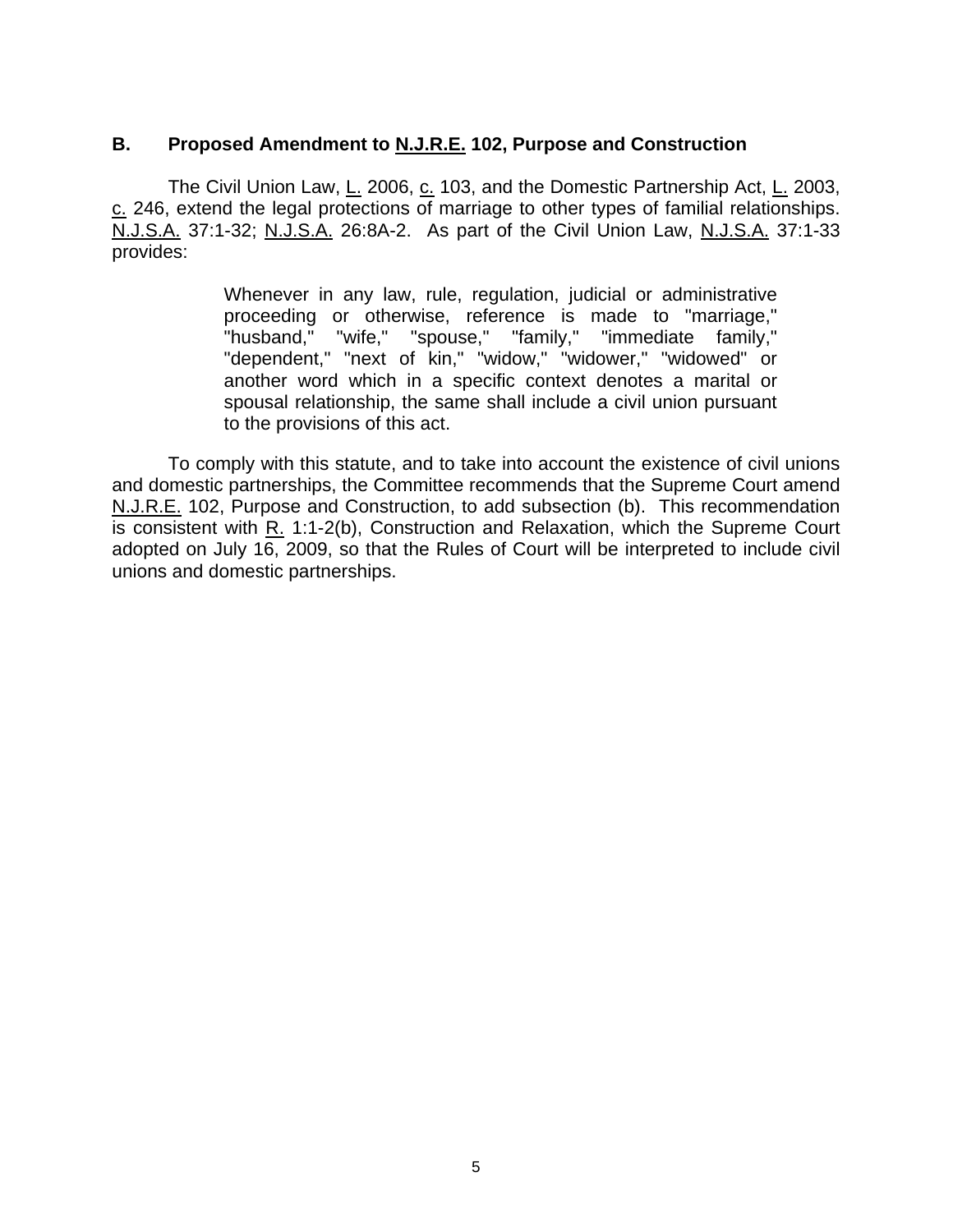### B. Proposed Amendment to N.J.R.E. 102, Purpose and Construction

The Civil Union Law, L. 2006, c. 103, and the Domestic Partnership Act, L. 2003, c. 246, extend the legal protections of marriage to other types of familial relationships. N.J.S.A. 37:1-32; N.J.S.A. 26:8A-2. As part of the Civil Union Law, N.J.S.A. 37:1-33 provides:

> Whenever in any law, rule, regulation, judicial or administrative proceeding or otherwise, reference is made to "marriage," "husband," "wife," "spouse," "family," "immediate family," "dependent," "next of kin," "widow," "widower," "widowed" or another word which in a specific context denotes a marital or spousal relationship, the same shall include a civil union pursuant to the provisions of this act.

To comply with this statute, and to take into account the existence of civil unions and domestic partnerships, the Committee recommends that the Supreme Court amend N.J.R.E. 102, Purpose and Construction, to add subsection (b). This recommendation is consistent with R. 1:1-2(b), Construction and Relaxation, which the Supreme Court adopted on July 16, 2009, so that the Rules of Court will be interpreted to include civil unions and domestic partnerships.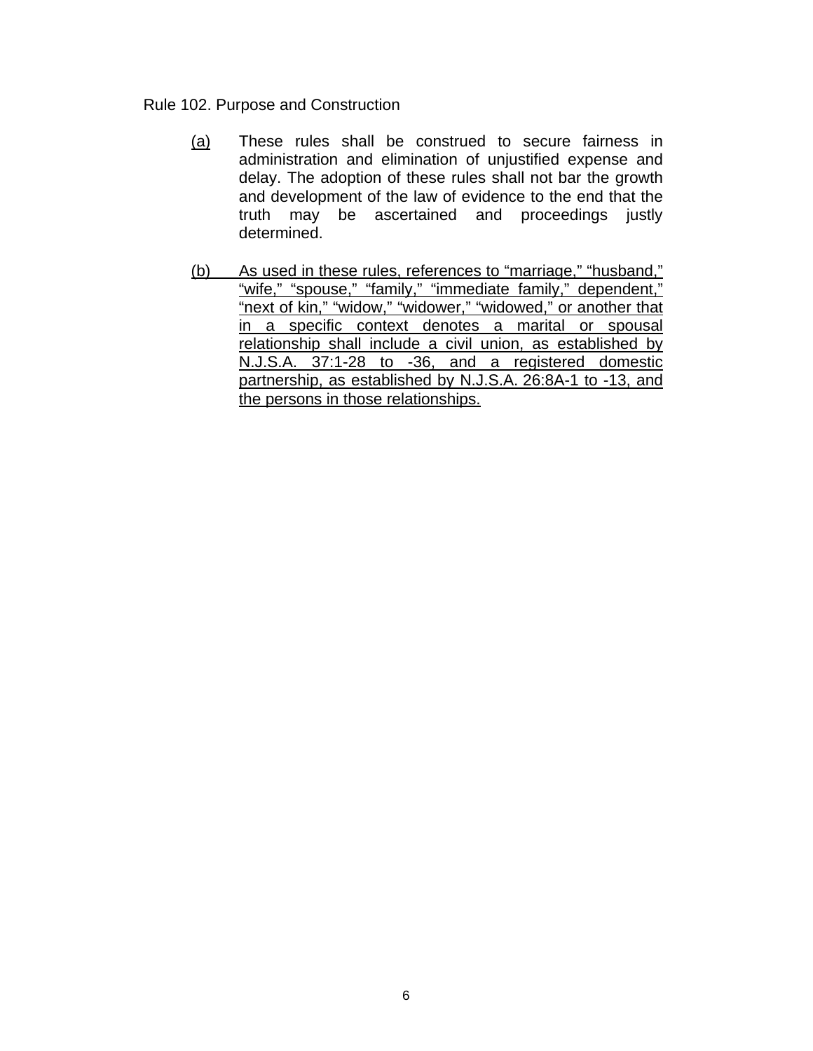Rule 102. Purpose and Construction

<u>(a)</u> These rules shall be construed to secure fairness in administration and elimination of unjustified expense and delay. The adoption of these rules shall not bar the growth and development of the law of evidence to the end that the truth may be ascertained and proceedings justly determined.

<u>(b) As used in these rules, references to “marriage,” “husband,” “wife,” “spouse,” “family,” “immediate family,” dependent,” “next of kin,” “widow,” “widower,” “widowed,” or another that in a specific context denotes a marital or spousal relationship shall include a civil union, as established by N.J.S.A. 37:1-28 to -36, and a registered domestic partnership, as established by N.J.S.A. 26:8A-1 to -13, and the persons in those relationships.</u>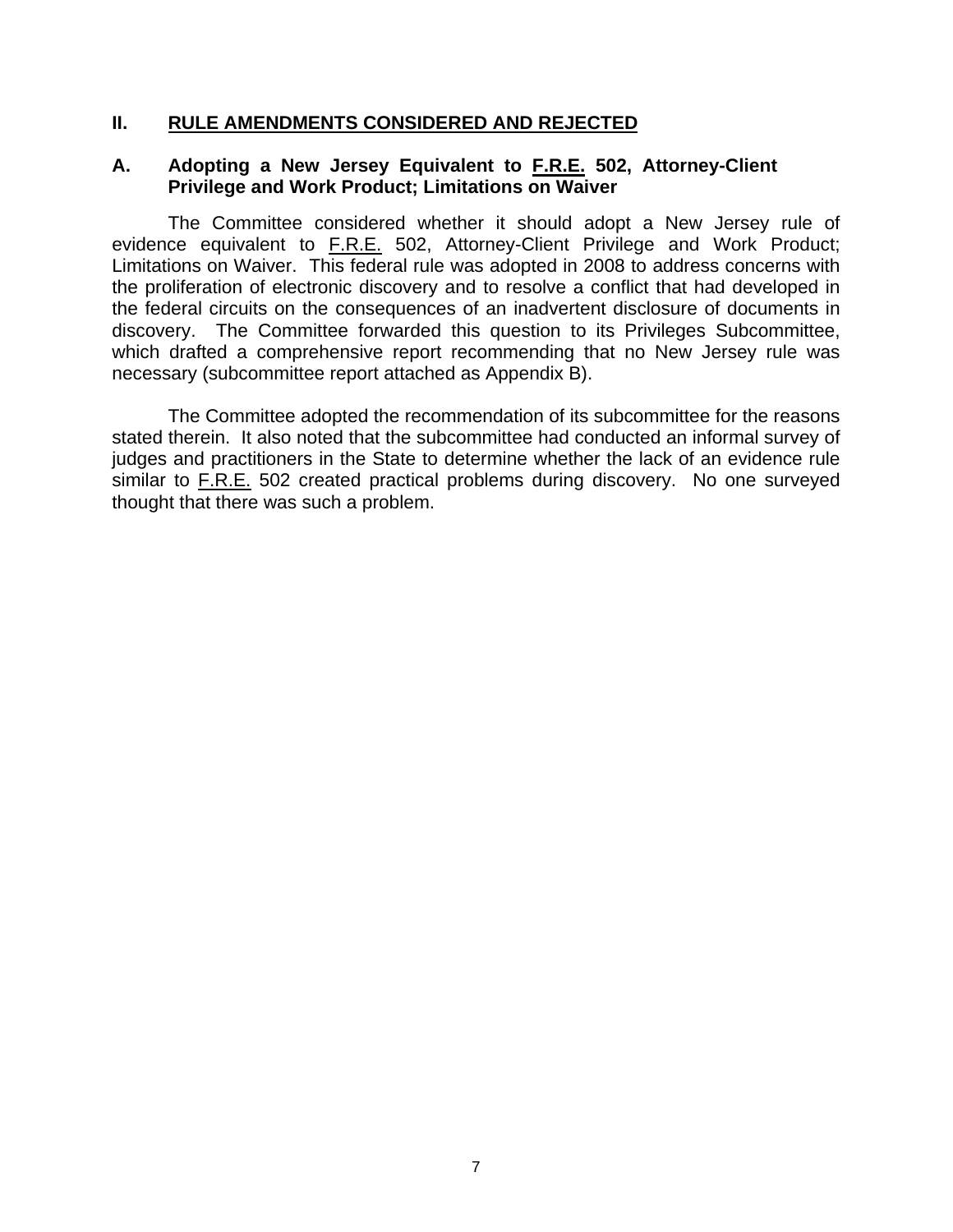## II. RULE AMENDMENTS CONSIDERED AND REJECTED

### A. Adopting a New Jersey Equivalent to F.R.E. 502, Attorney-Client Privilege and Work Product; Limitations on Waiver

The Committee considered whether it should adopt a New Jersey rule of evidence equivalent to F.R.E. 502, Attorney-Client Privilege and Work Product; Limitations on Waiver. This federal rule was adopted in 2008 to address concerns with the proliferation of electronic discovery and to resolve a conflict that had developed in the federal circuits on the consequences of an inadvertent disclosure of documents in discovery. The Committee forwarded this question to its Privileges Subcommittee, which drafted a comprehensive report recommending that no New Jersey rule was necessary (subcommittee report attached as Appendix B).

The Committee adopted the recommendation of its subcommittee for the reasons stated therein. It also noted that the subcommittee had conducted an informal survey of judges and practitioners in the State to determine whether the lack of an evidence rule similar to F.R.E. 502 created practical problems during discovery. No one surveyed thought that there was such a problem.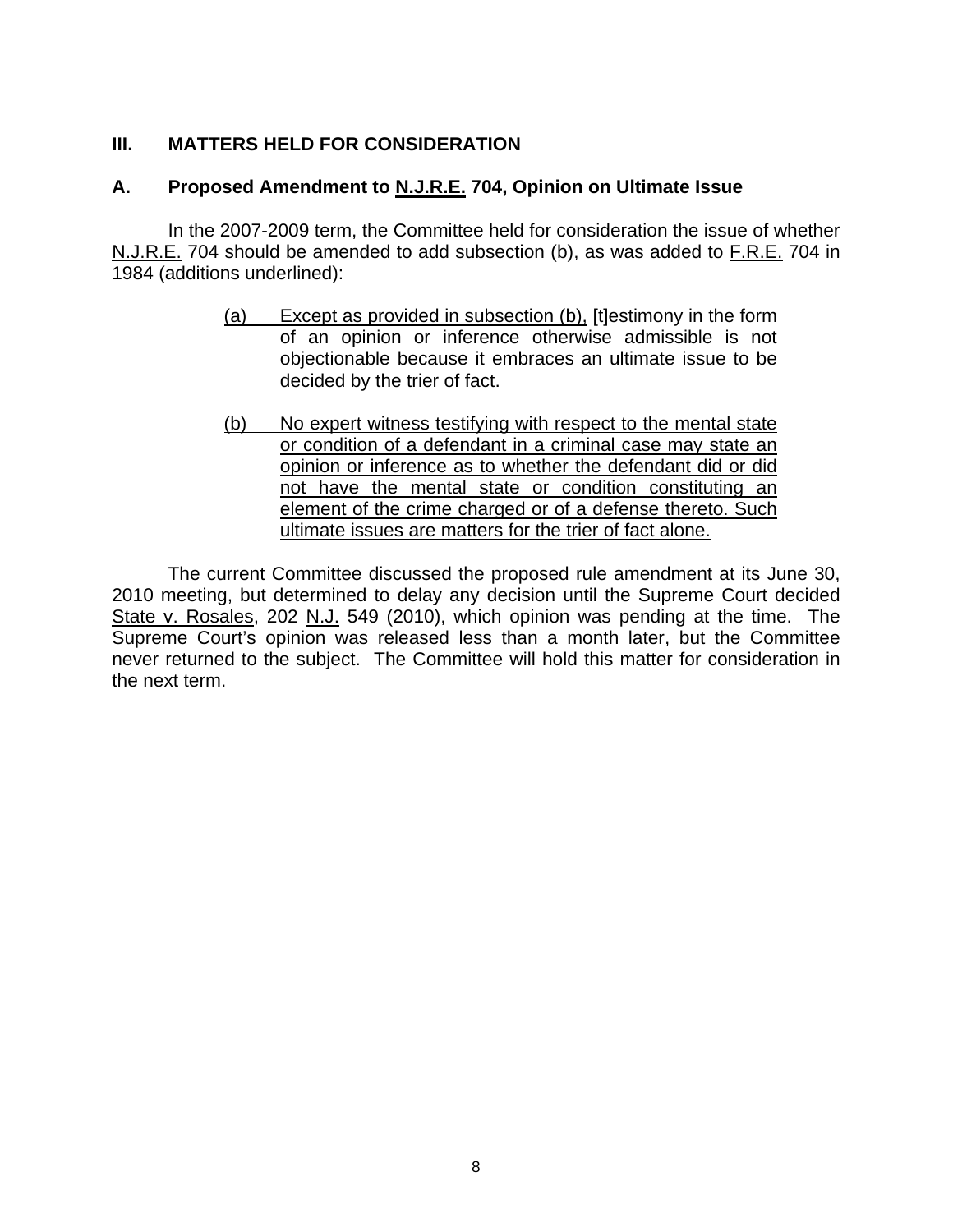## III. MATTERS HELD FOR CONSIDERATION

### A. Proposed Amendment to N.J.R.E. 704, Opinion on Ultimate Issue

In the 2007-2009 term, the Committee held for consideration the issue of whether N.J.R.E. 704 should be amended to add subsection (b), as was added to F.R.E. 704 in 1984 (additions underlined):

> (a) Except as provided in subsection (b), [t]estimony in the form of an opinion or inference otherwise admissible is not objectionable because it embraces an ultimate issue to be decided by the trier of fact.
>
> (b) No expert witness testifying with respect to the mental state or condition of a defendant in a criminal case may state an opinion or inference as to whether the defendant did or did not have the mental state or condition constituting an element of the crime charged or of a defense thereto. Such ultimate issues are matters for the trier of fact alone.

The current Committee discussed the proposed rule amendment at its June 30, 2010 meeting, but determined to delay any decision until the Supreme Court decided State v. Rosales, 202 N.J. 549 (2010), which opinion was pending at the time. The Supreme Court's opinion was released less than a month later, but the Committee never returned to the subject. The Committee will hold this matter for consideration in the next term.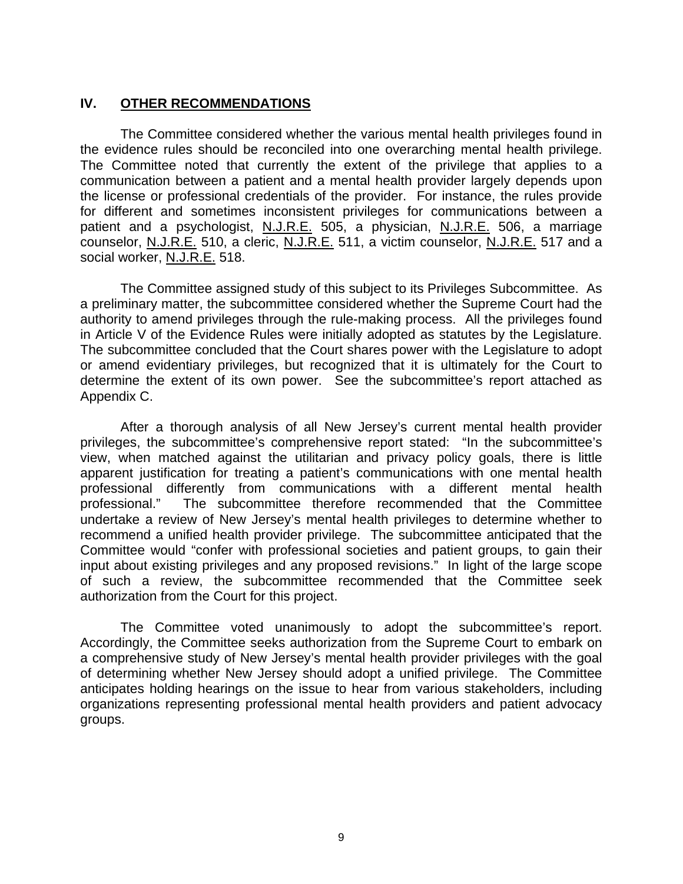## IV. OTHER RECOMMENDATIONS

The Committee considered whether the various mental health privileges found in the evidence rules should be reconciled into one overarching mental health privilege. The Committee noted that currently the extent of the privilege that applies to a communication between a patient and a mental health provider largely depends upon the license or professional credentials of the provider. For instance, the rules provide for different and sometimes inconsistent privileges for communications between a patient and a psychologist, N.J.R.E. 505, a physician, N.J.R.E. 506, a marriage counselor, N.J.R.E. 510, a cleric, N.J.R.E. 511, a victim counselor, N.J.R.E. 517 and a social worker, N.J.R.E. 518.

The Committee assigned study of this subject to its Privileges Subcommittee. As a preliminary matter, the subcommittee considered whether the Supreme Court had the authority to amend privileges through the rule-making process. All the privileges found in Article V of the Evidence Rules were initially adopted as statutes by the Legislature. The subcommittee concluded that the Court shares power with the Legislature to adopt or amend evidentiary privileges, but recognized that it is ultimately for the Court to determine the extent of its own power. See the subcommittee's report attached as Appendix C.

After a thorough analysis of all New Jersey's current mental health provider privileges, the subcommittee's comprehensive report stated: "In the subcommittee's view, when matched against the utilitarian and privacy policy goals, there is little apparent justification for treating a patient's communications with one mental health professional differently from communications with a different mental health professional." The subcommittee therefore recommended that the Committee undertake a review of New Jersey's mental health privileges to determine whether to recommend a unified health provider privilege. The subcommittee anticipated that the Committee would "confer with professional societies and patient groups, to gain their input about existing privileges and any proposed revisions." In light of the large scope of such a review, the subcommittee recommended that the Committee seek authorization from the Court for this project.

The Committee voted unanimously to adopt the subcommittee's report. Accordingly, the Committee seeks authorization from the Supreme Court to embark on a comprehensive study of New Jersey's mental health provider privileges with the goal of determining whether New Jersey should adopt a unified privilege. The Committee anticipates holding hearings on the issue to hear from various stakeholders, including organizations representing professional mental health providers and patient advocacy groups.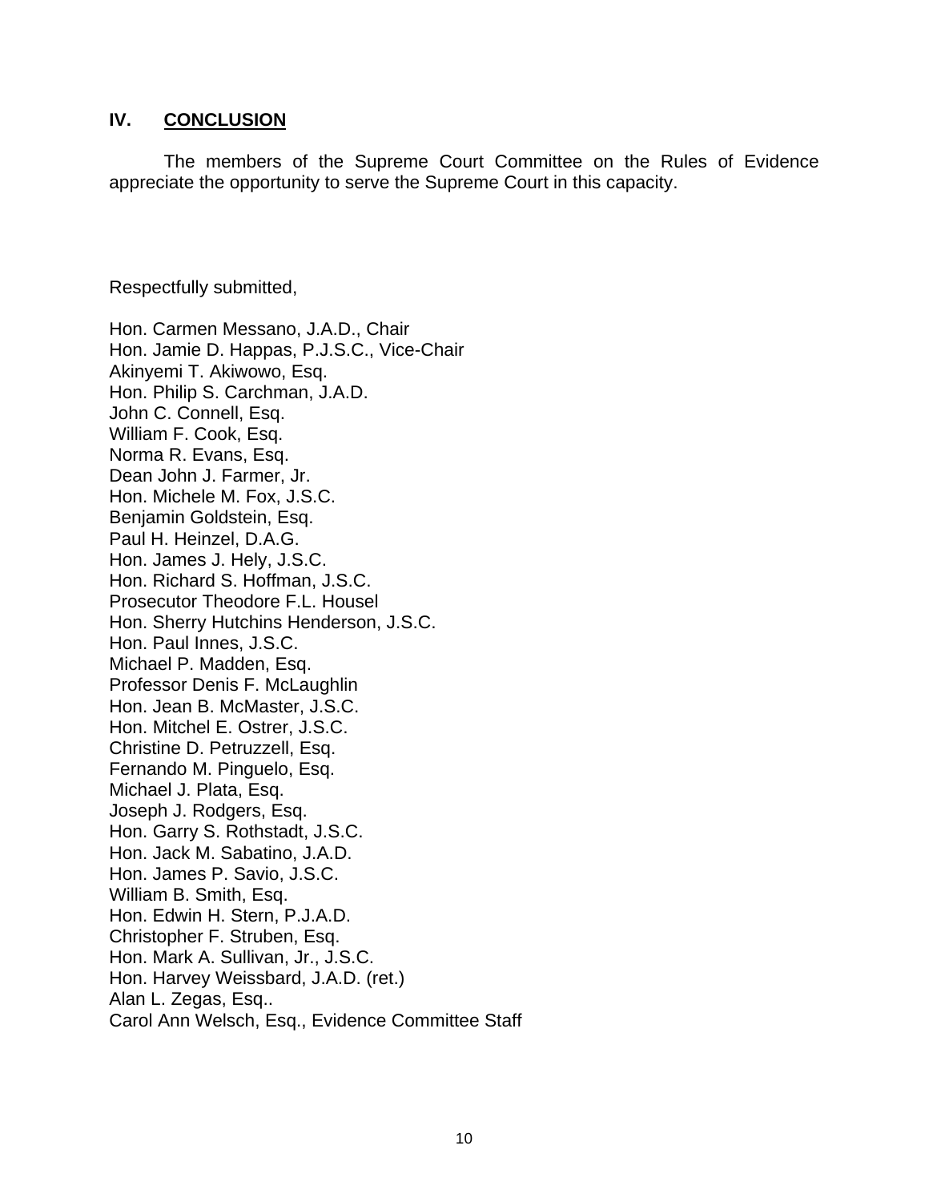## IV. **CONCLUSION**

The members of the Supreme Court Committee on the Rules of Evidence appreciate the opportunity to serve the Supreme Court in this capacity.

Respectfully submitted,

Hon. Carmen Messano, J.A.D., Chair
Hon. Jamie D. Happas, P.J.S.C., Vice-Chair
Akinyemi T. Akiwowo, Esq.
Hon. Philip S. Carchman, J.A.D.
John C. Connell, Esq.
William F. Cook, Esq.
Norma R. Evans, Esq.
Dean John J. Farmer, Jr.
Hon. Michele M. Fox, J.S.C.
Benjamin Goldstein, Esq.
Paul H. Heinzel, D.A.G.
Hon. James J. Hely, J.S.C.
Hon. Richard S. Hoffman, J.S.C.
Prosecutor Theodore F.L. Housel
Hon. Sherry Hutchins Henderson, J.S.C.
Hon. Paul Innes, J.S.C.
Michael P. Madden, Esq.
Professor Denis F. McLaughlin
Hon. Jean B. McMaster, J.S.C.
Hon. Mitchel E. Ostrer, J.S.C.
Christine D. Petruzzell, Esq.
Fernando M. Pinguelo, Esq.
Michael J. Plata, Esq.
Joseph J. Rodgers, Esq.
Hon. Garry S. Rothstadt, J.S.C.
Hon. Jack M. Sabatino, J.A.D.
Hon. James P. Savio, J.S.C.
William B. Smith, Esq.
Hon. Edwin H. Stern, P.J.A.D.
Christopher F. Struben, Esq.
Hon. Mark A. Sullivan, Jr., J.S.C.
Hon. Harvey Weissbard, J.A.D. (ret.)
Alan L. Zegas, Esq..
Carol Ann Welsch, Esq., Evidence Committee Staff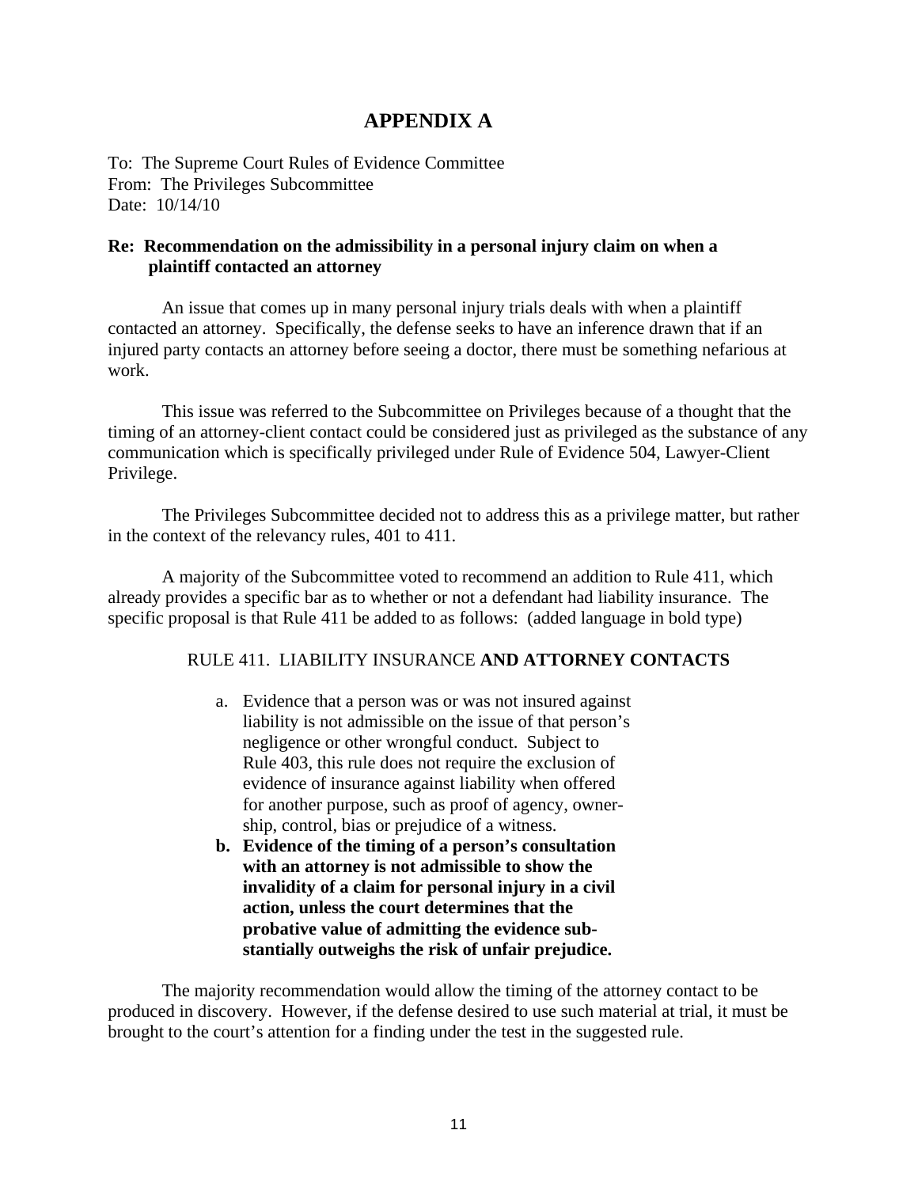# APPENDIX A

To: The Supreme Court Rules of Evidence Committee
From: The Privileges Subcommittee
Date: 10/14/10

**Re: Recommendation on the admissibility in a personal injury claim on when a plaintiff contacted an attorney**

An issue that comes up in many personal injury trials deals with when a plaintiff contacted an attorney. Specifically, the defense seeks to have an inference drawn that if an injured party contacts an attorney before seeing a doctor, there must be something nefarious at work.

This issue was referred to the Subcommittee on Privileges because of a thought that the timing of an attorney-client contact could be considered just as privileged as the substance of any communication which is specifically privileged under Rule of Evidence 504, Lawyer-Client Privilege.

The Privileges Subcommittee decided not to address this as a privilege matter, but rather in the context of the relevancy rules, 401 to 411.

A majority of the Subcommittee voted to recommend an addition to Rule 411, which already provides a specific bar as to whether or not a defendant had liability insurance. The specific proposal is that Rule 411 be added to as follows: (added language in bold type)

RULE 411. LIABILITY INSURANCE **AND ATTORNEY CONTACTS**

a. Evidence that a person was or was not insured against liability is not admissible on the issue of that person's negligence or other wrongful conduct. Subject to Rule 403, this rule does not require the exclusion of evidence of insurance against liability when offered for another purpose, such as proof of agency, ownership, control, bias or prejudice of a witness.
b. **Evidence of the timing of a person's consultation with an attorney is not admissible to show the invalidity of a claim for personal injury in a civil action, unless the court determines that the probative value of admitting the evidence substantially outweighs the risk of unfair prejudice.**

The majority recommendation would allow the timing of the attorney contact to be produced in discovery. However, if the defense desired to use such material at trial, it must be brought to the court's attention for a finding under the test in the suggested rule.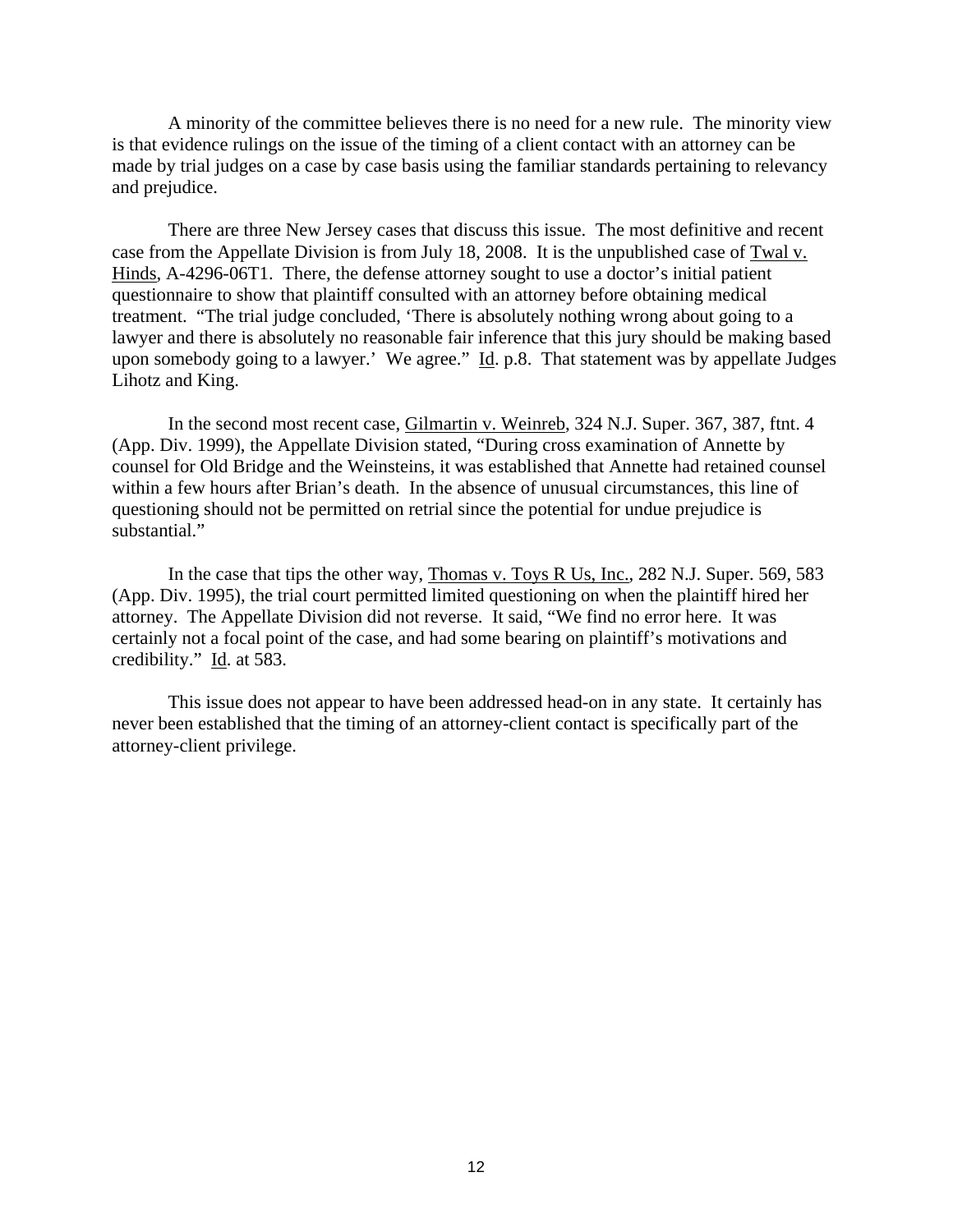A minority of the committee believes there is no need for a new rule. The minority view is that evidence rulings on the issue of the timing of a client contact with an attorney can be made by trial judges on a case by case basis using the familiar standards pertaining to relevancy and prejudice.

There are three New Jersey cases that discuss this issue. The most definitive and recent case from the Appellate Division is from July 18, 2008. It is the unpublished case of Twal v. Hinds, A-4296-06T1. There, the defense attorney sought to use a doctor's initial patient questionnaire to show that plaintiff consulted with an attorney before obtaining medical treatment. "The trial judge concluded, 'There is absolutely nothing wrong about going to a lawyer and there is absolutely no reasonable fair inference that this jury should be making based upon somebody going to a lawyer.' We agree." Id. p.8. That statement was by appellate Judges Lihotz and King.

In the second most recent case, Gilmartin v. Weinreb, 324 N.J. Super. 367, 387, ftnt. 4 (App. Div. 1999), the Appellate Division stated, "During cross examination of Annette by counsel for Old Bridge and the Weinsteins, it was established that Annette had retained counsel within a few hours after Brian's death. In the absence of unusual circumstances, this line of questioning should not be permitted on retrial since the potential for undue prejudice is substantial."

In the case that tips the other way, Thomas v. Toys R Us, Inc., 282 N.J. Super. 569, 583 (App. Div. 1995), the trial court permitted limited questioning on when the plaintiff hired her attorney. The Appellate Division did not reverse. It said, "We find no error here. It was certainly not a focal point of the case, and had some bearing on plaintiff's motivations and credibility." Id. at 583.

This issue does not appear to have been addressed head-on in any state. It certainly has never been established that the timing of an attorney-client contact is specifically part of the attorney-client privilege.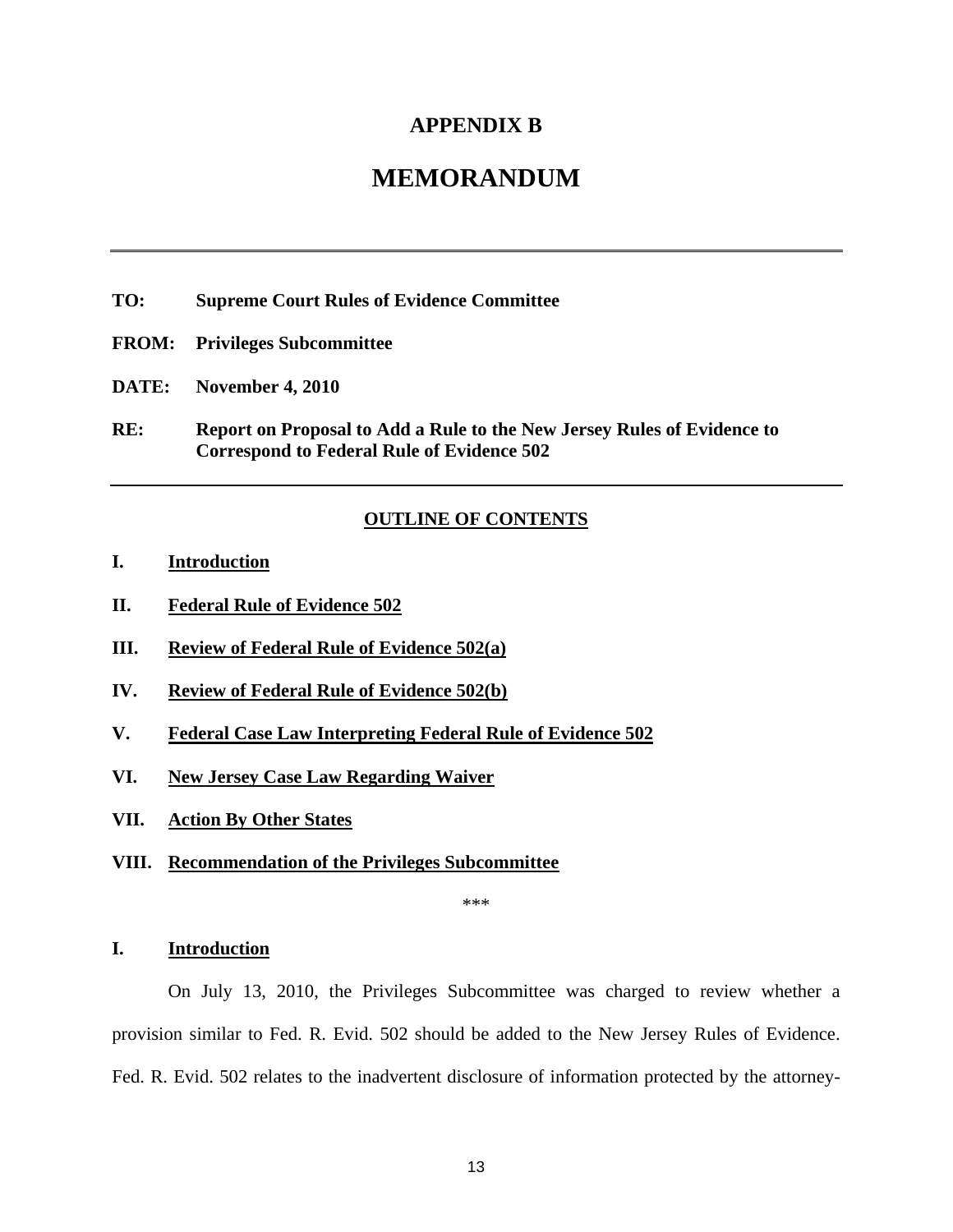# APPENDIX B

# MEMORANDUM

---

**TO:** **Supreme Court Rules of Evidence Committee**

**FROM:** **Privileges Subcommittee**

**DATE:** **November 4, 2010**

**RE:** **Report on Proposal to Add a Rule to the New Jersey Rules of Evidence to Correspond to Federal Rule of Evidence 502**

---

**OUTLINE OF CONTENTS**

**I. Introduction**

**II. Federal Rule of Evidence 502**

**III. Review of Federal Rule of Evidence 502(a)**

**IV. Review of Federal Rule of Evidence 502(b)**

**V. Federal Case Law Interpreting Federal Rule of Evidence 502**

**VI. New Jersey Case Law Regarding Waiver**

**VII. Action By Other States**

**VIII. Recommendation of the Privileges Subcommittee**

***

## I. Introduction

On July 13, 2010, the Privileges Subcommittee was charged to review whether a provision similar to Fed. R. Evid. 502 should be added to the New Jersey Rules of Evidence. Fed. R. Evid. 502 relates to the inadvertent disclosure of information protected by the attorney-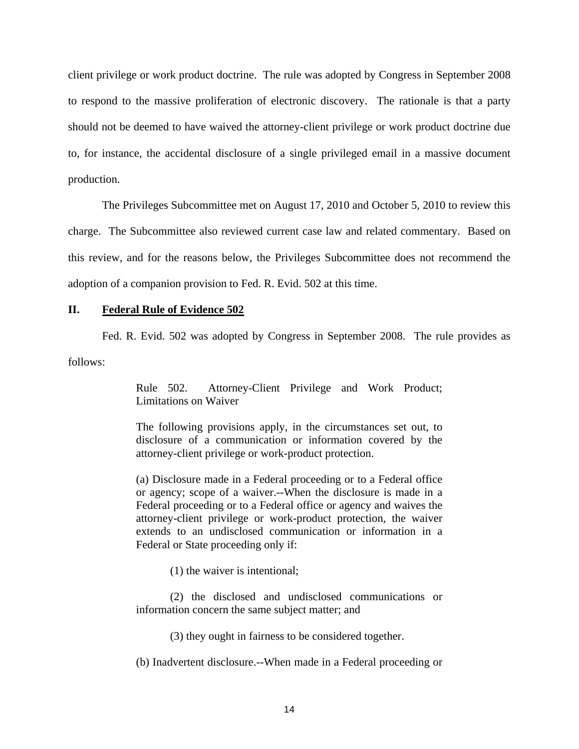client privilege or work product doctrine. The rule was adopted by Congress in September 2008 to respond to the massive proliferation of electronic discovery. The rationale is that a party should not be deemed to have waived the attorney-client privilege or work product doctrine due to, for instance, the accidental disclosure of a single privileged email in a massive document production.

The Privileges Subcommittee met on August 17, 2010 and October 5, 2010 to review this charge. The Subcommittee also reviewed current case law and related commentary. Based on this review, and for the reasons below, the Privileges Subcommittee does not recommend the adoption of a companion provision to Fed. R. Evid. 502 at this time.

## II. Federal Rule of Evidence 502

Fed. R. Evid. 502 was adopted by Congress in September 2008. The rule provides as follows:

> Rule 502. Attorney-Client Privilege and Work Product; Limitations on Waiver
>
> The following provisions apply, in the circumstances set out, to disclosure of a communication or information covered by the attorney-client privilege or work-product protection.
>
> (a) Disclosure made in a Federal proceeding or to a Federal office or agency; scope of a waiver.--When the disclosure is made in a Federal proceeding or to a Federal office or agency and waives the attorney-client privilege or work-product protection, the waiver extends to an undisclosed communication or information in a Federal or State proceeding only if:
>
> (1) the waiver is intentional;
>
> (2) the disclosed and undisclosed communications or information concern the same subject matter; and
>
> (3) they ought in fairness to be considered together.
>
> (b) Inadvertent disclosure.--When made in a Federal proceeding or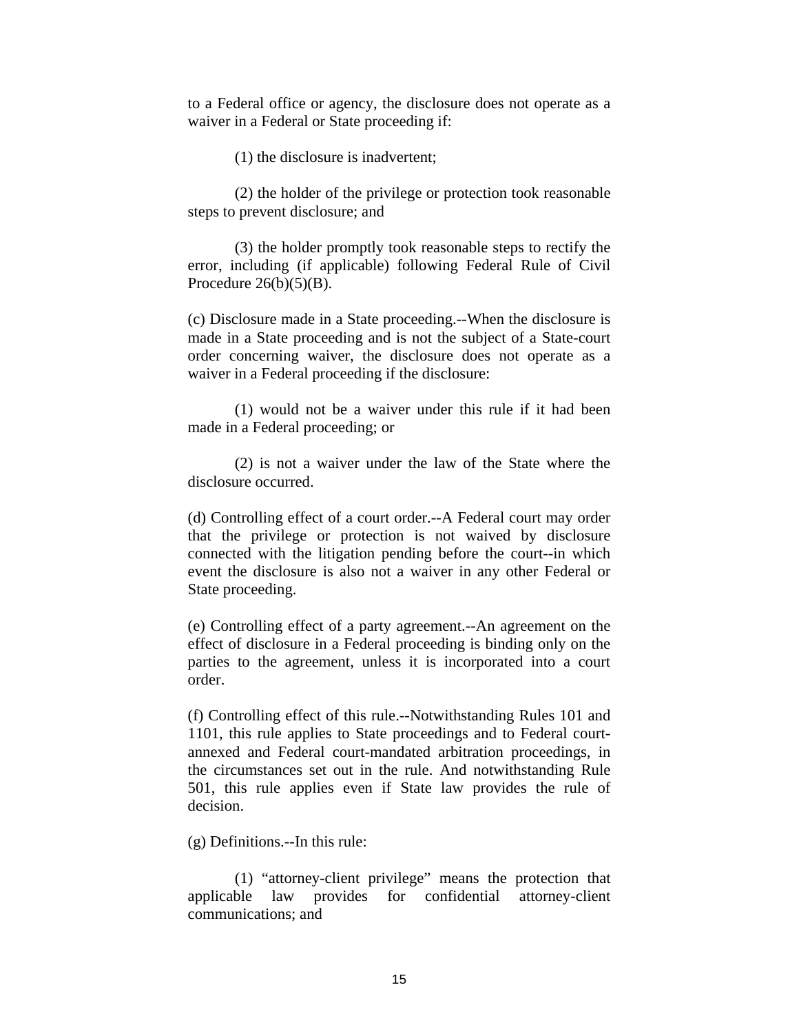to a Federal office or agency, the disclosure does not operate as a waiver in a Federal or State proceeding if:

(1) the disclosure is inadvertent;

(2) the holder of the privilege or protection took reasonable steps to prevent disclosure; and

(3) the holder promptly took reasonable steps to rectify the error, including (if applicable) following Federal Rule of Civil Procedure 26(b)(5)(B).

(c) Disclosure made in a State proceeding.--When the disclosure is made in a State proceeding and is not the subject of a State-court order concerning waiver, the disclosure does not operate as a waiver in a Federal proceeding if the disclosure:

(1) would not be a waiver under this rule if it had been made in a Federal proceeding; or

(2) is not a waiver under the law of the State where the disclosure occurred.

(d) Controlling effect of a court order.--A Federal court may order that the privilege or protection is not waived by disclosure connected with the litigation pending before the court--in which event the disclosure is also not a waiver in any other Federal or State proceeding.

(e) Controlling effect of a party agreement.--An agreement on the effect of disclosure in a Federal proceeding is binding only on the parties to the agreement, unless it is incorporated into a court order.

(f) Controlling effect of this rule.--Notwithstanding Rules 101 and 1101, this rule applies to State proceedings and to Federal court-annexed and Federal court-mandated arbitration proceedings, in the circumstances set out in the rule. And notwithstanding Rule 501, this rule applies even if State law provides the rule of decision.

(g) Definitions.--In this rule:

(1) "attorney-client privilege" means the protection that applicable law provides for confidential attorney-client communications; and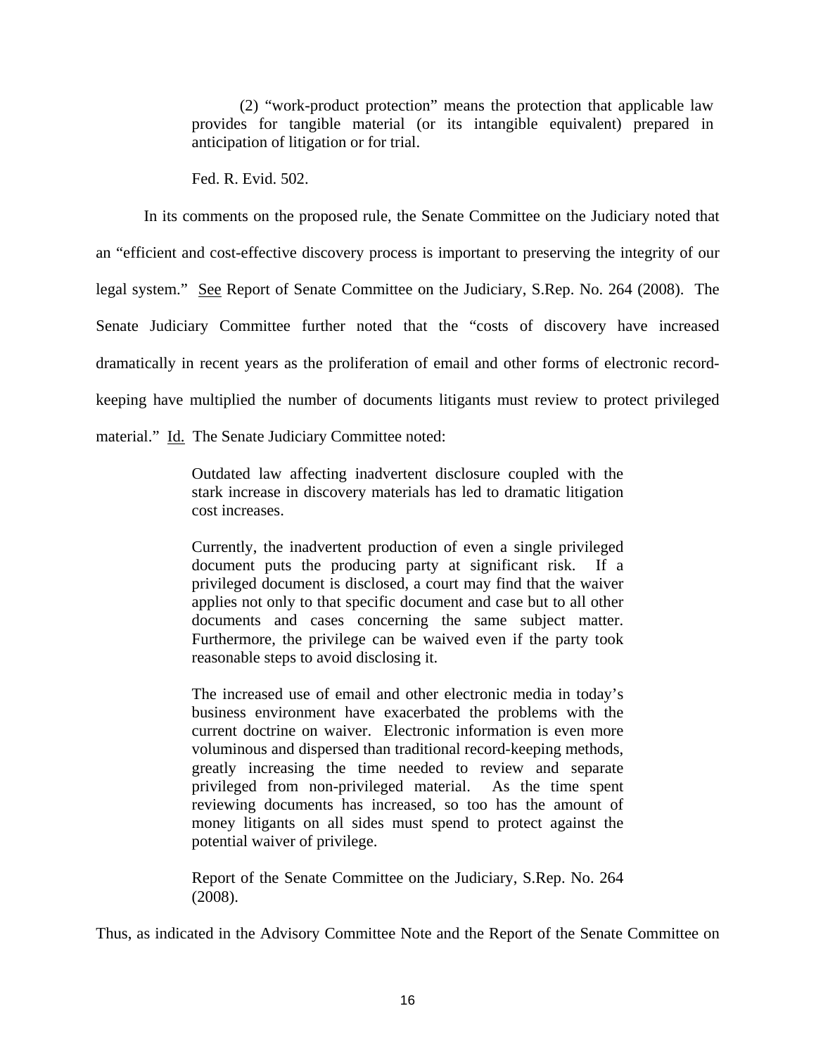> (2) "work-product protection" means the protection that applicable law provides for tangible material (or its intangible equivalent) prepared in anticipation of litigation or for trial.
>
> Fed. R. Evid. 502.

In its comments on the proposed rule, the Senate Committee on the Judiciary noted that an "efficient and cost-effective discovery process is important to preserving the integrity of our legal system." See Report of Senate Committee on the Judiciary, S.Rep. No. 264 (2008). The Senate Judiciary Committee further noted that the "costs of discovery have increased dramatically in recent years as the proliferation of email and other forms of electronic record-keeping have multiplied the number of documents litigants must review to protect privileged material." Id. The Senate Judiciary Committee noted:

> Outdated law affecting inadvertent disclosure coupled with the stark increase in discovery materials has led to dramatic litigation cost increases.
>
> Currently, the inadvertent production of even a single privileged document puts the producing party at significant risk. If a privileged document is disclosed, a court may find that the waiver applies not only to that specific document and case but to all other documents and cases concerning the same subject matter. Furthermore, the privilege can be waived even if the party took reasonable steps to avoid disclosing it.
>
> The increased use of email and other electronic media in today's business environment have exacerbated the problems with the current doctrine on waiver. Electronic information is even more voluminous and dispersed than traditional record-keeping methods, greatly increasing the time needed to review and separate privileged from non-privileged material. As the time spent reviewing documents has increased, so too has the amount of money litigants on all sides must spend to protect against the potential waiver of privilege.
>
> Report of the Senate Committee on the Judiciary, S.Rep. No. 264 (2008).

Thus, as indicated in the Advisory Committee Note and the Report of the Senate Committee on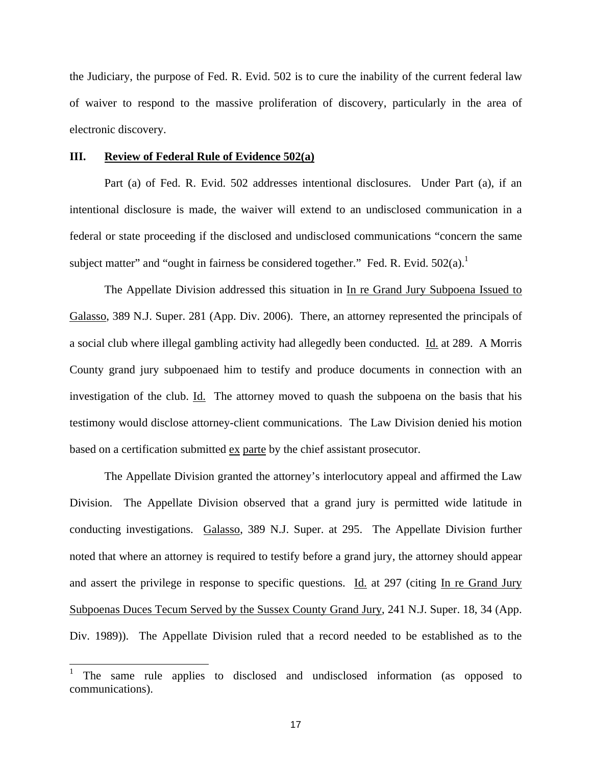the Judiciary, the purpose of Fed. R. Evid. 502 is to cure the inability of the current federal law of waiver to respond to the massive proliferation of discovery, particularly in the area of electronic discovery.

## III. Review of Federal Rule of Evidence 502(a)

Part (a) of Fed. R. Evid. 502 addresses intentional disclosures. Under Part (a), if an intentional disclosure is made, the waiver will extend to an undisclosed communication in a federal or state proceeding if the disclosed and undisclosed communications "concern the same subject matter" and "ought in fairness be considered together." Fed. R. Evid. 502(a).[1]

The Appellate Division addressed this situation in In re Grand Jury Subpoena Issued to Galasso, 389 N.J. Super. 281 (App. Div. 2006). There, an attorney represented the principals of a social club where illegal gambling activity had allegedly been conducted. Id. at 289. A Morris County grand jury subpoenaed him to testify and produce documents in connection with an investigation of the club. Id. The attorney moved to quash the subpoena on the basis that his testimony would disclose attorney-client communications. The Law Division denied his motion based on a certification submitted ex parte by the chief assistant prosecutor.

The Appellate Division granted the attorney's interlocutory appeal and affirmed the Law Division. The Appellate Division observed that a grand jury is permitted wide latitude in conducting investigations. Galasso, 389 N.J. Super. at 295. The Appellate Division further noted that where an attorney is required to testify before a grand jury, the attorney should appear and assert the privilege in response to specific questions. Id. at 297 (citing In re Grand Jury Subpoenas Duces Tecum Served by the Sussex County Grand Jury, 241 N.J. Super. 18, 34 (App. Div. 1989)). The Appellate Division ruled that a record needed to be established as to the

---

[1] The same rule applies to disclosed and undisclosed information (as opposed to communications).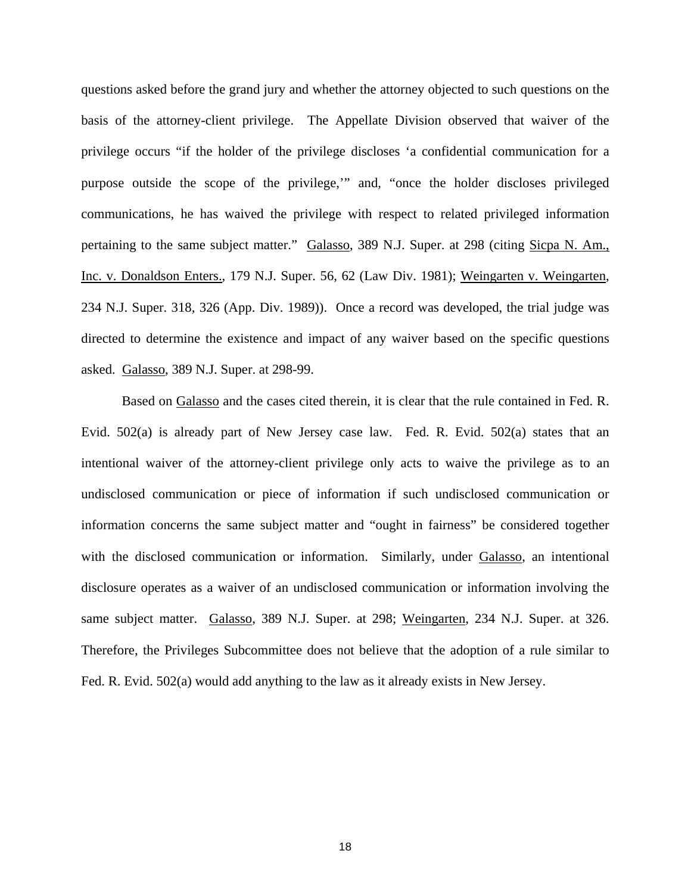questions asked before the grand jury and whether the attorney objected to such questions on the basis of the attorney-client privilege. The Appellate Division observed that waiver of the privilege occurs "if the holder of the privilege discloses 'a confidential communication for a purpose outside the scope of the privilege,'" and, "once the holder discloses privileged communications, he has waived the privilege with respect to related privileged information pertaining to the same subject matter." Galasso, 389 N.J. Super. at 298 (citing Sicpa N. Am., Inc. v. Donaldson Enters., 179 N.J. Super. 56, 62 (Law Div. 1981); Weingarten v. Weingarten, 234 N.J. Super. 318, 326 (App. Div. 1989)). Once a record was developed, the trial judge was directed to determine the existence and impact of any waiver based on the specific questions asked. Galasso, 389 N.J. Super. at 298-99.

Based on Galasso and the cases cited therein, it is clear that the rule contained in Fed. R. Evid. 502(a) is already part of New Jersey case law. Fed. R. Evid. 502(a) states that an intentional waiver of the attorney-client privilege only acts to waive the privilege as to an undisclosed communication or piece of information if such undisclosed communication or information concerns the same subject matter and "ought in fairness" be considered together with the disclosed communication or information. Similarly, under Galasso, an intentional disclosure operates as a waiver of an undisclosed communication or information involving the same subject matter. Galasso, 389 N.J. Super. at 298; Weingarten, 234 N.J. Super. at 326. Therefore, the Privileges Subcommittee does not believe that the adoption of a rule similar to Fed. R. Evid. 502(a) would add anything to the law as it already exists in New Jersey.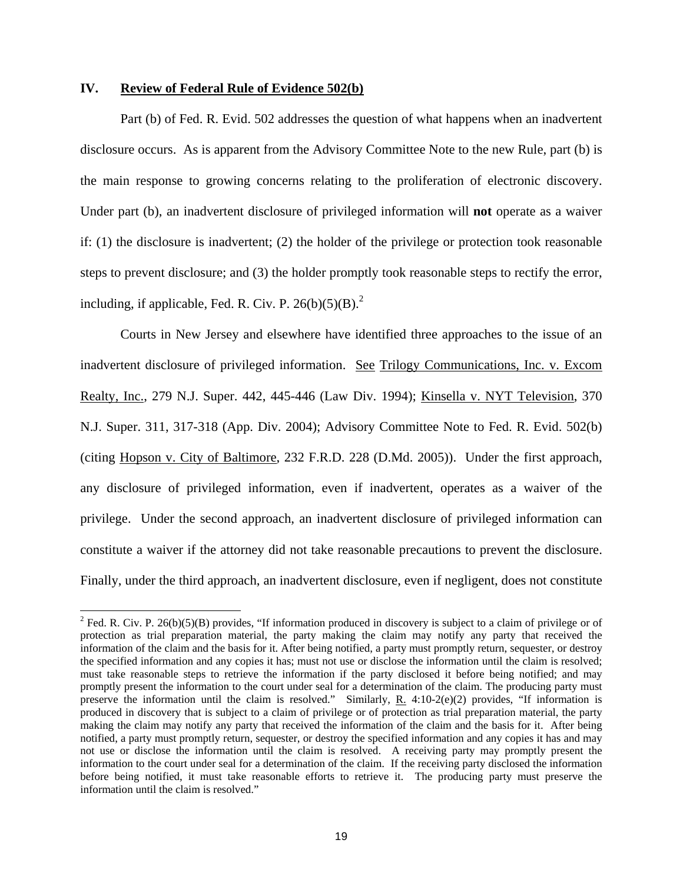## IV. **Review of Federal Rule of Evidence 502(b)**

Part (b) of Fed. R. Evid. 502 addresses the question of what happens when an inadvertent disclosure occurs. As is apparent from the Advisory Committee Note to the new Rule, part (b) is the main response to growing concerns relating to the proliferation of electronic discovery. Under part (b), an inadvertent disclosure of privileged information will **not** operate as a waiver if: (1) the disclosure is inadvertent; (2) the holder of the privilege or protection took reasonable steps to prevent disclosure; and (3) the holder promptly took reasonable steps to rectify the error, including, if applicable, Fed. R. Civ. P. 26(b)(5)(B).[2]

Courts in New Jersey and elsewhere have identified three approaches to the issue of an inadvertent disclosure of privileged information. See Trilogy Communications, Inc. v. Excom Realty, Inc., 279 N.J. Super. 442, 445-446 (Law Div. 1994); Kinsella v. NYT Television, 370 N.J. Super. 311, 317-318 (App. Div. 2004); Advisory Committee Note to Fed. R. Evid. 502(b) (citing Hopson v. City of Baltimore, 232 F.R.D. 228 (D.Md. 2005)). Under the first approach, any disclosure of privileged information, even if inadvertent, operates as a waiver of the privilege. Under the second approach, an inadvertent disclosure of privileged information can constitute a waiver if the attorney did not take reasonable precautions to prevent the disclosure. Finally, under the third approach, an inadvertent disclosure, even if negligent, does not constitute

---

[2] Fed. R. Civ. P. 26(b)(5)(B) provides, "If information produced in discovery is subject to a claim of privilege or of protection as trial preparation material, the party making the claim may notify any party that received the information of the claim and the basis for it. After being notified, a party must promptly return, sequester, or destroy the specified information and any copies it has; must not use or disclose the information until the claim is resolved; must take reasonable steps to retrieve the information if the party disclosed it before being notified; and may promptly present the information to the court under seal for a determination of the claim. The producing party must preserve the information until the claim is resolved." Similarly, R. 4:10-2(e)(2) provides, "If information is produced in discovery that is subject to a claim of privilege or of protection as trial preparation material, the party making the claim may notify any party that received the information of the claim and the basis for it. After being notified, a party must promptly return, sequester, or destroy the specified information and any copies it has and may not use or disclose the information until the claim is resolved. A receiving party may promptly present the information to the court under seal for a determination of the claim. If the receiving party disclosed the information before being notified, it must take reasonable efforts to retrieve it. The producing party must preserve the information until the claim is resolved."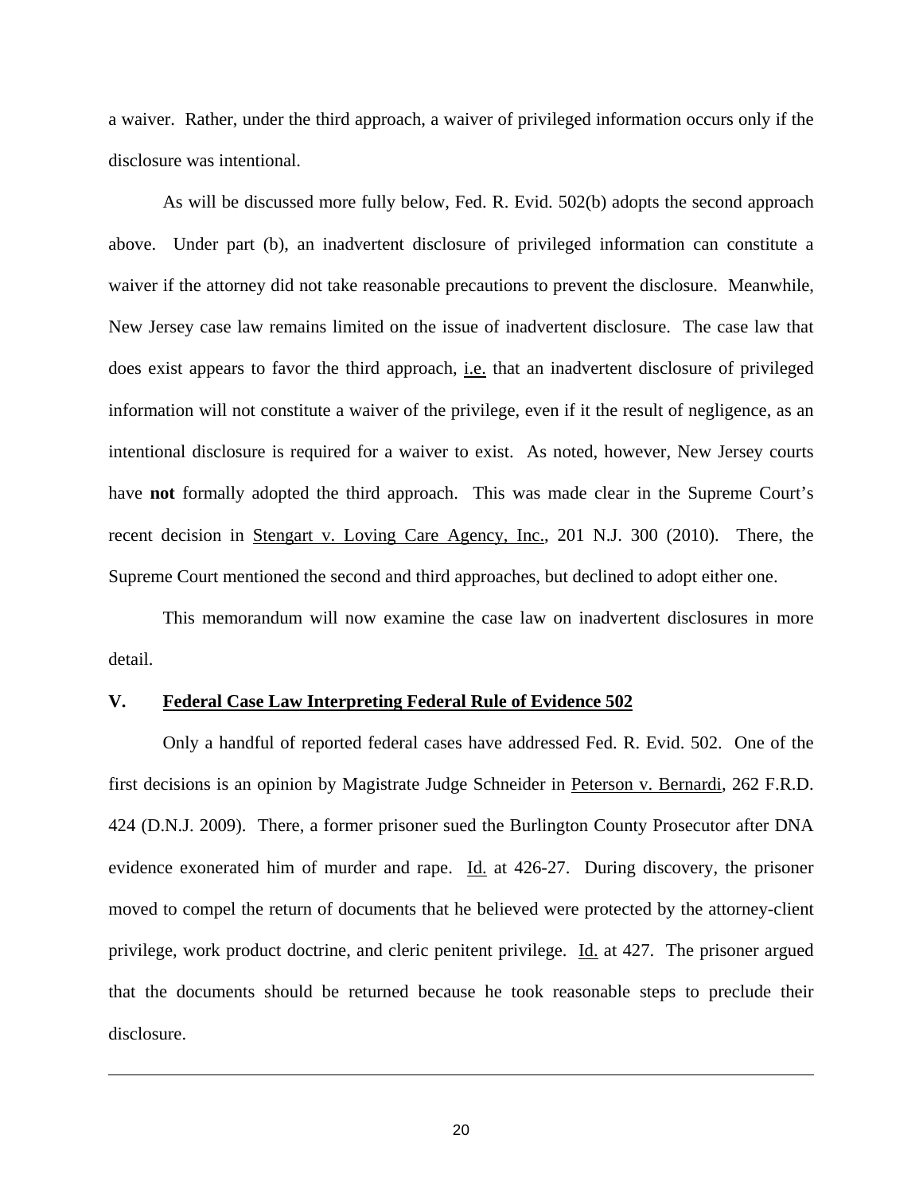a waiver. Rather, under the third approach, a waiver of privileged information occurs only if the disclosure was intentional.

As will be discussed more fully below, Fed. R. Evid. 502(b) adopts the second approach above. Under part (b), an inadvertent disclosure of privileged information can constitute a waiver if the attorney did not take reasonable precautions to prevent the disclosure. Meanwhile, New Jersey case law remains limited on the issue of inadvertent disclosure. The case law that does exist appears to favor the third approach, i.e. that an inadvertent disclosure of privileged information will not constitute a waiver of the privilege, even if it the result of negligence, as an intentional disclosure is required for a waiver to exist. As noted, however, New Jersey courts have **not** formally adopted the third approach. This was made clear in the Supreme Court's recent decision in Stengart v. Loving Care Agency, Inc., 201 N.J. 300 (2010). There, the Supreme Court mentioned the second and third approaches, but declined to adopt either one.

This memorandum will now examine the case law on inadvertent disclosures in more detail.

## V. Federal Case Law Interpreting Federal Rule of Evidence 502

Only a handful of reported federal cases have addressed Fed. R. Evid. 502. One of the first decisions is an opinion by Magistrate Judge Schneider in Peterson v. Bernardi, 262 F.R.D. 424 (D.N.J. 2009). There, a former prisoner sued the Burlington County Prosecutor after DNA evidence exonerated him of murder and rape. Id. at 426-27. During discovery, the prisoner moved to compel the return of documents that he believed were protected by the attorney-client privilege, work product doctrine, and cleric penitent privilege. Id. at 427. The prisoner argued that the documents should be returned because he took reasonable steps to preclude their disclosure.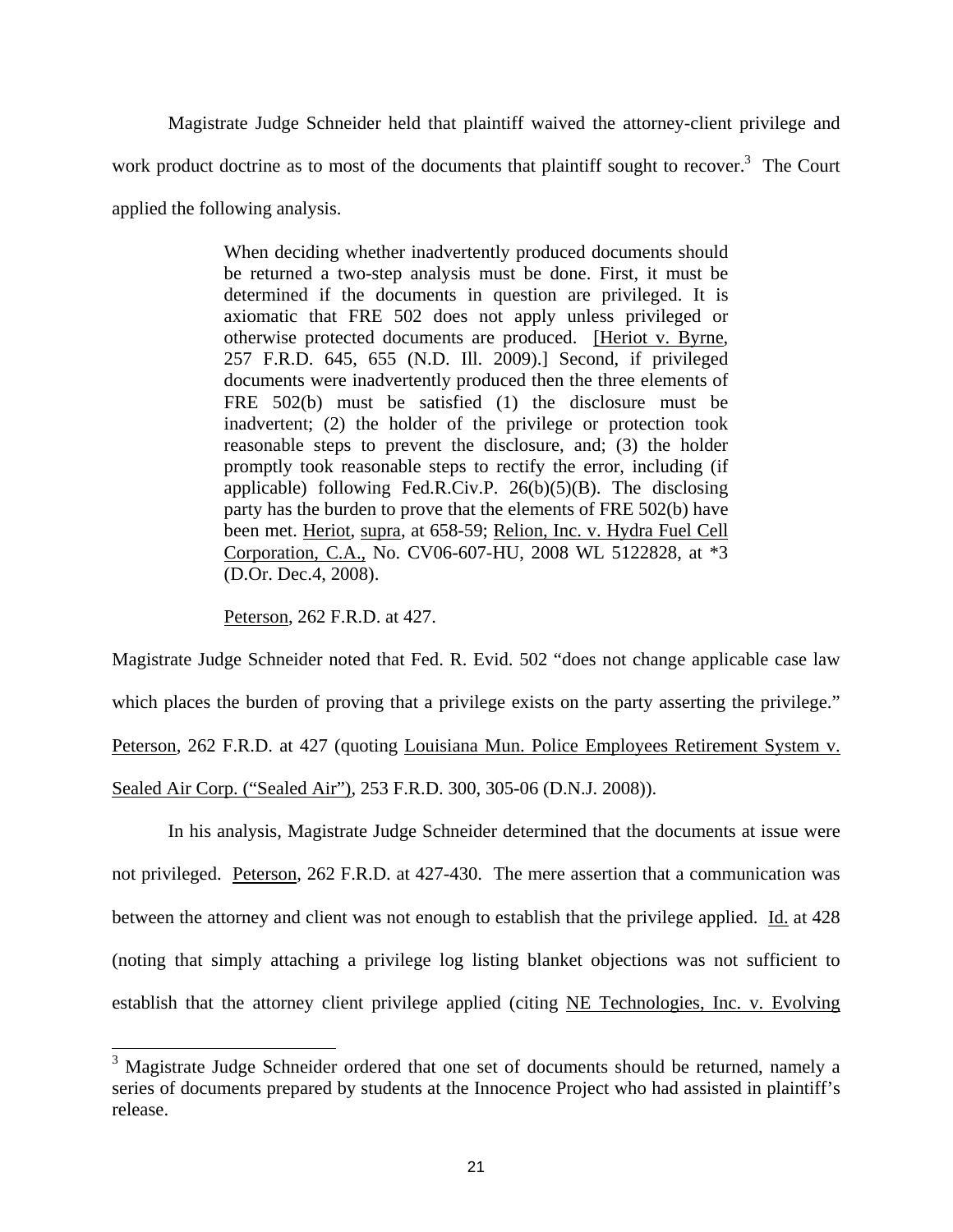Magistrate Judge Schneider held that plaintiff waived the attorney-client privilege and work product doctrine as to most of the documents that plaintiff sought to recover.[3] The Court applied the following analysis.

> When deciding whether inadvertently produced documents should be returned a two-step analysis must be done. First, it must be determined if the documents in question are privileged. It is axiomatic that FRE 502 does not apply unless privileged or otherwise protected documents are produced. [Heriot v. Byrne, 257 F.R.D. 645, 655 (N.D. Ill. 2009).] Second, if privileged documents were inadvertently produced then the three elements of FRE 502(b) must be satisfied (1) the disclosure must be inadvertent; (2) the holder of the privilege or protection took reasonable steps to prevent the disclosure, and; (3) the holder promptly took reasonable steps to rectify the error, including (if applicable) following Fed.R.Civ.P. 26(b)(5)(B). The disclosing party has the burden to prove that the elements of FRE 502(b) have been met. Heriot, supra, at 658-59; Relion, Inc. v. Hydra Fuel Cell Corporation, C.A., No. CV06-607-HU, 2008 WL 5122828, at *3 (D.Or. Dec.4, 2008).
>
> Peterson, 262 F.R.D. at 427.

Magistrate Judge Schneider noted that Fed. R. Evid. 502 "does not change applicable case law which places the burden of proving that a privilege exists on the party asserting the privilege." Peterson, 262 F.R.D. at 427 (quoting Louisiana Mun. Police Employees Retirement System v. Sealed Air Corp. ("Sealed Air"), 253 F.R.D. 300, 305-06 (D.N.J. 2008)).

In his analysis, Magistrate Judge Schneider determined that the documents at issue were not privileged. Peterson, 262 F.R.D. at 427-430. The mere assertion that a communication was between the attorney and client was not enough to establish that the privilege applied. Id. at 428 (noting that simply attaching a privilege log listing blanket objections was not sufficient to establish that the attorney client privilege applied (citing NE Technologies, Inc. v. Evolving

[3] Magistrate Judge Schneider ordered that one set of documents should be returned, namely a series of documents prepared by students at the Innocence Project who had assisted in plaintiff's release.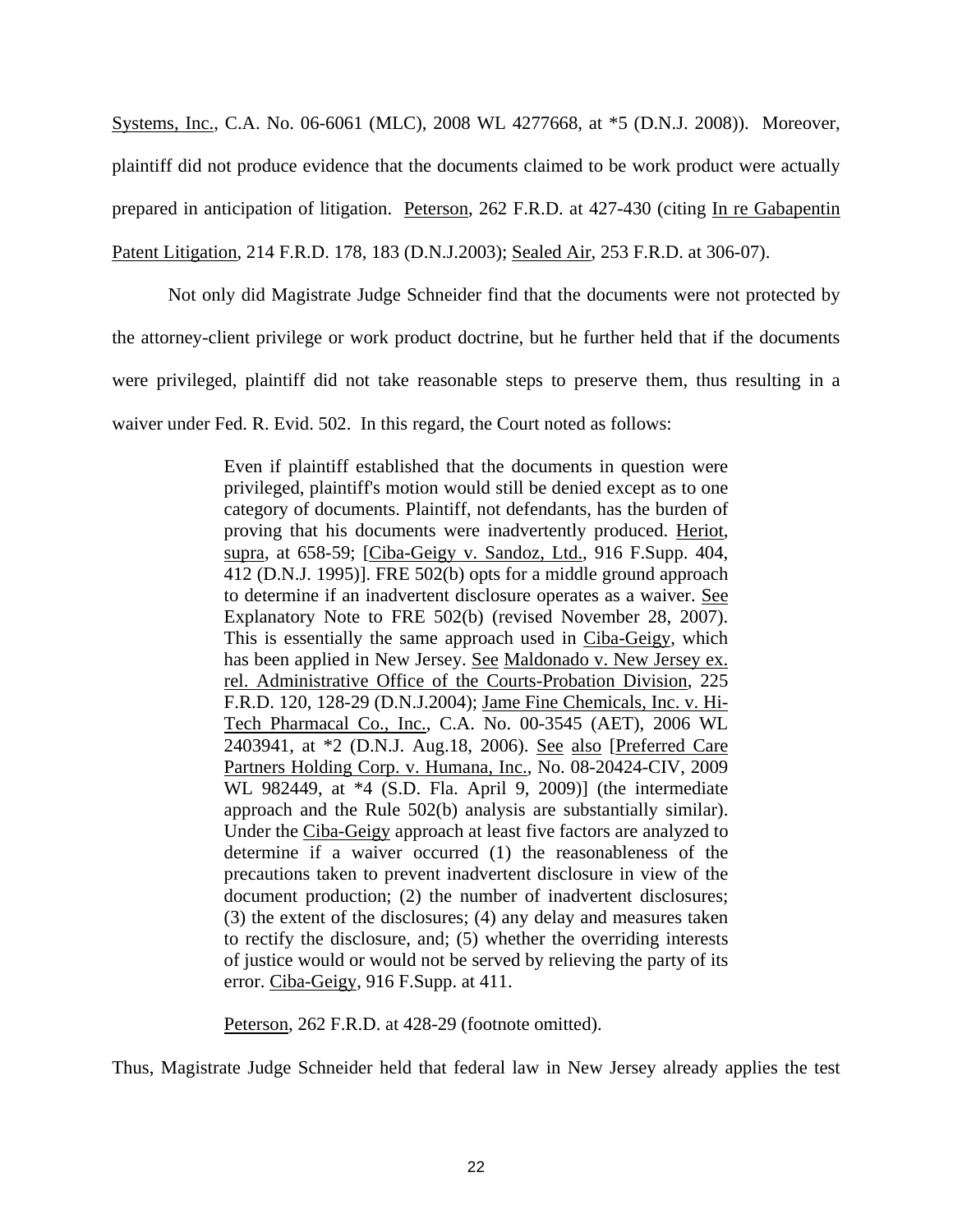Systems, Inc., C.A. No. 06-6061 (MLC), 2008 WL 4277668, at *5 (D.N.J. 2008)). Moreover, plaintiff did not produce evidence that the documents claimed to be work product were actually prepared in anticipation of litigation. Peterson, 262 F.R.D. at 427-430 (citing In re Gabapentin Patent Litigation, 214 F.R.D. 178, 183 (D.N.J.2003); Sealed Air, 253 F.R.D. at 306-07).

Not only did Magistrate Judge Schneider find that the documents were not protected by the attorney-client privilege or work product doctrine, but he further held that if the documents were privileged, plaintiff did not take reasonable steps to preserve them, thus resulting in a waiver under Fed. R. Evid. 502. In this regard, the Court noted as follows:

> Even if plaintiff established that the documents in question were privileged, plaintiff's motion would still be denied except as to one category of documents. Plaintiff, not defendants, has the burden of proving that his documents were inadvertently produced. Heriot, supra, at 658-59; [Ciba-Geigy v. Sandoz, Ltd., 916 F.Supp. 404, 412 (D.N.J. 1995)]. FRE 502(b) opts for a middle ground approach to determine if an inadvertent disclosure operates as a waiver. See Explanatory Note to FRE 502(b) (revised November 28, 2007). This is essentially the same approach used in Ciba-Geigy, which has been applied in New Jersey. See Maldonado v. New Jersey ex. rel. Administrative Office of the Courts-Probation Division, 225 F.R.D. 120, 128-29 (D.N.J.2004); Jame Fine Chemicals, Inc. v. Hi-Tech Pharmacal Co., Inc., C.A. No. 00-3545 (AET), 2006 WL 2403941, at *2 (D.N.J. Aug.18, 2006). See also [Preferred Care Partners Holding Corp. v. Humana, Inc., No. 08-20424-CIV, 2009 WL 982449, at *4 (S.D. Fla. April 9, 2009)] (the intermediate approach and the Rule 502(b) analysis are substantially similar). Under the Ciba-Geigy approach at least five factors are analyzed to determine if a waiver occurred (1) the reasonableness of the precautions taken to prevent inadvertent disclosure in view of the document production; (2) the number of inadvertent disclosures; (3) the extent of the disclosures; (4) any delay and measures taken to rectify the disclosure, and; (5) whether the overriding interests of justice would or would not be served by relieving the party of its error. Ciba-Geigy, 916 F.Supp. at 411.
>
> Peterson, 262 F.R.D. at 428-29 (footnote omitted).

Thus, Magistrate Judge Schneider held that federal law in New Jersey already applies the test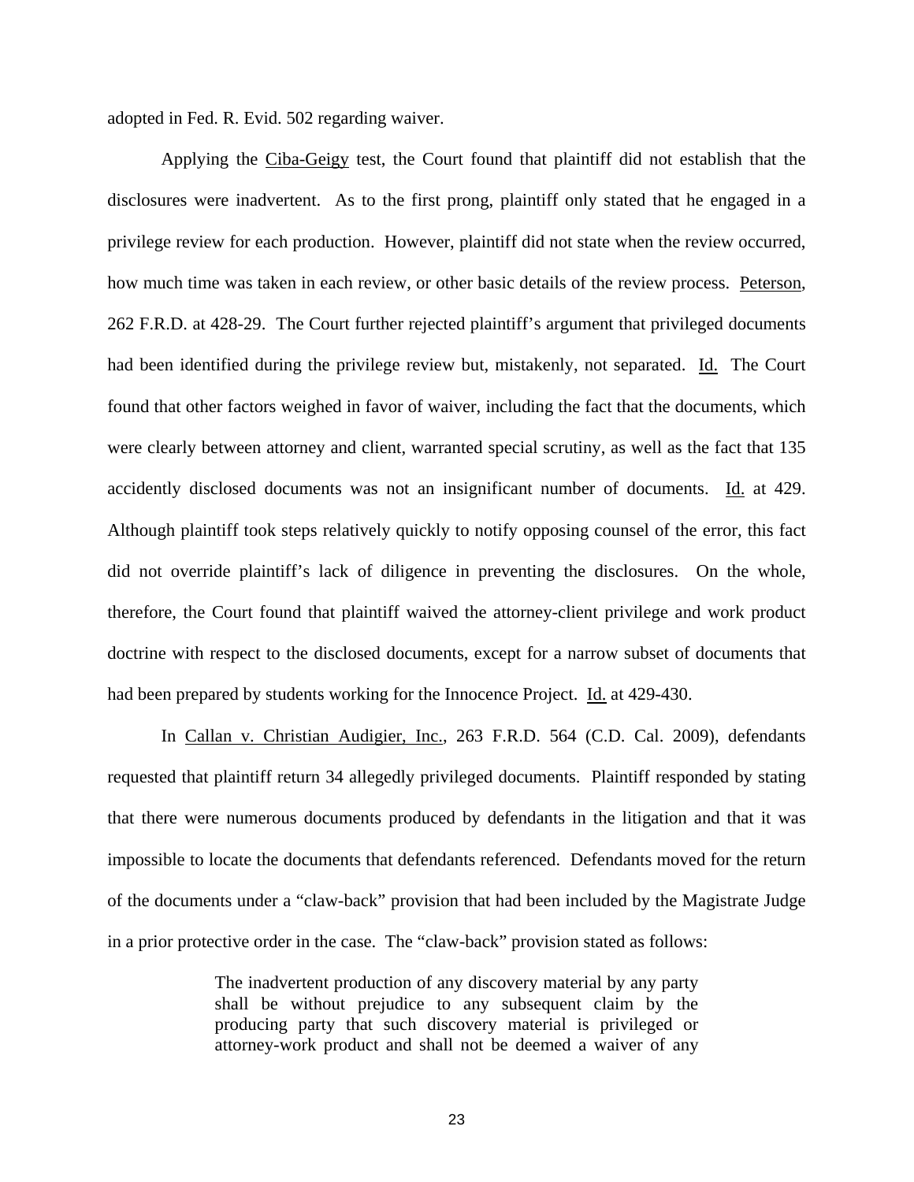adopted in Fed. R. Evid. 502 regarding waiver.

Applying the Ciba-Geigy test, the Court found that plaintiff did not establish that the disclosures were inadvertent. As to the first prong, plaintiff only stated that he engaged in a privilege review for each production. However, plaintiff did not state when the review occurred, how much time was taken in each review, or other basic details of the review process. Peterson, 262 F.R.D. at 428-29. The Court further rejected plaintiff's argument that privileged documents had been identified during the privilege review but, mistakenly, not separated. Id. The Court found that other factors weighed in favor of waiver, including the fact that the documents, which were clearly between attorney and client, warranted special scrutiny, as well as the fact that 135 accidently disclosed documents was not an insignificant number of documents. Id. at 429. Although plaintiff took steps relatively quickly to notify opposing counsel of the error, this fact did not override plaintiff's lack of diligence in preventing the disclosures. On the whole, therefore, the Court found that plaintiff waived the attorney-client privilege and work product doctrine with respect to the disclosed documents, except for a narrow subset of documents that had been prepared by students working for the Innocence Project. Id. at 429-430.

In Callan v. Christian Audigier, Inc., 263 F.R.D. 564 (C.D. Cal. 2009), defendants requested that plaintiff return 34 allegedly privileged documents. Plaintiff responded by stating that there were numerous documents produced by defendants in the litigation and that it was impossible to locate the documents that defendants referenced. Defendants moved for the return of the documents under a "claw-back" provision that had been included by the Magistrate Judge in a prior protective order in the case. The "claw-back" provision stated as follows:

> The inadvertent production of any discovery material by any party shall be without prejudice to any subsequent claim by the producing party that such discovery material is privileged or attorney-work product and shall not be deemed a waiver of any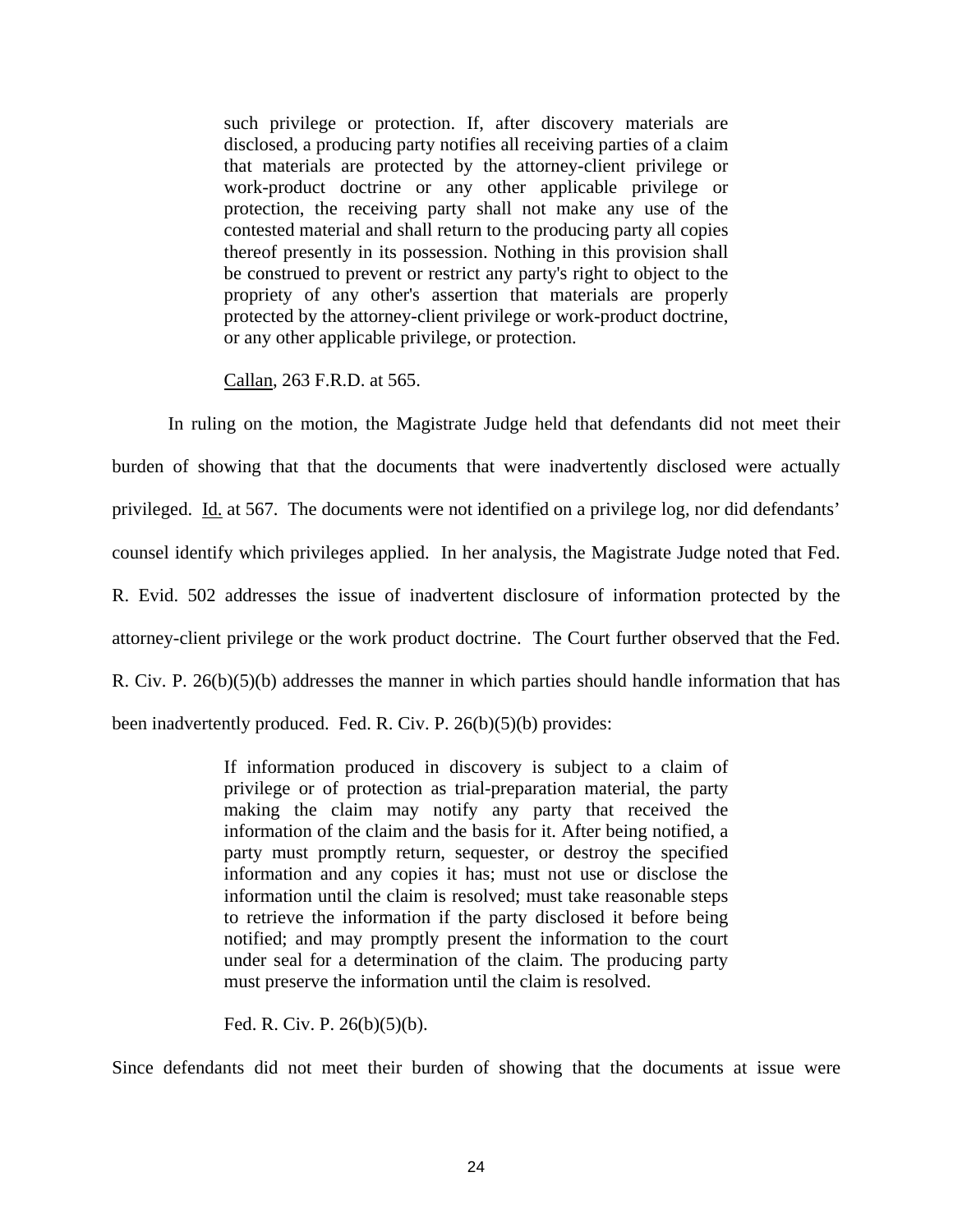> such privilege or protection. If, after discovery materials are disclosed, a producing party notifies all receiving parties of a claim that materials are protected by the attorney-client privilege or work-product doctrine or any other applicable privilege or protection, the receiving party shall not make any use of the contested material and shall return to the producing party all copies thereof presently in its possession. Nothing in this provision shall be construed to prevent or restrict any party's right to object to the propriety of any other's assertion that materials are properly protected by the attorney-client privilege or work-product doctrine, or any other applicable privilege, or protection.
>
> Callan, 263 F.R.D. at 565.

In ruling on the motion, the Magistrate Judge held that defendants did not meet their burden of showing that that the documents that were inadvertently disclosed were actually privileged. Id. at 567. The documents were not identified on a privilege log, nor did defendants' counsel identify which privileges applied. In her analysis, the Magistrate Judge noted that Fed. R. Evid. 502 addresses the issue of inadvertent disclosure of information protected by the attorney-client privilege or the work product doctrine. The Court further observed that the Fed. R. Civ. P. 26(b)(5)(b) addresses the manner in which parties should handle information that has been inadvertently produced. Fed. R. Civ. P. 26(b)(5)(b) provides:

> If information produced in discovery is subject to a claim of privilege or of protection as trial-preparation material, the party making the claim may notify any party that received the information of the claim and the basis for it. After being notified, a party must promptly return, sequester, or destroy the specified information and any copies it has; must not use or disclose the information until the claim is resolved; must take reasonable steps to retrieve the information if the party disclosed it before being notified; and may promptly present the information to the court under seal for a determination of the claim. The producing party must preserve the information until the claim is resolved.
>
> Fed. R. Civ. P. 26(b)(5)(b).

Since defendants did not meet their burden of showing that the documents at issue were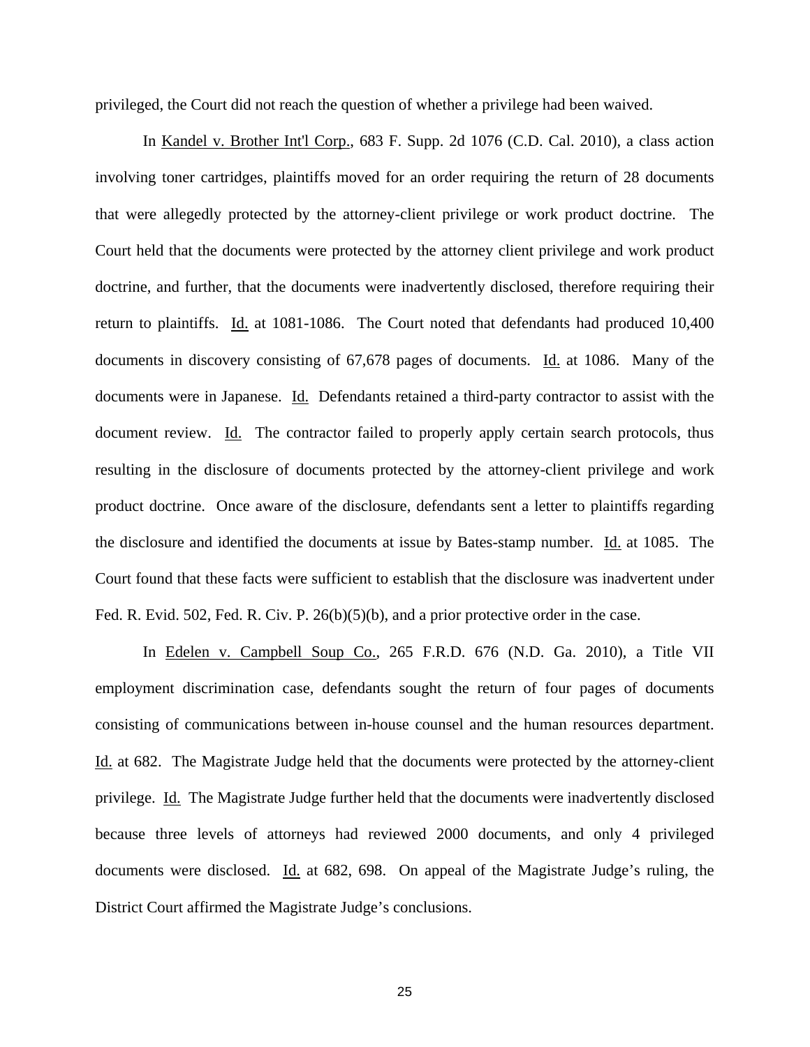privileged, the Court did not reach the question of whether a privilege had been waived.

In Kandel v. Brother Int'l Corp., 683 F. Supp. 2d 1076 (C.D. Cal. 2010), a class action involving toner cartridges, plaintiffs moved for an order requiring the return of 28 documents that were allegedly protected by the attorney-client privilege or work product doctrine. The Court held that the documents were protected by the attorney client privilege and work product doctrine, and further, that the documents were inadvertently disclosed, therefore requiring their return to plaintiffs. Id. at 1081-1086. The Court noted that defendants had produced 10,400 documents in discovery consisting of 67,678 pages of documents. Id. at 1086. Many of the documents were in Japanese. Id. Defendants retained a third-party contractor to assist with the document review. Id. The contractor failed to properly apply certain search protocols, thus resulting in the disclosure of documents protected by the attorney-client privilege and work product doctrine. Once aware of the disclosure, defendants sent a letter to plaintiffs regarding the disclosure and identified the documents at issue by Bates-stamp number. Id. at 1085. The Court found that these facts were sufficient to establish that the disclosure was inadvertent under Fed. R. Evid. 502, Fed. R. Civ. P. 26(b)(5)(b), and a prior protective order in the case.

In Edelen v. Campbell Soup Co., 265 F.R.D. 676 (N.D. Ga. 2010), a Title VII employment discrimination case, defendants sought the return of four pages of documents consisting of communications between in-house counsel and the human resources department. Id. at 682. The Magistrate Judge held that the documents were protected by the attorney-client privilege. Id. The Magistrate Judge further held that the documents were inadvertently disclosed because three levels of attorneys had reviewed 2000 documents, and only 4 privileged documents were disclosed. Id. at 682, 698. On appeal of the Magistrate Judge's ruling, the District Court affirmed the Magistrate Judge's conclusions.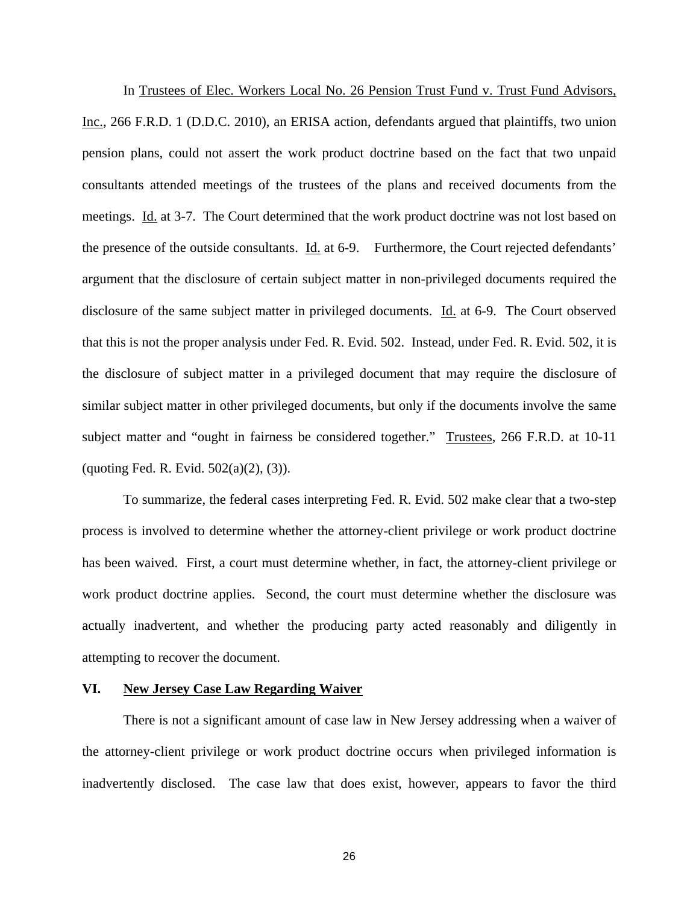In Trustees of Elec. Workers Local No. 26 Pension Trust Fund v. Trust Fund Advisors, Inc., 266 F.R.D. 1 (D.D.C. 2010), an ERISA action, defendants argued that plaintiffs, two union pension plans, could not assert the work product doctrine based on the fact that two unpaid consultants attended meetings of the trustees of the plans and received documents from the meetings. Id. at 3-7. The Court determined that the work product doctrine was not lost based on the presence of the outside consultants. Id. at 6-9. Furthermore, the Court rejected defendants' argument that the disclosure of certain subject matter in non-privileged documents required the disclosure of the same subject matter in privileged documents. Id. at 6-9. The Court observed that this is not the proper analysis under Fed. R. Evid. 502. Instead, under Fed. R. Evid. 502, it is the disclosure of subject matter in a privileged document that may require the disclosure of similar subject matter in other privileged documents, but only if the documents involve the same subject matter and "ought in fairness be considered together." Trustees, 266 F.R.D. at 10-11 (quoting Fed. R. Evid. 502(a)(2), (3)).

To summarize, the federal cases interpreting Fed. R. Evid. 502 make clear that a two-step process is involved to determine whether the attorney-client privilege or work product doctrine has been waived. First, a court must determine whether, in fact, the attorney-client privilege or work product doctrine applies. Second, the court must determine whether the disclosure was actually inadvertent, and whether the producing party acted reasonably and diligently in attempting to recover the document.

## VI. New Jersey Case Law Regarding Waiver

There is not a significant amount of case law in New Jersey addressing when a waiver of the attorney-client privilege or work product doctrine occurs when privileged information is inadvertently disclosed. The case law that does exist, however, appears to favor the third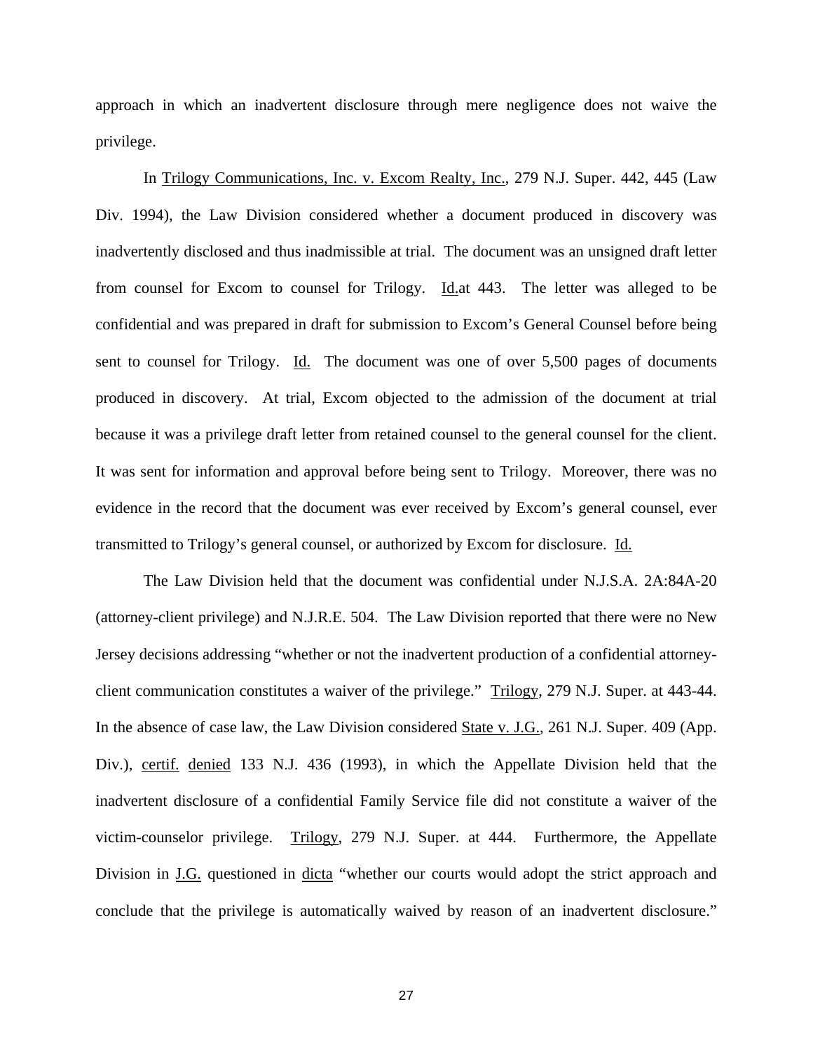approach in which an inadvertent disclosure through mere negligence does not waive the privilege.

In Trilogy Communications, Inc. v. Excom Realty, Inc., 279 N.J. Super. 442, 445 (Law Div. 1994), the Law Division considered whether a document produced in discovery was inadvertently disclosed and thus inadmissible at trial. The document was an unsigned draft letter from counsel for Excom to counsel for Trilogy. Id.at 443. The letter was alleged to be confidential and was prepared in draft for submission to Excom's General Counsel before being sent to counsel for Trilogy. Id. The document was one of over 5,500 pages of documents produced in discovery. At trial, Excom objected to the admission of the document at trial because it was a privilege draft letter from retained counsel to the general counsel for the client. It was sent for information and approval before being sent to Trilogy. Moreover, there was no evidence in the record that the document was ever received by Excom's general counsel, ever transmitted to Trilogy's general counsel, or authorized by Excom for disclosure. Id.

The Law Division held that the document was confidential under N.J.S.A. 2A:84A-20 (attorney-client privilege) and N.J.R.E. 504. The Law Division reported that there were no New Jersey decisions addressing "whether or not the inadvertent production of a confidential attorney-client communication constitutes a waiver of the privilege." Trilogy, 279 N.J. Super. at 443-44. In the absence of case law, the Law Division considered State v. J.G., 261 N.J. Super. 409 (App. Div.), certif. denied 133 N.J. 436 (1993), in which the Appellate Division held that the inadvertent disclosure of a confidential Family Service file did not constitute a waiver of the victim-counselor privilege. Trilogy, 279 N.J. Super. at 444. Furthermore, the Appellate Division in J.G. questioned in dicta "whether our courts would adopt the strict approach and conclude that the privilege is automatically waived by reason of an inadvertent disclosure."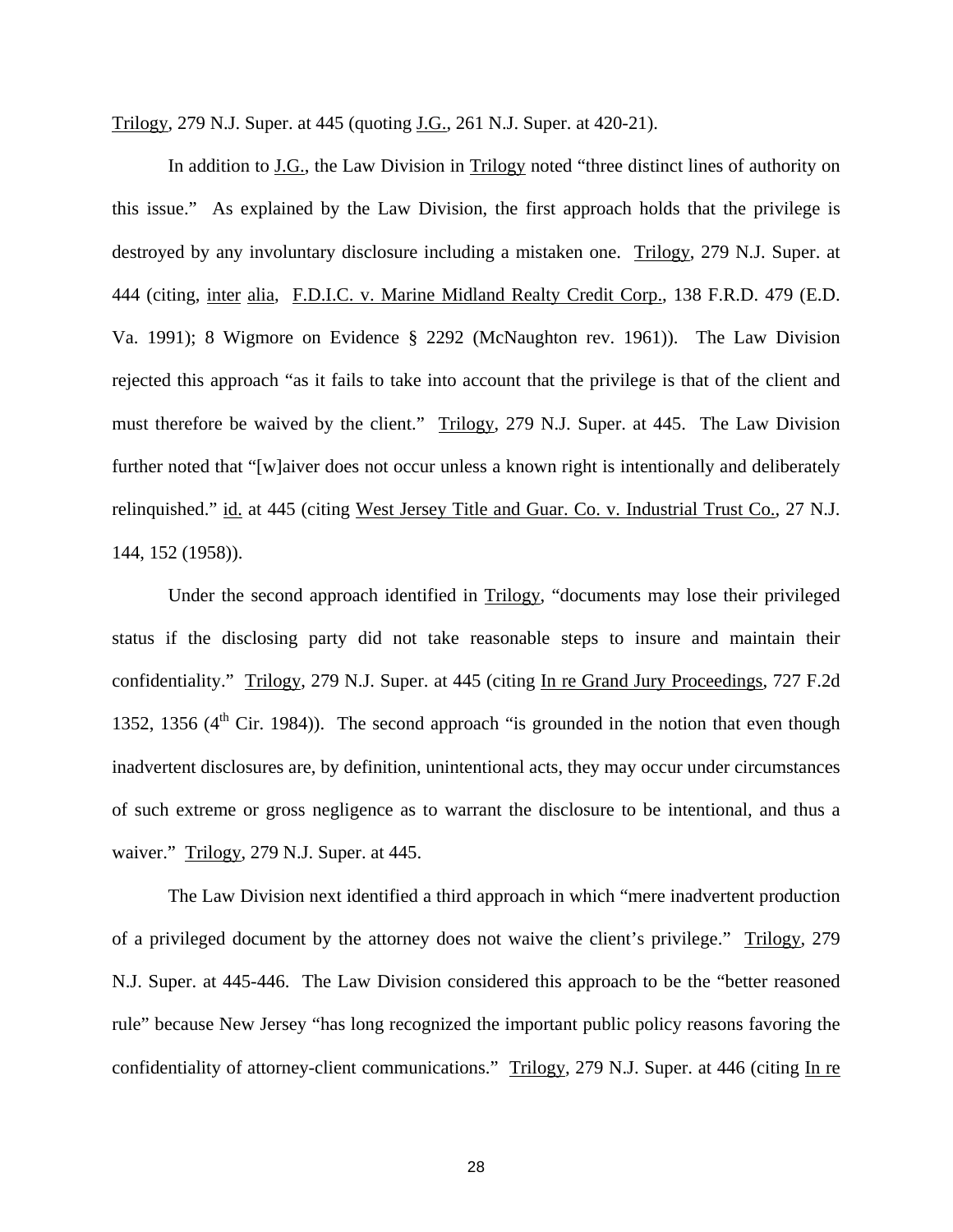Trilogy, 279 N.J. Super. at 445 (quoting J.G., 261 N.J. Super. at 420-21).

In addition to J.G., the Law Division in Trilogy noted "three distinct lines of authority on this issue." As explained by the Law Division, the first approach holds that the privilege is destroyed by any involuntary disclosure including a mistaken one. Trilogy, 279 N.J. Super. at 444 (citing, inter alia, F.D.I.C. v. Marine Midland Realty Credit Corp., 138 F.R.D. 479 (E.D. Va. 1991); 8 Wigmore on Evidence § 2292 (McNaughton rev. 1961)). The Law Division rejected this approach "as it fails to take into account that the privilege is that of the client and must therefore be waived by the client." Trilogy, 279 N.J. Super. at 445. The Law Division further noted that "[w]aiver does not occur unless a known right is intentionally and deliberately relinquished." id. at 445 (citing West Jersey Title and Guar. Co. v. Industrial Trust Co., 27 N.J. 144, 152 (1958)).

Under the second approach identified in Trilogy, "documents may lose their privileged status if the disclosing party did not take reasonable steps to insure and maintain their confidentiality." Trilogy, 279 N.J. Super. at 445 (citing In re Grand Jury Proceedings, 727 F.2d 1352, 1356 (4th Cir. 1984)). The second approach "is grounded in the notion that even though inadvertent disclosures are, by definition, unintentional acts, they may occur under circumstances of such extreme or gross negligence as to warrant the disclosure to be intentional, and thus a waiver." Trilogy, 279 N.J. Super. at 445.

The Law Division next identified a third approach in which "mere inadvertent production of a privileged document by the attorney does not waive the client's privilege." Trilogy, 279 N.J. Super. at 445-446. The Law Division considered this approach to be the "better reasoned rule" because New Jersey "has long recognized the important public policy reasons favoring the confidentiality of attorney-client communications." Trilogy, 279 N.J. Super. at 446 (citing In re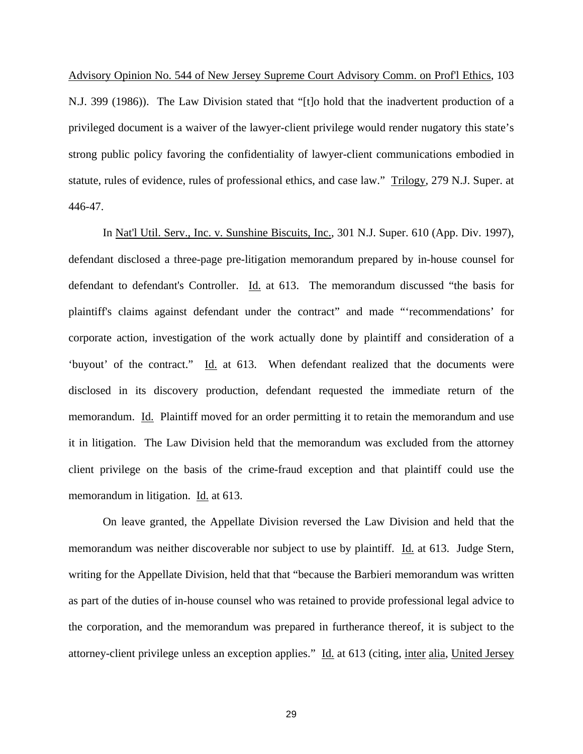Advisory Opinion No. 544 of New Jersey Supreme Court Advisory Comm. on Prof'l Ethics, 103 N.J. 399 (1986)). The Law Division stated that "[t]o hold that the inadvertent production of a privileged document is a waiver of the lawyer-client privilege would render nugatory this state's strong public policy favoring the confidentiality of lawyer-client communications embodied in statute, rules of evidence, rules of professional ethics, and case law." Trilogy, 279 N.J. Super. at 446-47.

In Nat'l Util. Serv., Inc. v. Sunshine Biscuits, Inc., 301 N.J. Super. 610 (App. Div. 1997), defendant disclosed a three-page pre-litigation memorandum prepared by in-house counsel for defendant to defendant's Controller. Id. at 613. The memorandum discussed "the basis for plaintiff's claims against defendant under the contract" and made "'recommendations' for corporate action, investigation of the work actually done by plaintiff and consideration of a 'buyout' of the contract." Id. at 613. When defendant realized that the documents were disclosed in its discovery production, defendant requested the immediate return of the memorandum. Id. Plaintiff moved for an order permitting it to retain the memorandum and use it in litigation. The Law Division held that the memorandum was excluded from the attorney client privilege on the basis of the crime-fraud exception and that plaintiff could use the memorandum in litigation. Id. at 613.

On leave granted, the Appellate Division reversed the Law Division and held that the memorandum was neither discoverable nor subject to use by plaintiff. Id. at 613. Judge Stern, writing for the Appellate Division, held that that "because the Barbieri memorandum was written as part of the duties of in-house counsel who was retained to provide professional legal advice to the corporation, and the memorandum was prepared in furtherance thereof, it is subject to the attorney-client privilege unless an exception applies." Id. at 613 (citing, inter alia, United Jersey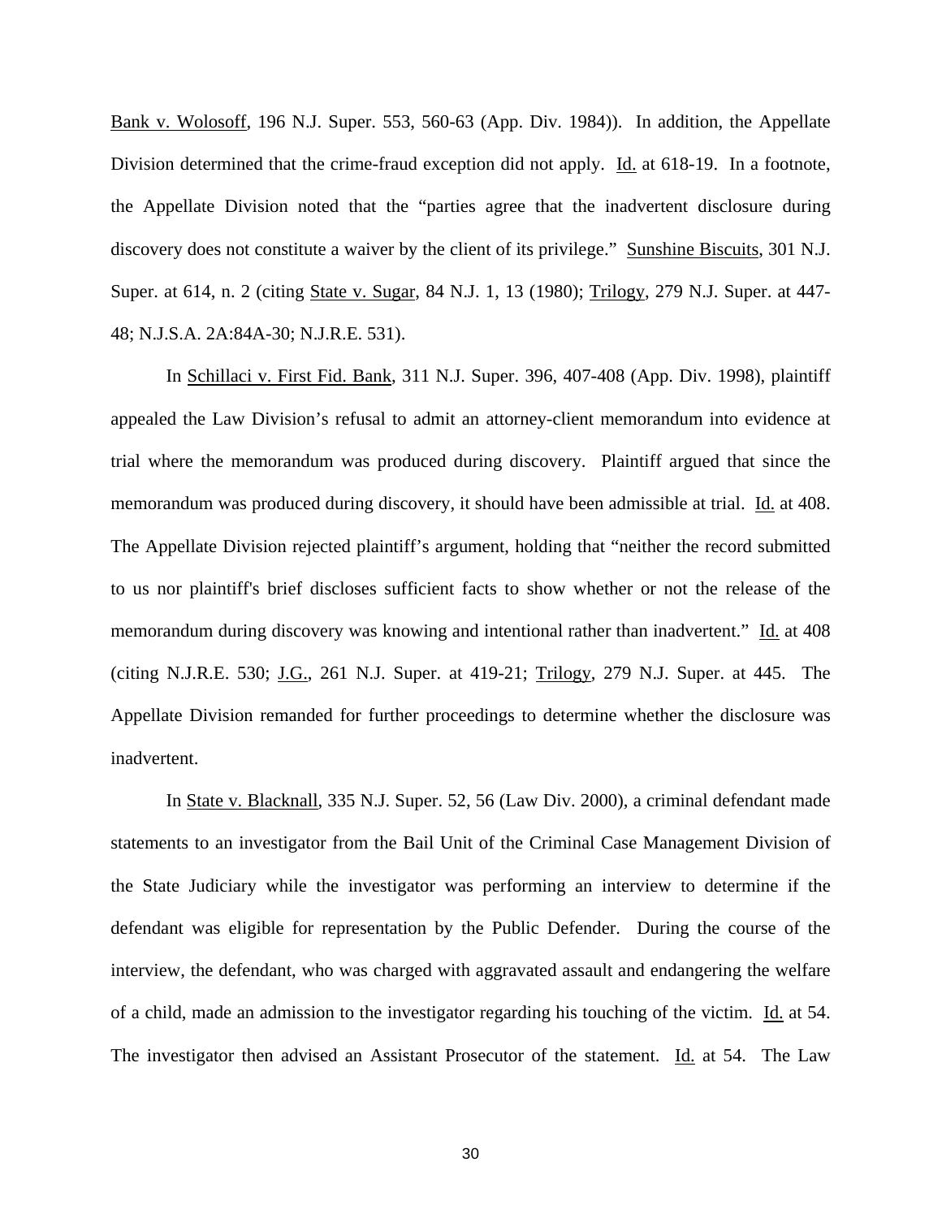Bank v. Wolosoff, 196 N.J. Super. 553, 560-63 (App. Div. 1984)). In addition, the Appellate Division determined that the crime-fraud exception did not apply. Id. at 618-19. In a footnote, the Appellate Division noted that the "parties agree that the inadvertent disclosure during discovery does not constitute a waiver by the client of its privilege." Sunshine Biscuits, 301 N.J. Super. at 614, n. 2 (citing State v. Sugar, 84 N.J. 1, 13 (1980); Trilogy, 279 N.J. Super. at 447-48; N.J.S.A. 2A:84A-30; N.J.R.E. 531).

In Schillaci v. First Fid. Bank, 311 N.J. Super. 396, 407-408 (App. Div. 1998), plaintiff appealed the Law Division's refusal to admit an attorney-client memorandum into evidence at trial where the memorandum was produced during discovery. Plaintiff argued that since the memorandum was produced during discovery, it should have been admissible at trial. Id. at 408. The Appellate Division rejected plaintiff's argument, holding that "neither the record submitted to us nor plaintiff's brief discloses sufficient facts to show whether or not the release of the memorandum during discovery was knowing and intentional rather than inadvertent." Id. at 408 (citing N.J.R.E. 530; J.G., 261 N.J. Super. at 419-21; Trilogy, 279 N.J. Super. at 445. The Appellate Division remanded for further proceedings to determine whether the disclosure was inadvertent.

In State v. Blacknall, 335 N.J. Super. 52, 56 (Law Div. 2000), a criminal defendant made statements to an investigator from the Bail Unit of the Criminal Case Management Division of the State Judiciary while the investigator was performing an interview to determine if the defendant was eligible for representation by the Public Defender. During the course of the interview, the defendant, who was charged with aggravated assault and endangering the welfare of a child, made an admission to the investigator regarding his touching of the victim. Id. at 54. The investigator then advised an Assistant Prosecutor of the statement. Id. at 54. The Law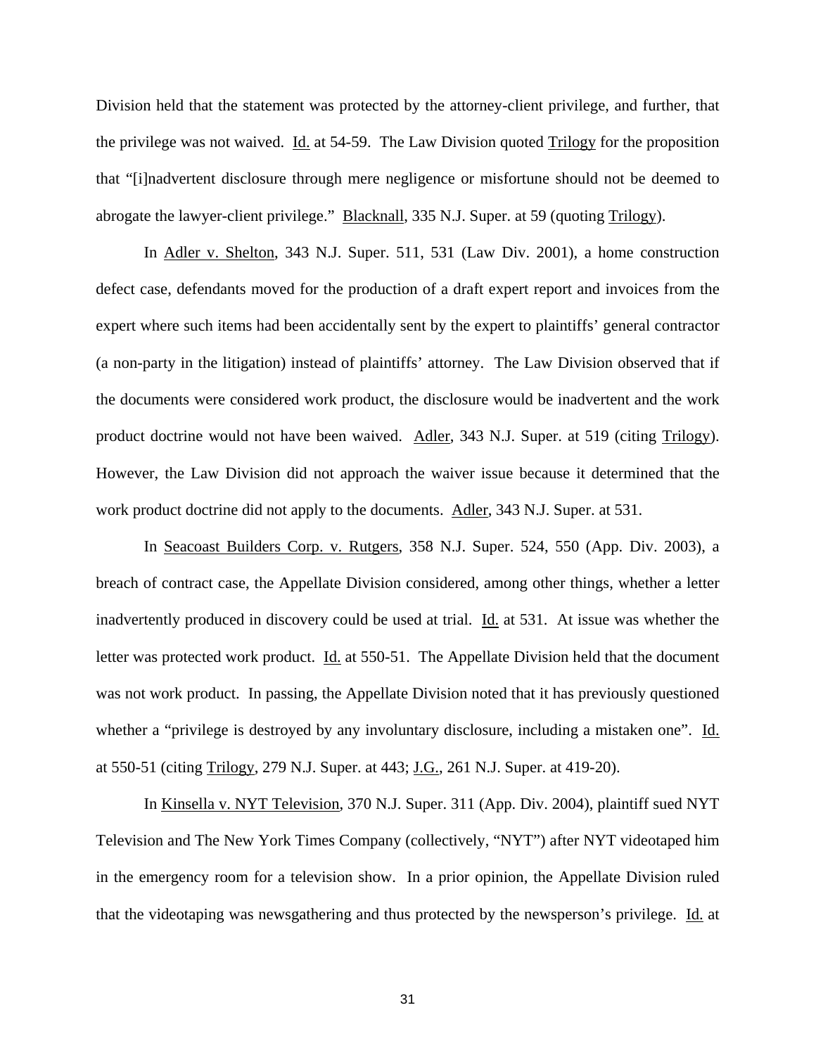Division held that the statement was protected by the attorney-client privilege, and further, that the privilege was not waived. Id. at 54-59. The Law Division quoted Trilogy for the proposition that "[i]nadvertent disclosure through mere negligence or misfortune should not be deemed to abrogate the lawyer-client privilege." Blacknall, 335 N.J. Super. at 59 (quoting Trilogy).

In Adler v. Shelton, 343 N.J. Super. 511, 531 (Law Div. 2001), a home construction defect case, defendants moved for the production of a draft expert report and invoices from the expert where such items had been accidentally sent by the expert to plaintiffs' general contractor (a non-party in the litigation) instead of plaintiffs' attorney. The Law Division observed that if the documents were considered work product, the disclosure would be inadvertent and the work product doctrine would not have been waived. Adler, 343 N.J. Super. at 519 (citing Trilogy). However, the Law Division did not approach the waiver issue because it determined that the work product doctrine did not apply to the documents. Adler, 343 N.J. Super. at 531.

In Seacoast Builders Corp. v. Rutgers, 358 N.J. Super. 524, 550 (App. Div. 2003), a breach of contract case, the Appellate Division considered, among other things, whether a letter inadvertently produced in discovery could be used at trial. Id. at 531. At issue was whether the letter was protected work product. Id. at 550-51. The Appellate Division held that the document was not work product. In passing, the Appellate Division noted that it has previously questioned whether a "privilege is destroyed by any involuntary disclosure, including a mistaken one". Id. at 550-51 (citing Trilogy, 279 N.J. Super. at 443; J.G., 261 N.J. Super. at 419-20).

In Kinsella v. NYT Television, 370 N.J. Super. 311 (App. Div. 2004), plaintiff sued NYT Television and The New York Times Company (collectively, "NYT") after NYT videotaped him in the emergency room for a television show. In a prior opinion, the Appellate Division ruled that the videotaping was newsgathering and thus protected by the newsperson's privilege. Id. at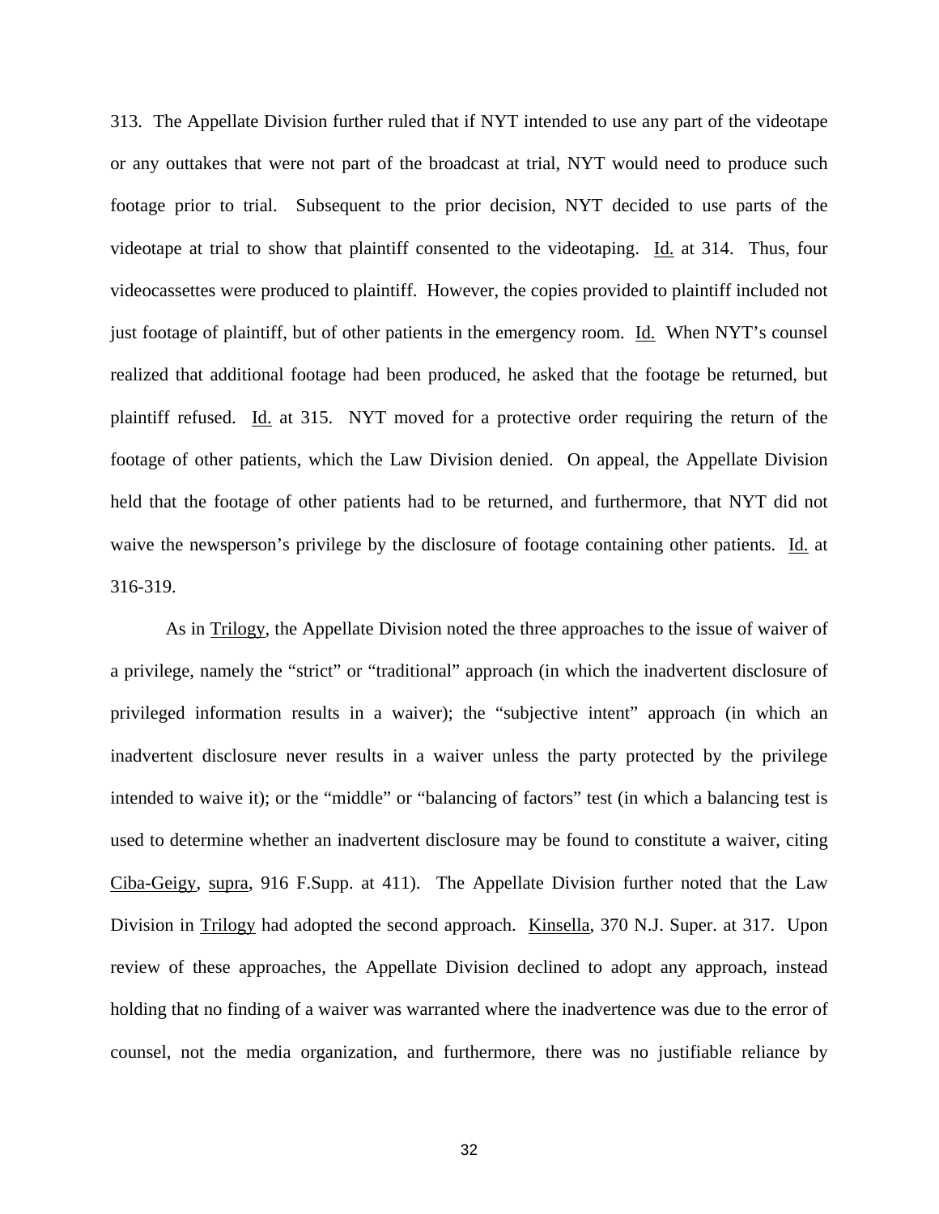313. The Appellate Division further ruled that if NYT intended to use any part of the videotape or any outtakes that were not part of the broadcast at trial, NYT would need to produce such footage prior to trial. Subsequent to the prior decision, NYT decided to use parts of the videotape at trial to show that plaintiff consented to the videotaping. Id. at 314. Thus, four videocassettes were produced to plaintiff. However, the copies provided to plaintiff included not just footage of plaintiff, but of other patients in the emergency room. Id. When NYT's counsel realized that additional footage had been produced, he asked that the footage be returned, but plaintiff refused. Id. at 315. NYT moved for a protective order requiring the return of the footage of other patients, which the Law Division denied. On appeal, the Appellate Division held that the footage of other patients had to be returned, and furthermore, that NYT did not waive the newsperson's privilege by the disclosure of footage containing other patients. Id. at 316-319.

As in Trilogy, the Appellate Division noted the three approaches to the issue of waiver of a privilege, namely the "strict" or "traditional" approach (in which the inadvertent disclosure of privileged information results in a waiver); the "subjective intent" approach (in which an inadvertent disclosure never results in a waiver unless the party protected by the privilege intended to waive it); or the "middle" or "balancing of factors" test (in which a balancing test is used to determine whether an inadvertent disclosure may be found to constitute a waiver, citing Ciba-Geigy, supra, 916 F.Supp. at 411). The Appellate Division further noted that the Law Division in Trilogy had adopted the second approach. Kinsella, 370 N.J. Super. at 317. Upon review of these approaches, the Appellate Division declined to adopt any approach, instead holding that no finding of a waiver was warranted where the inadvertence was due to the error of counsel, not the media organization, and furthermore, there was no justifiable reliance by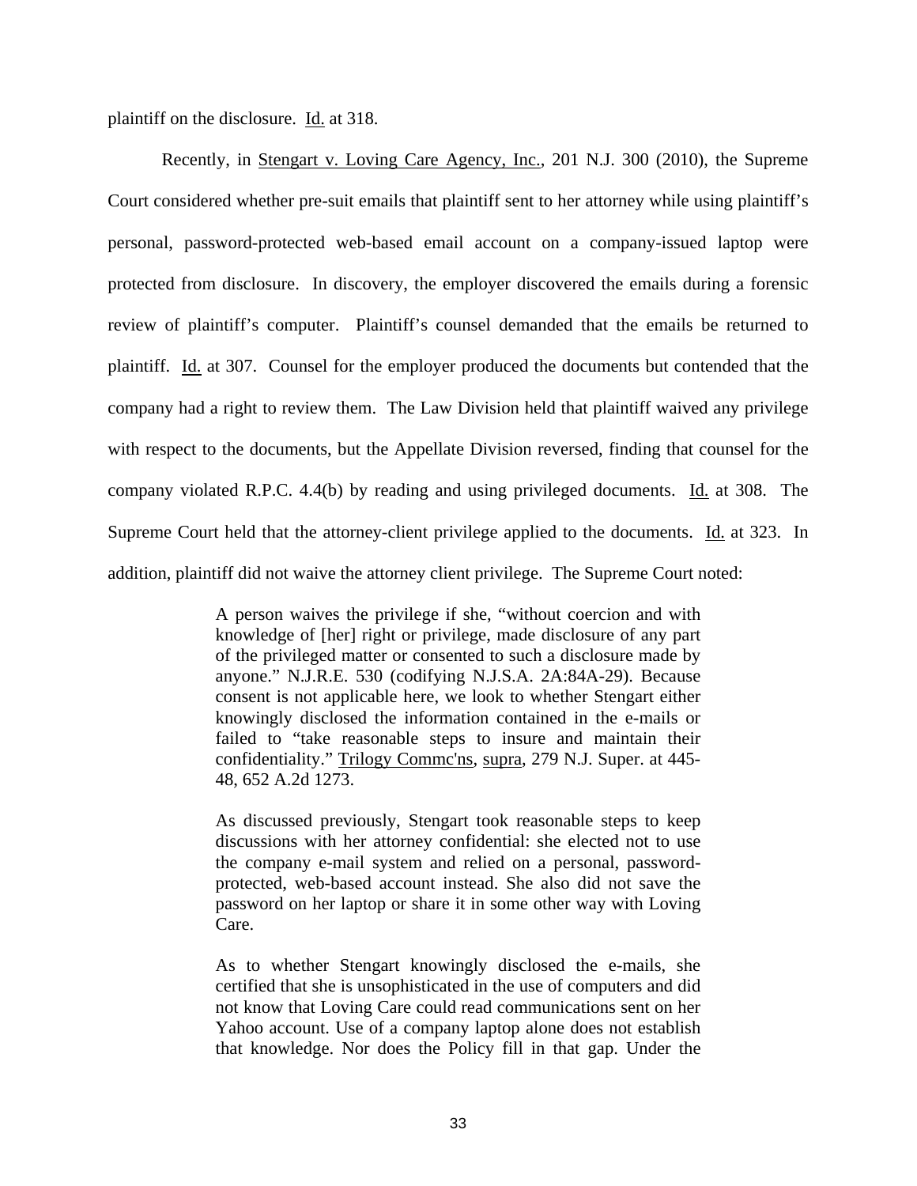plaintiff on the disclosure. Id. at 318.

Recently, in Stengart v. Loving Care Agency, Inc., 201 N.J. 300 (2010), the Supreme Court considered whether pre-suit emails that plaintiff sent to her attorney while using plaintiff's personal, password-protected web-based email account on a company-issued laptop were protected from disclosure. In discovery, the employer discovered the emails during a forensic review of plaintiff's computer. Plaintiff's counsel demanded that the emails be returned to plaintiff. Id. at 307. Counsel for the employer produced the documents but contended that the company had a right to review them. The Law Division held that plaintiff waived any privilege with respect to the documents, but the Appellate Division reversed, finding that counsel for the company violated R.P.C. 4.4(b) by reading and using privileged documents. Id. at 308. The Supreme Court held that the attorney-client privilege applied to the documents. Id. at 323. In addition, plaintiff did not waive the attorney client privilege. The Supreme Court noted:

> A person waives the privilege if she, "without coercion and with knowledge of [her] right or privilege, made disclosure of any part of the privileged matter or consented to such a disclosure made by anyone." N.J.R.E. 530 (codifying N.J.S.A. 2A:84A-29). Because consent is not applicable here, we look to whether Stengart either knowingly disclosed the information contained in the e-mails or failed to "take reasonable steps to insure and maintain their confidentiality." Trilogy Commc'ns, supra, 279 N.J. Super. at 445-48, 652 A.2d 1273.
>
> As discussed previously, Stengart took reasonable steps to keep discussions with her attorney confidential: she elected not to use the company e-mail system and relied on a personal, password-protected, web-based account instead. She also did not save the password on her laptop or share it in some other way with Loving Care.
>
> As to whether Stengart knowingly disclosed the e-mails, she certified that she is unsophisticated in the use of computers and did not know that Loving Care could read communications sent on her Yahoo account. Use of a company laptop alone does not establish that knowledge. Nor does the Policy fill in that gap. Under the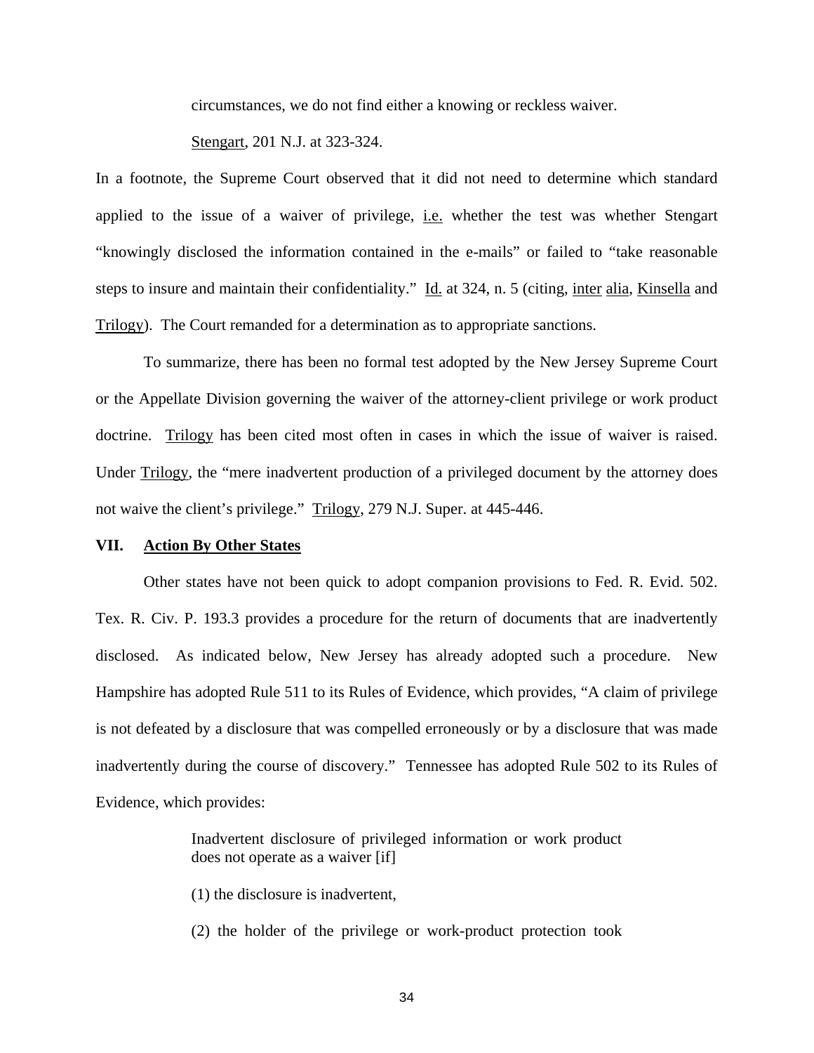circumstances, we do not find either a knowing or reckless waiver.

Stengart, 201 N.J. at 323-324.

In a footnote, the Supreme Court observed that it did not need to determine which standard applied to the issue of a waiver of privilege, i.e. whether the test was whether Stengart "knowingly disclosed the information contained in the e-mails" or failed to "take reasonable steps to insure and maintain their confidentiality." Id. at 324, n. 5 (citing, inter alia, Kinsella and Trilogy). The Court remanded for a determination as to appropriate sanctions.

To summarize, there has been no formal test adopted by the New Jersey Supreme Court or the Appellate Division governing the waiver of the attorney-client privilege or work product doctrine. Trilogy has been cited most often in cases in which the issue of waiver is raised. Under Trilogy, the "mere inadvertent production of a privileged document by the attorney does not waive the client's privilege." Trilogy, 279 N.J. Super. at 445-446.

## VII. Action By Other States

Other states have not been quick to adopt companion provisions to Fed. R. Evid. 502. Tex. R. Civ. P. 193.3 provides a procedure for the return of documents that are inadvertently disclosed. As indicated below, New Jersey has already adopted such a procedure. New Hampshire has adopted Rule 511 to its Rules of Evidence, which provides, "A claim of privilege is not defeated by a disclosure that was compelled erroneously or by a disclosure that was made inadvertently during the course of discovery." Tennessee has adopted Rule 502 to its Rules of Evidence, which provides:

> Inadvertent disclosure of privileged information or work product does not operate as a waiver [if]
>
> (1) the disclosure is inadvertent,
>
> (2) the holder of the privilege or work-product protection took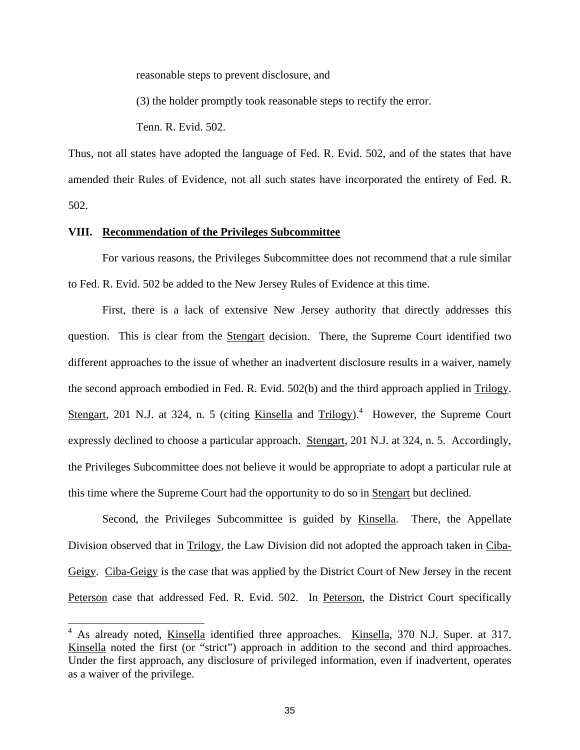reasonable steps to prevent disclosure, and

(3) the holder promptly took reasonable steps to rectify the error.

Tenn. R. Evid. 502.

Thus, not all states have adopted the language of Fed. R. Evid. 502, and of the states that have amended their Rules of Evidence, not all such states have incorporated the entirety of Fed. R. 502.

## VIII. Recommendation of the Privileges Subcommittee

For various reasons, the Privileges Subcommittee does not recommend that a rule similar to Fed. R. Evid. 502 be added to the New Jersey Rules of Evidence at this time.

First, there is a lack of extensive New Jersey authority that directly addresses this question. This is clear from the Stengart decision. There, the Supreme Court identified two different approaches to the issue of whether an inadvertent disclosure results in a waiver, namely the second approach embodied in Fed. R. Evid. 502(b) and the third approach applied in Trilogy. Stengart, 201 N.J. at 324, n. 5 (citing Kinsella and Trilogy).[4] However, the Supreme Court expressly declined to choose a particular approach. Stengart, 201 N.J. at 324, n. 5. Accordingly, the Privileges Subcommittee does not believe it would be appropriate to adopt a particular rule at this time where the Supreme Court had the opportunity to do so in Stengart but declined.

Second, the Privileges Subcommittee is guided by Kinsella. There, the Appellate Division observed that in Trilogy, the Law Division did not adopted the approach taken in Ciba-Geigy. Ciba-Geigy is the case that was applied by the District Court of New Jersey in the recent Peterson case that addressed Fed. R. Evid. 502. In Peterson, the District Court specifically

[4] As already noted, Kinsella identified three approaches. Kinsella, 370 N.J. Super. at 317. Kinsella noted the first (or "strict") approach in addition to the second and third approaches. Under the first approach, any disclosure of privileged information, even if inadvertent, operates as a waiver of the privilege.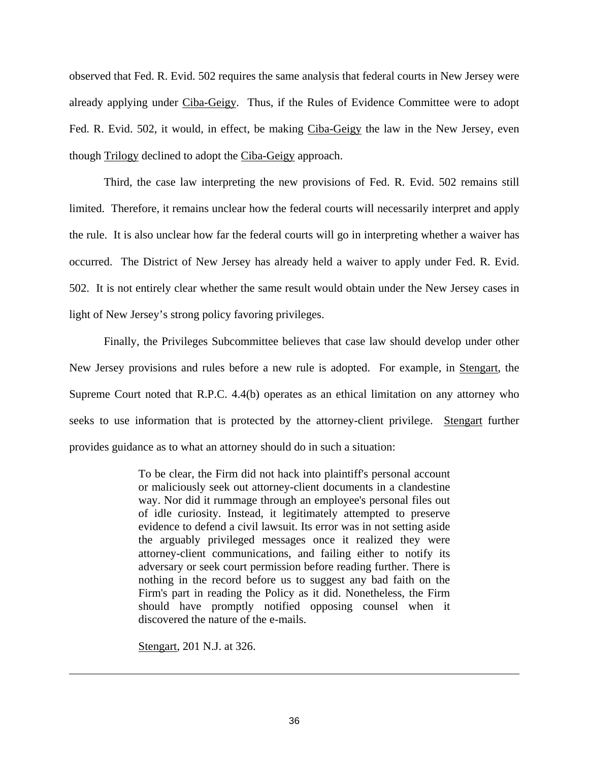observed that Fed. R. Evid. 502 requires the same analysis that federal courts in New Jersey were already applying under Ciba-Geigy. Thus, if the Rules of Evidence Committee were to adopt Fed. R. Evid. 502, it would, in effect, be making Ciba-Geigy the law in the New Jersey, even though Trilogy declined to adopt the Ciba-Geigy approach.

Third, the case law interpreting the new provisions of Fed. R. Evid. 502 remains still limited. Therefore, it remains unclear how the federal courts will necessarily interpret and apply the rule. It is also unclear how far the federal courts will go in interpreting whether a waiver has occurred. The District of New Jersey has already held a waiver to apply under Fed. R. Evid. 502. It is not entirely clear whether the same result would obtain under the New Jersey cases in light of New Jersey's strong policy favoring privileges.

Finally, the Privileges Subcommittee believes that case law should develop under other New Jersey provisions and rules before a new rule is adopted. For example, in Stengart, the Supreme Court noted that R.P.C. 4.4(b) operates as an ethical limitation on any attorney who seeks to use information that is protected by the attorney-client privilege. Stengart further provides guidance as to what an attorney should do in such a situation:

> To be clear, the Firm did not hack into plaintiff's personal account or maliciously seek out attorney-client documents in a clandestine way. Nor did it rummage through an employee's personal files out of idle curiosity. Instead, it legitimately attempted to preserve evidence to defend a civil lawsuit. Its error was in not setting aside the arguably privileged messages once it realized they were attorney-client communications, and failing either to notify its adversary or seek court permission before reading further. There is nothing in the record before us to suggest any bad faith on the Firm's part in reading the Policy as it did. Nonetheless, the Firm should have promptly notified opposing counsel when it discovered the nature of the e-mails.
>
> Stengart, 201 N.J. at 326.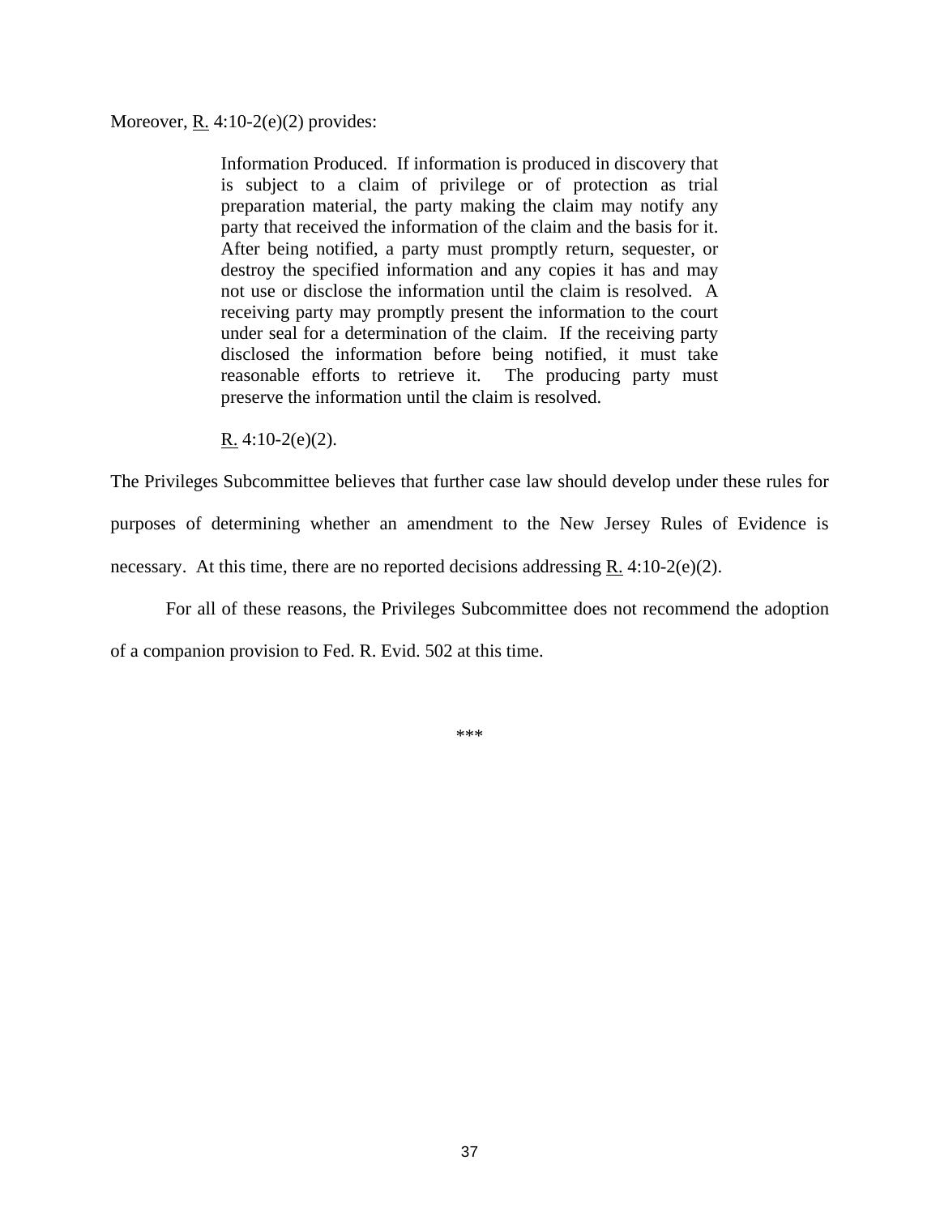Moreover, R. 4:10-2(e)(2) provides:

> Information Produced. If information is produced in discovery that is subject to a claim of privilege or of protection as trial preparation material, the party making the claim may notify any party that received the information of the claim and the basis for it. After being notified, a party must promptly return, sequester, or destroy the specified information and any copies it has and may not use or disclose the information until the claim is resolved. A receiving party may promptly present the information to the court under seal for a determination of the claim. If the receiving party disclosed the information before being notified, it must take reasonable efforts to retrieve it. The producing party must preserve the information until the claim is resolved.
>
> R. 4:10-2(e)(2).

The Privileges Subcommittee believes that further case law should develop under these rules for purposes of determining whether an amendment to the New Jersey Rules of Evidence is necessary. At this time, there are no reported decisions addressing R. 4:10-2(e)(2).

For all of these reasons, the Privileges Subcommittee does not recommend the adoption of a companion provision to Fed. R. Evid. 502 at this time.

***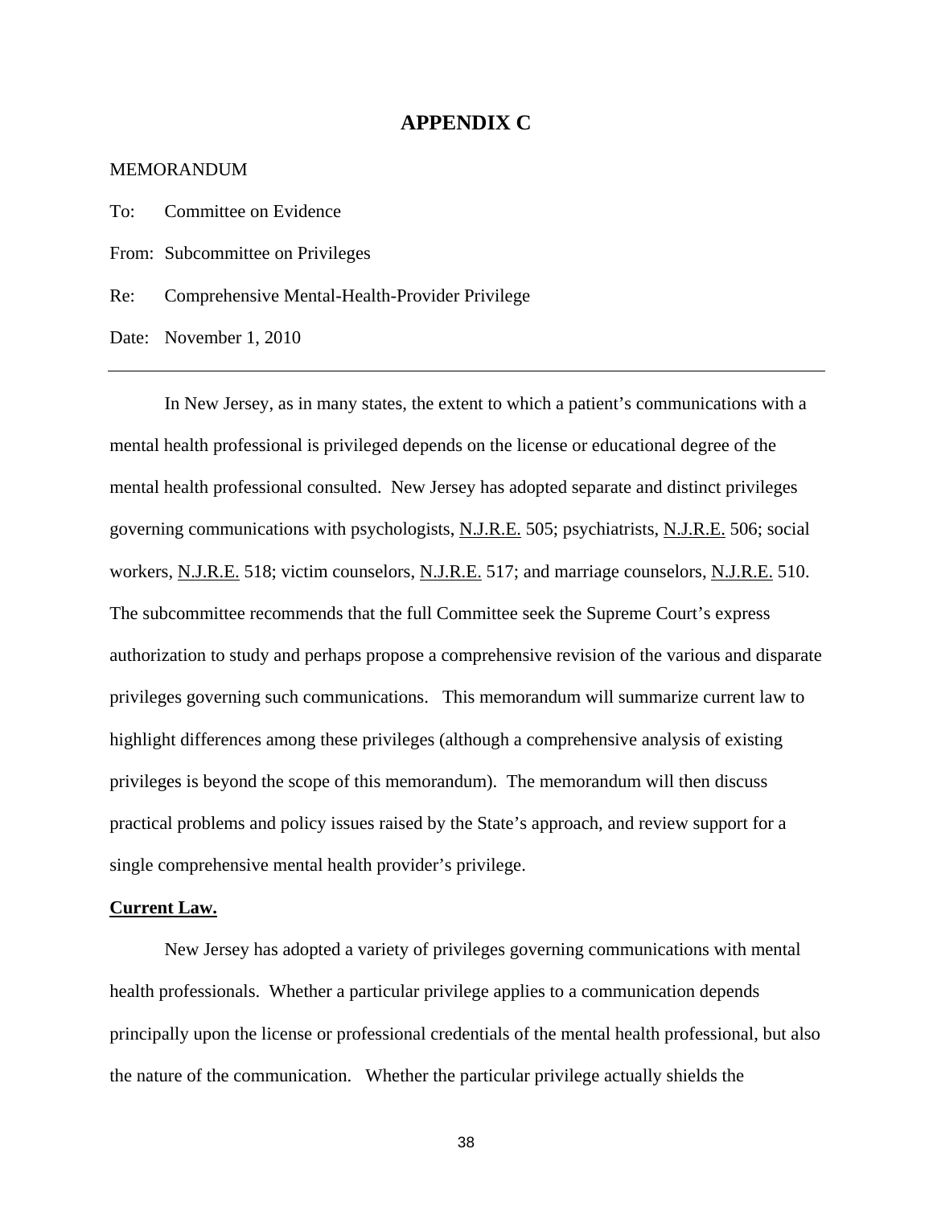# APPENDIX C

MEMORANDUM

To: Committee on Evidence

From: Subcommittee on Privileges

Re: Comprehensive Mental-Health-Provider Privilege

Date: November 1, 2010

---

In New Jersey, as in many states, the extent to which a patient's communications with a mental health professional is privileged depends on the license or educational degree of the mental health professional consulted. New Jersey has adopted separate and distinct privileges governing communications with psychologists, N.J.R.E. 505; psychiatrists, N.J.R.E. 506; social workers, N.J.R.E. 518; victim counselors, N.J.R.E. 517; and marriage counselors, N.J.R.E. 510. The subcommittee recommends that the full Committee seek the Supreme Court's express authorization to study and perhaps propose a comprehensive revision of the various and disparate privileges governing such communications. This memorandum will summarize current law to highlight differences among these privileges (although a comprehensive analysis of existing privileges is beyond the scope of this memorandum). The memorandum will then discuss practical problems and policy issues raised by the State's approach, and review support for a single comprehensive mental health provider's privilege.

**Current Law.**

New Jersey has adopted a variety of privileges governing communications with mental health professionals. Whether a particular privilege applies to a communication depends principally upon the license or professional credentials of the mental health professional, but also the nature of the communication. Whether the particular privilege actually shields the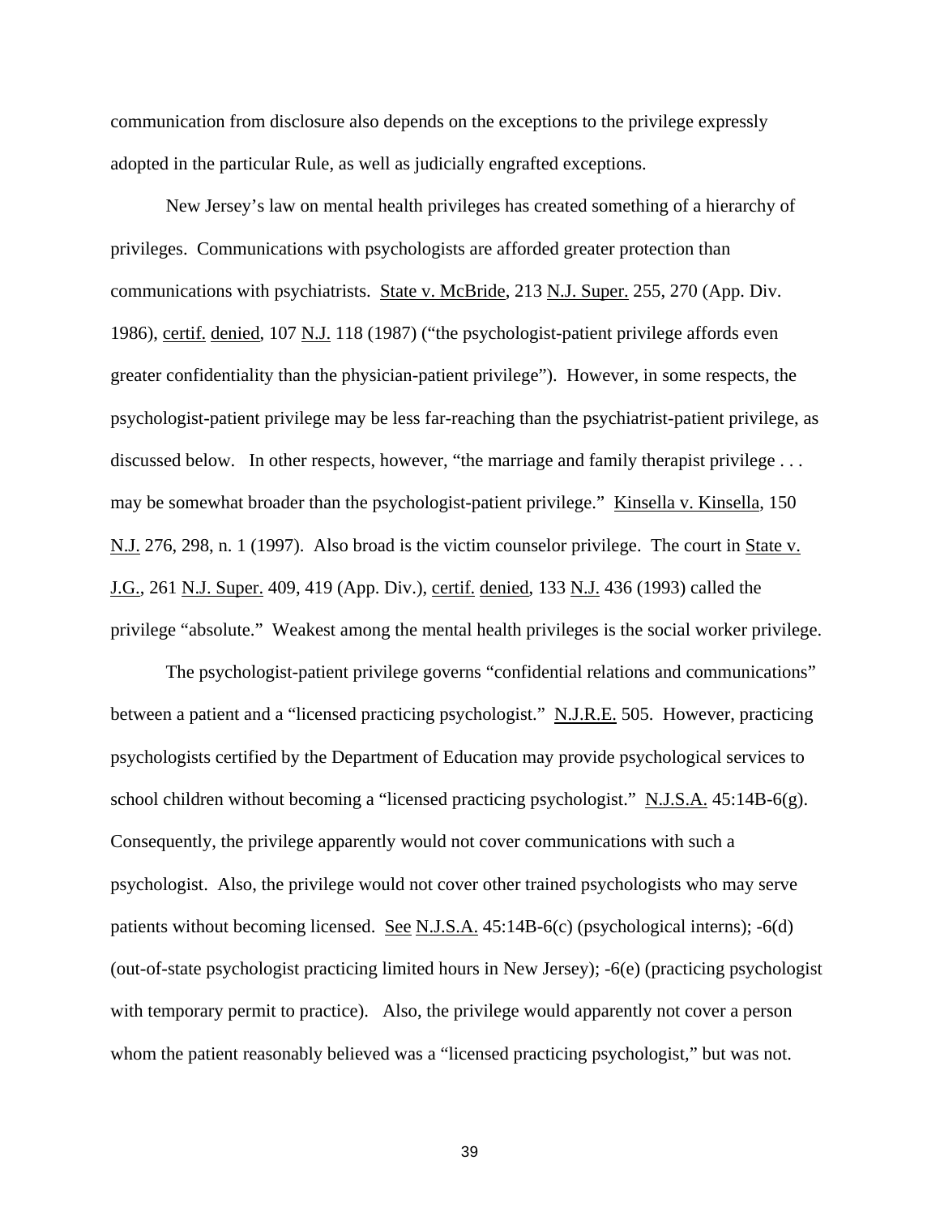communication from disclosure also depends on the exceptions to the privilege expressly adopted in the particular Rule, as well as judicially engrafted exceptions.

New Jersey's law on mental health privileges has created something of a hierarchy of privileges. Communications with psychologists are afforded greater protection than communications with psychiatrists. State v. McBride, 213 N.J. Super. 255, 270 (App. Div. 1986), certif. denied, 107 N.J. 118 (1987) ("the psychologist-patient privilege affords even greater confidentiality than the physician-patient privilege"). However, in some respects, the psychologist-patient privilege may be less far-reaching than the psychiatrist-patient privilege, as discussed below. In other respects, however, "the marriage and family therapist privilege . . . may be somewhat broader than the psychologist-patient privilege." Kinsella v. Kinsella, 150 N.J. 276, 298, n. 1 (1997). Also broad is the victim counselor privilege. The court in State v. J.G., 261 N.J. Super. 409, 419 (App. Div.), certif. denied, 133 N.J. 436 (1993) called the privilege "absolute." Weakest among the mental health privileges is the social worker privilege.

The psychologist-patient privilege governs "confidential relations and communications" between a patient and a "licensed practicing psychologist." N.J.R.E. 505. However, practicing psychologists certified by the Department of Education may provide psychological services to school children without becoming a "licensed practicing psychologist." N.J.S.A. 45:14B-6(g). Consequently, the privilege apparently would not cover communications with such a psychologist. Also, the privilege would not cover other trained psychologists who may serve patients without becoming licensed. See N.J.S.A. 45:14B-6(c) (psychological interns); -6(d) (out-of-state psychologist practicing limited hours in New Jersey); -6(e) (practicing psychologist with temporary permit to practice). Also, the privilege would apparently not cover a person whom the patient reasonably believed was a "licensed practicing psychologist," but was not.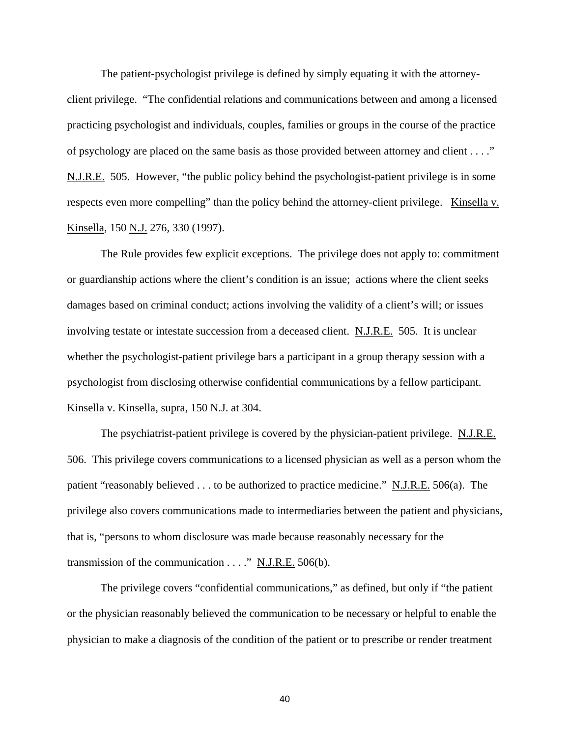The patient-psychologist privilege is defined by simply equating it with the attorney-client privilege. "The confidential relations and communications between and among a licensed practicing psychologist and individuals, couples, families or groups in the course of the practice of psychology are placed on the same basis as those provided between attorney and client . . . ." N.J.R.E. 505. However, "the public policy behind the psychologist-patient privilege is in some respects even more compelling" than the policy behind the attorney-client privilege. Kinsella v. Kinsella, 150 N.J. 276, 330 (1997).

The Rule provides few explicit exceptions. The privilege does not apply to: commitment or guardianship actions where the client's condition is an issue; actions where the client seeks damages based on criminal conduct; actions involving the validity of a client's will; or issues involving testate or intestate succession from a deceased client. N.J.R.E. 505. It is unclear whether the psychologist-patient privilege bars a participant in a group therapy session with a psychologist from disclosing otherwise confidential communications by a fellow participant. Kinsella v. Kinsella, supra, 150 N.J. at 304.

The psychiatrist-patient privilege is covered by the physician-patient privilege. N.J.R.E. 506. This privilege covers communications to a licensed physician as well as a person whom the patient "reasonably believed . . . to be authorized to practice medicine." N.J.R.E. 506(a). The privilege also covers communications made to intermediaries between the patient and physicians, that is, "persons to whom disclosure was made because reasonably necessary for the transmission of the communication . . . ." N.J.R.E. 506(b).

The privilege covers "confidential communications," as defined, but only if "the patient or the physician reasonably believed the communication to be necessary or helpful to enable the physician to make a diagnosis of the condition of the patient or to prescribe or render treatment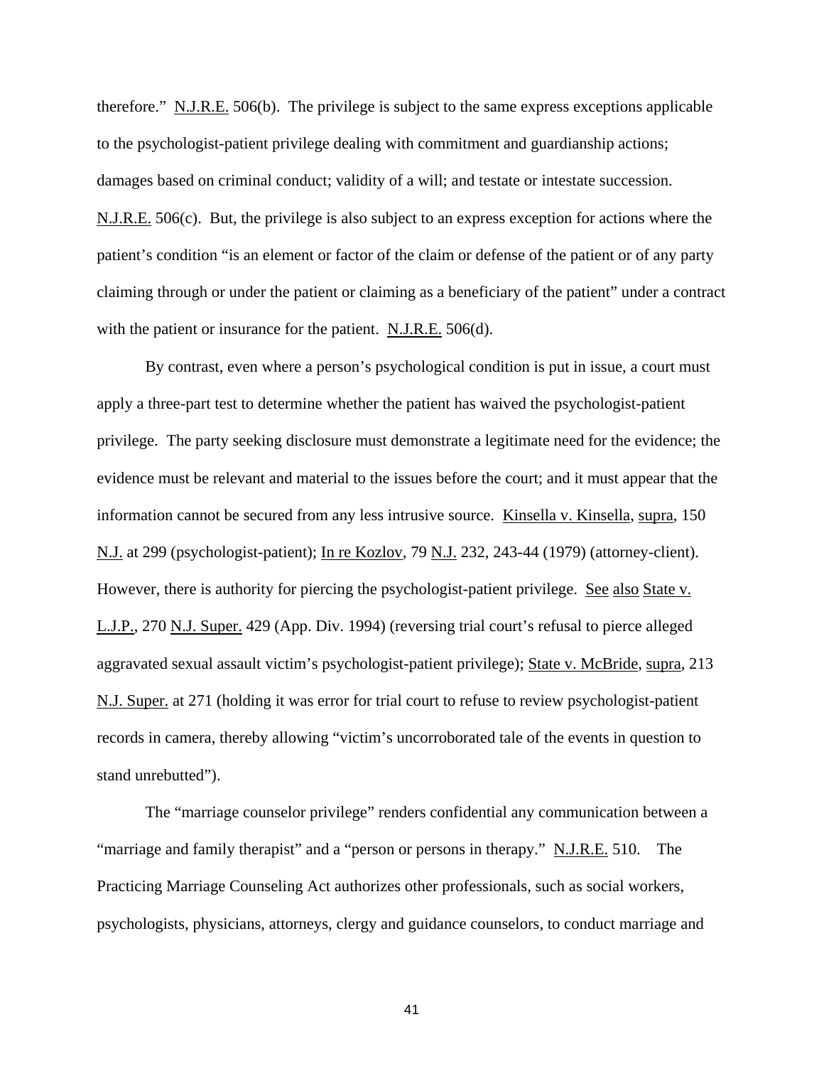therefore." N.J.R.E. 506(b). The privilege is subject to the same express exceptions applicable to the psychologist-patient privilege dealing with commitment and guardianship actions; damages based on criminal conduct; validity of a will; and testate or intestate succession. N.J.R.E. 506(c). But, the privilege is also subject to an express exception for actions where the patient's condition "is an element or factor of the claim or defense of the patient or of any party claiming through or under the patient or claiming as a beneficiary of the patient" under a contract with the patient or insurance for the patient. N.J.R.E. 506(d).

By contrast, even where a person's psychological condition is put in issue, a court must apply a three-part test to determine whether the patient has waived the psychologist-patient privilege. The party seeking disclosure must demonstrate a legitimate need for the evidence; the evidence must be relevant and material to the issues before the court; and it must appear that the information cannot be secured from any less intrusive source. Kinsella v. Kinsella, supra, 150 N.J. at 299 (psychologist-patient); In re Kozlov, 79 N.J. 232, 243-44 (1979) (attorney-client). However, there is authority for piercing the psychologist-patient privilege. See also State v. L.J.P., 270 N.J. Super. 429 (App. Div. 1994) (reversing trial court's refusal to pierce alleged aggravated sexual assault victim's psychologist-patient privilege); State v. McBride, supra, 213 N.J. Super. at 271 (holding it was error for trial court to refuse to review psychologist-patient records in camera, thereby allowing "victim's uncorroborated tale of the events in question to stand unrebutted").

The "marriage counselor privilege" renders confidential any communication between a "marriage and family therapist" and a "person or persons in therapy." N.J.R.E. 510. The Practicing Marriage Counseling Act authorizes other professionals, such as social workers, psychologists, physicians, attorneys, clergy and guidance counselors, to conduct marriage and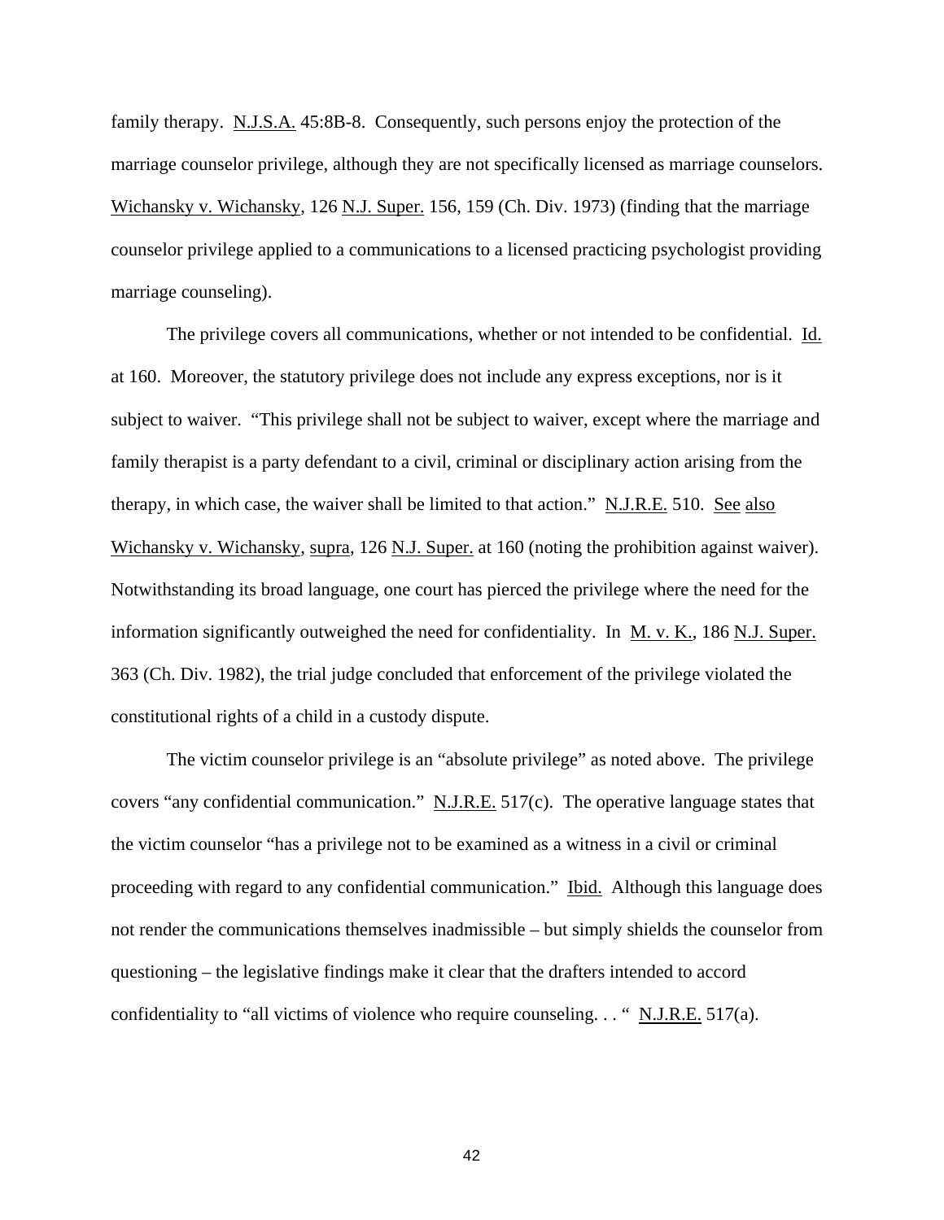family therapy. N.J.S.A. 45:8B-8. Consequently, such persons enjoy the protection of the marriage counselor privilege, although they are not specifically licensed as marriage counselors. Wichansky v. Wichansky, 126 N.J. Super. 156, 159 (Ch. Div. 1973) (finding that the marriage counselor privilege applied to a communications to a licensed practicing psychologist providing marriage counseling).

The privilege covers all communications, whether or not intended to be confidential. Id. at 160. Moreover, the statutory privilege does not include any express exceptions, nor is it subject to waiver. "This privilege shall not be subject to waiver, except where the marriage and family therapist is a party defendant to a civil, criminal or disciplinary action arising from the therapy, in which case, the waiver shall be limited to that action." N.J.R.E. 510. See also Wichansky v. Wichansky, supra, 126 N.J. Super. at 160 (noting the prohibition against waiver). Notwithstanding its broad language, one court has pierced the privilege where the need for the information significantly outweighed the need for confidentiality. In M. v. K., 186 N.J. Super. 363 (Ch. Div. 1982), the trial judge concluded that enforcement of the privilege violated the constitutional rights of a child in a custody dispute.

The victim counselor privilege is an "absolute privilege" as noted above. The privilege covers "any confidential communication." N.J.R.E. 517(c). The operative language states that the victim counselor "has a privilege not to be examined as a witness in a civil or criminal proceeding with regard to any confidential communication." Ibid. Although this language does not render the communications themselves inadmissible – but simply shields the counselor from questioning – the legislative findings make it clear that the drafters intended to accord confidentiality to "all victims of violence who require counseling. . . " N.J.R.E. 517(a).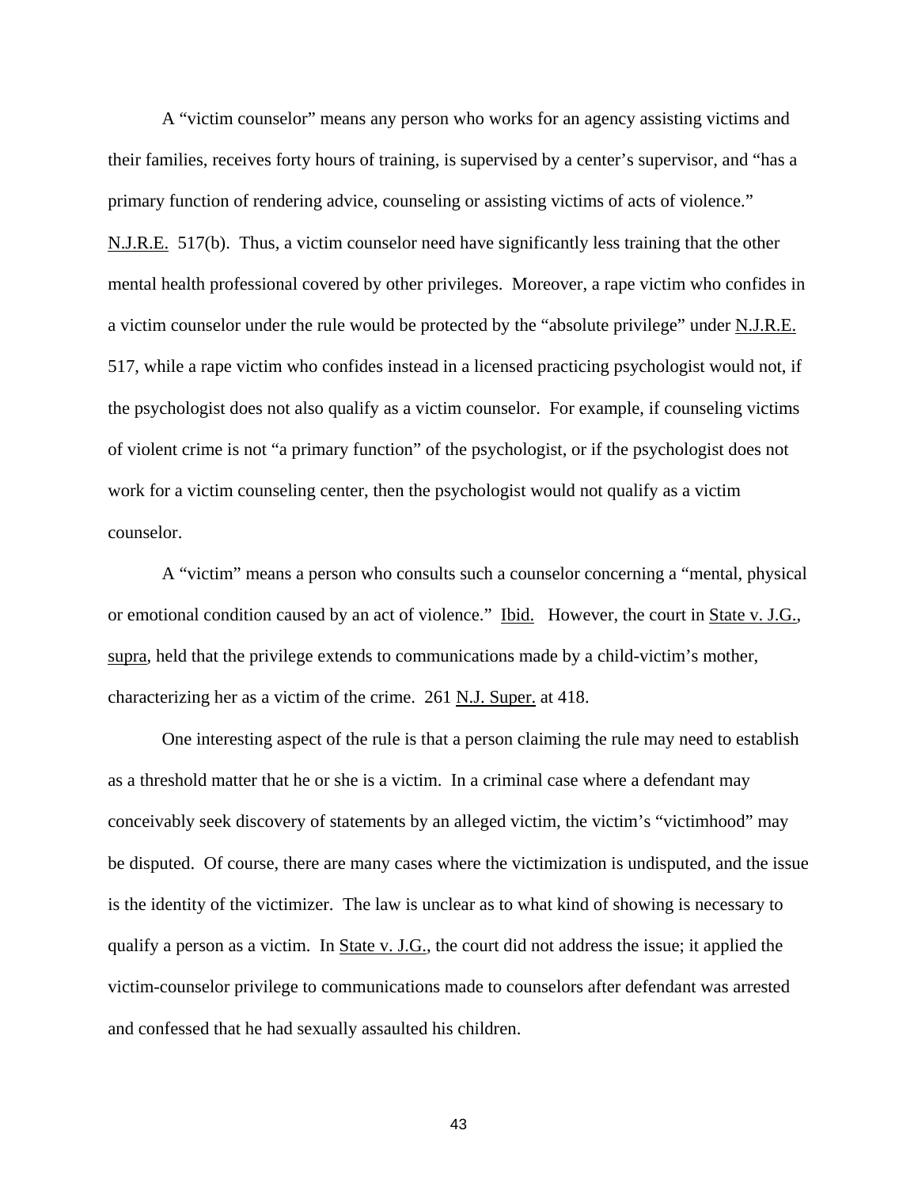A "victim counselor" means any person who works for an agency assisting victims and their families, receives forty hours of training, is supervised by a center's supervisor, and "has a primary function of rendering advice, counseling or assisting victims of acts of violence." N.J.R.E. 517(b). Thus, a victim counselor need have significantly less training that the other mental health professional covered by other privileges. Moreover, a rape victim who confides in a victim counselor under the rule would be protected by the "absolute privilege" under N.J.R.E. 517, while a rape victim who confides instead in a licensed practicing psychologist would not, if the psychologist does not also qualify as a victim counselor. For example, if counseling victims of violent crime is not "a primary function" of the psychologist, or if the psychologist does not work for a victim counseling center, then the psychologist would not qualify as a victim counselor.

A "victim" means a person who consults such a counselor concerning a "mental, physical or emotional condition caused by an act of violence." Ibid. However, the court in State v. J.G., supra, held that the privilege extends to communications made by a child-victim's mother, characterizing her as a victim of the crime. 261 N.J. Super. at 418.

One interesting aspect of the rule is that a person claiming the rule may need to establish as a threshold matter that he or she is a victim. In a criminal case where a defendant may conceivably seek discovery of statements by an alleged victim, the victim's "victimhood" may be disputed. Of course, there are many cases where the victimization is undisputed, and the issue is the identity of the victimizer. The law is unclear as to what kind of showing is necessary to qualify a person as a victim. In State v. J.G., the court did not address the issue; it applied the victim-counselor privilege to communications made to counselors after defendant was arrested and confessed that he had sexually assaulted his children.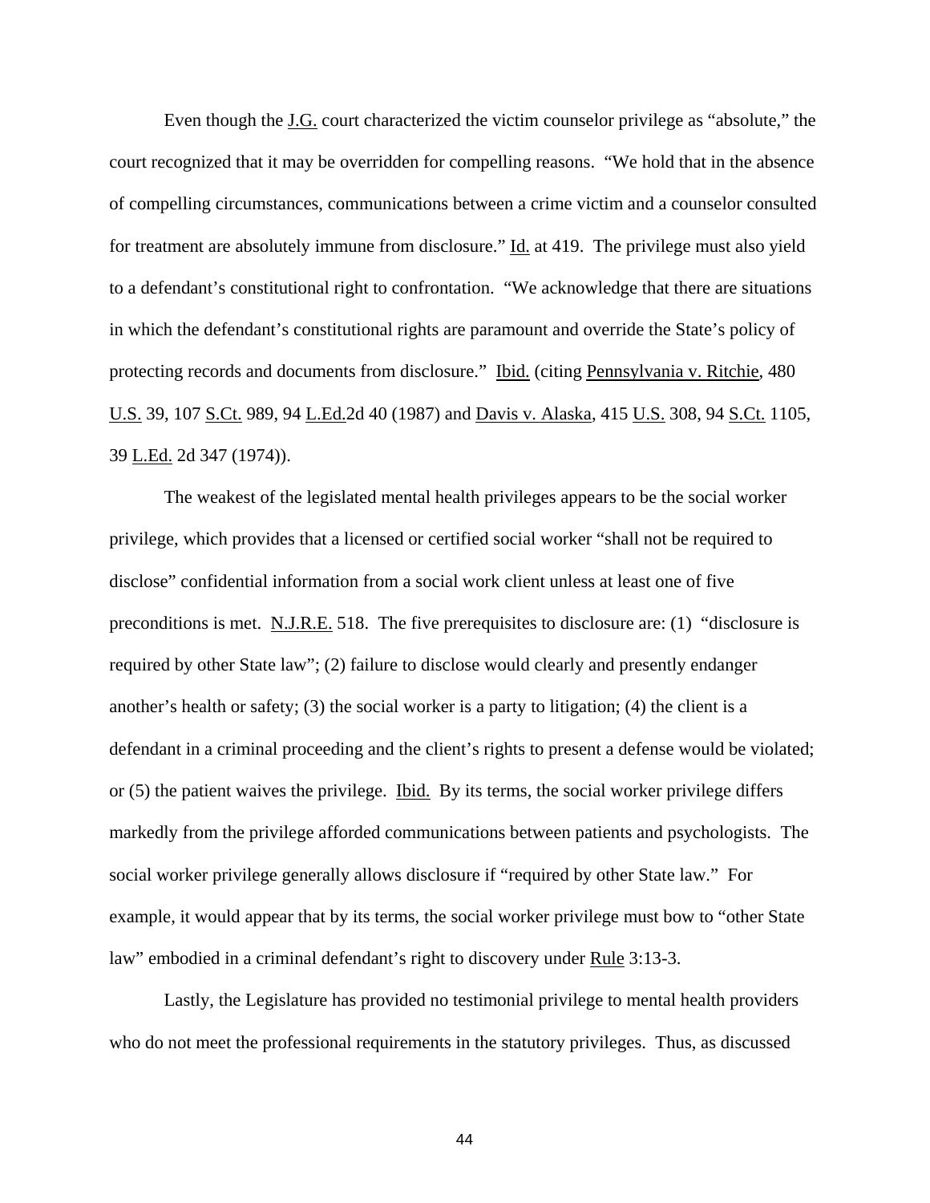Even though the J.G. court characterized the victim counselor privilege as "absolute," the court recognized that it may be overridden for compelling reasons. "We hold that in the absence of compelling circumstances, communications between a crime victim and a counselor consulted for treatment are absolutely immune from disclosure." Id. at 419. The privilege must also yield to a defendant's constitutional right to confrontation. "We acknowledge that there are situations in which the defendant's constitutional rights are paramount and override the State's policy of protecting records and documents from disclosure." Ibid. (citing Pennsylvania v. Ritchie, 480 U.S. 39, 107 S.Ct. 989, 94 L.Ed.2d 40 (1987) and Davis v. Alaska, 415 U.S. 308, 94 S.Ct. 1105, 39 L.Ed. 2d 347 (1974)).

The weakest of the legislated mental health privileges appears to be the social worker privilege, which provides that a licensed or certified social worker "shall not be required to disclose" confidential information from a social work client unless at least one of five preconditions is met. N.J.R.E. 518. The five prerequisites to disclosure are: (1) "disclosure is required by other State law"; (2) failure to disclose would clearly and presently endanger another's health or safety; (3) the social worker is a party to litigation; (4) the client is a defendant in a criminal proceeding and the client's rights to present a defense would be violated; or (5) the patient waives the privilege. Ibid. By its terms, the social worker privilege differs markedly from the privilege afforded communications between patients and psychologists. The social worker privilege generally allows disclosure if "required by other State law." For example, it would appear that by its terms, the social worker privilege must bow to "other State law" embodied in a criminal defendant's right to discovery under Rule 3:13-3.

Lastly, the Legislature has provided no testimonial privilege to mental health providers who do not meet the professional requirements in the statutory privileges. Thus, as discussed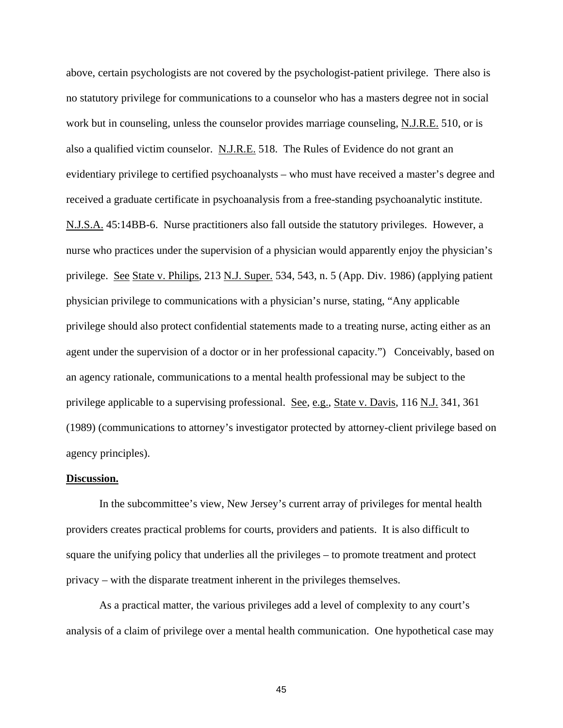above, certain psychologists are not covered by the psychologist-patient privilege. There also is no statutory privilege for communications to a counselor who has a masters degree not in social work but in counseling, unless the counselor provides marriage counseling, N.J.R.E. 510, or is also a qualified victim counselor. N.J.R.E. 518. The Rules of Evidence do not grant an evidentiary privilege to certified psychoanalysts – who must have received a master's degree and received a graduate certificate in psychoanalysis from a free-standing psychoanalytic institute. N.J.S.A. 45:14BB-6. Nurse practitioners also fall outside the statutory privileges. However, a nurse who practices under the supervision of a physician would apparently enjoy the physician's privilege. See State v. Philips, 213 N.J. Super. 534, 543, n. 5 (App. Div. 1986) (applying patient physician privilege to communications with a physician's nurse, stating, "Any applicable privilege should also protect confidential statements made to a treating nurse, acting either as an agent under the supervision of a doctor or in her professional capacity.") Conceivably, based on an agency rationale, communications to a mental health professional may be subject to the privilege applicable to a supervising professional. See, e.g., State v. Davis, 116 N.J. 341, 361 (1989) (communications to attorney's investigator protected by attorney-client privilege based on agency principles).

**Discussion.**

In the subcommittee's view, New Jersey's current array of privileges for mental health providers creates practical problems for courts, providers and patients. It is also difficult to square the unifying policy that underlies all the privileges – to promote treatment and protect privacy – with the disparate treatment inherent in the privileges themselves.

As a practical matter, the various privileges add a level of complexity to any court's analysis of a claim of privilege over a mental health communication. One hypothetical case may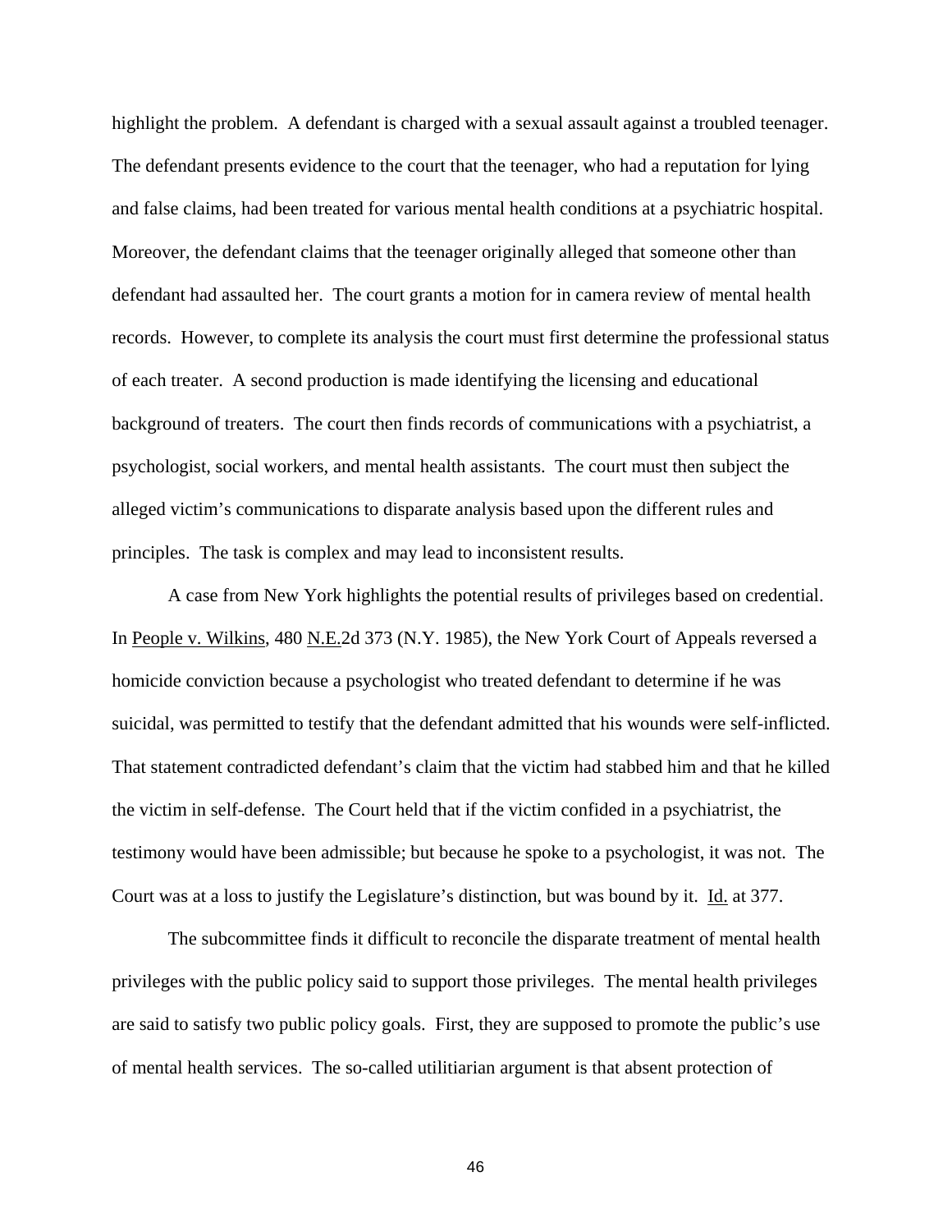highlight the problem. A defendant is charged with a sexual assault against a troubled teenager. The defendant presents evidence to the court that the teenager, who had a reputation for lying and false claims, had been treated for various mental health conditions at a psychiatric hospital. Moreover, the defendant claims that the teenager originally alleged that someone other than defendant had assaulted her. The court grants a motion for in camera review of mental health records. However, to complete its analysis the court must first determine the professional status of each treater. A second production is made identifying the licensing and educational background of treaters. The court then finds records of communications with a psychiatrist, a psychologist, social workers, and mental health assistants. The court must then subject the alleged victim's communications to disparate analysis based upon the different rules and principles. The task is complex and may lead to inconsistent results.

A case from New York highlights the potential results of privileges based on credential. In People v. Wilkins, 480 N.E.2d 373 (N.Y. 1985), the New York Court of Appeals reversed a homicide conviction because a psychologist who treated defendant to determine if he was suicidal, was permitted to testify that the defendant admitted that his wounds were self-inflicted. That statement contradicted defendant's claim that the victim had stabbed him and that he killed the victim in self-defense. The Court held that if the victim confided in a psychiatrist, the testimony would have been admissible; but because he spoke to a psychologist, it was not. The Court was at a loss to justify the Legislature's distinction, but was bound by it. Id. at 377.

The subcommittee finds it difficult to reconcile the disparate treatment of mental health privileges with the public policy said to support those privileges. The mental health privileges are said to satisfy two public policy goals. First, they are supposed to promote the public's use of mental health services. The so-called utilitiarian argument is that absent protection of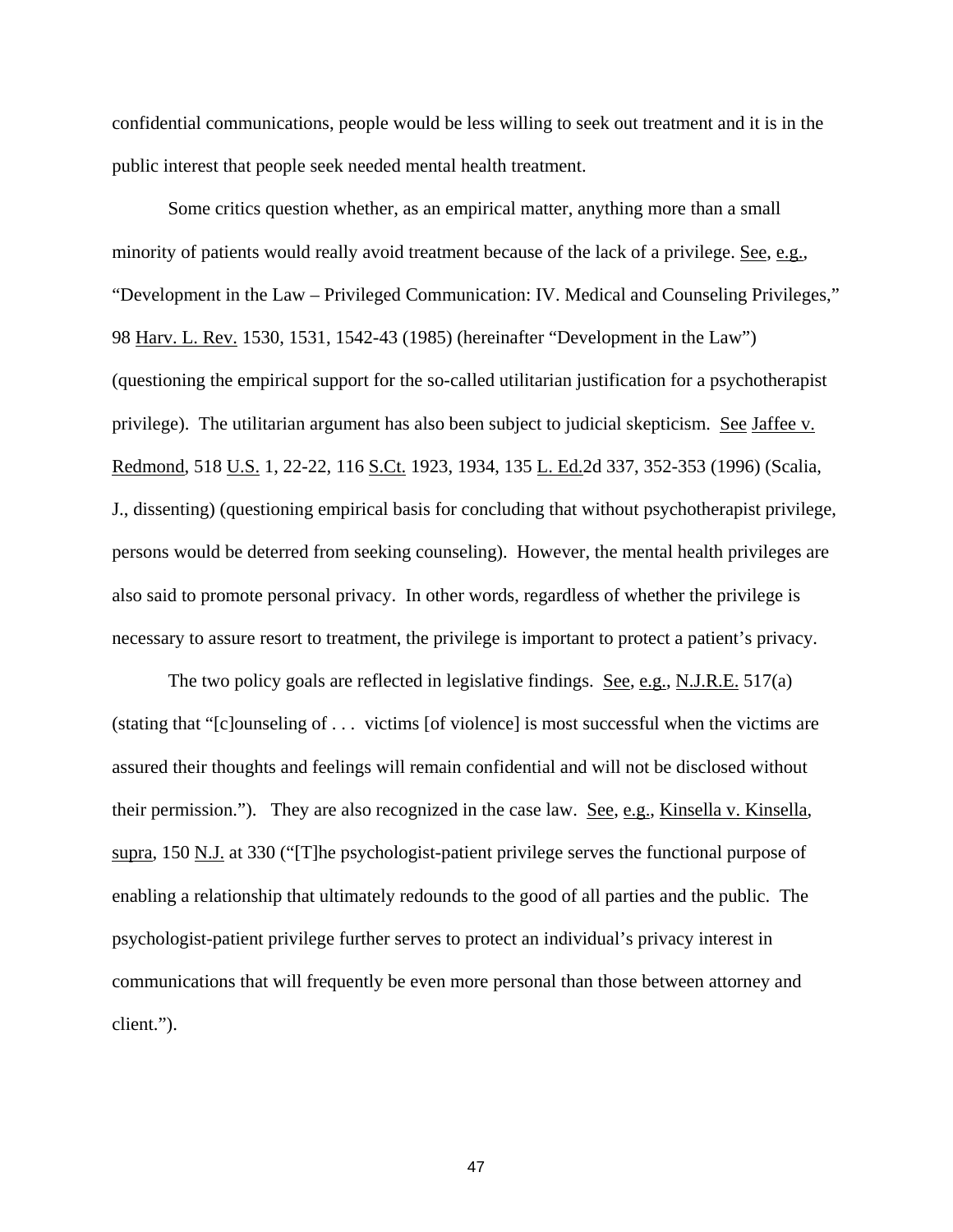confidential communications, people would be less willing to seek out treatment and it is in the public interest that people seek needed mental health treatment.

Some critics question whether, as an empirical matter, anything more than a small minority of patients would really avoid treatment because of the lack of a privilege. See, e.g., "Development in the Law – Privileged Communication: IV. Medical and Counseling Privileges," 98 Harv. L. Rev. 1530, 1531, 1542-43 (1985) (hereinafter "Development in the Law") (questioning the empirical support for the so-called utilitarian justification for a psychotherapist privilege). The utilitarian argument has also been subject to judicial skepticism. See Jaffee v. Redmond, 518 U.S. 1, 22-22, 116 S.Ct. 1923, 1934, 135 L. Ed.2d 337, 352-353 (1996) (Scalia, J., dissenting) (questioning empirical basis for concluding that without psychotherapist privilege, persons would be deterred from seeking counseling). However, the mental health privileges are also said to promote personal privacy. In other words, regardless of whether the privilege is necessary to assure resort to treatment, the privilege is important to protect a patient's privacy.

The two policy goals are reflected in legislative findings. See, e.g., N.J.R.E. 517(a) (stating that "[c]ounseling of . . . victims [of violence] is most successful when the victims are assured their thoughts and feelings will remain confidential and will not be disclosed without their permission."). They are also recognized in the case law. See, e.g., Kinsella v. Kinsella, supra, 150 N.J. at 330 ("[T]he psychologist-patient privilege serves the functional purpose of enabling a relationship that ultimately redounds to the good of all parties and the public. The psychologist-patient privilege further serves to protect an individual's privacy interest in communications that will frequently be even more personal than those between attorney and client.").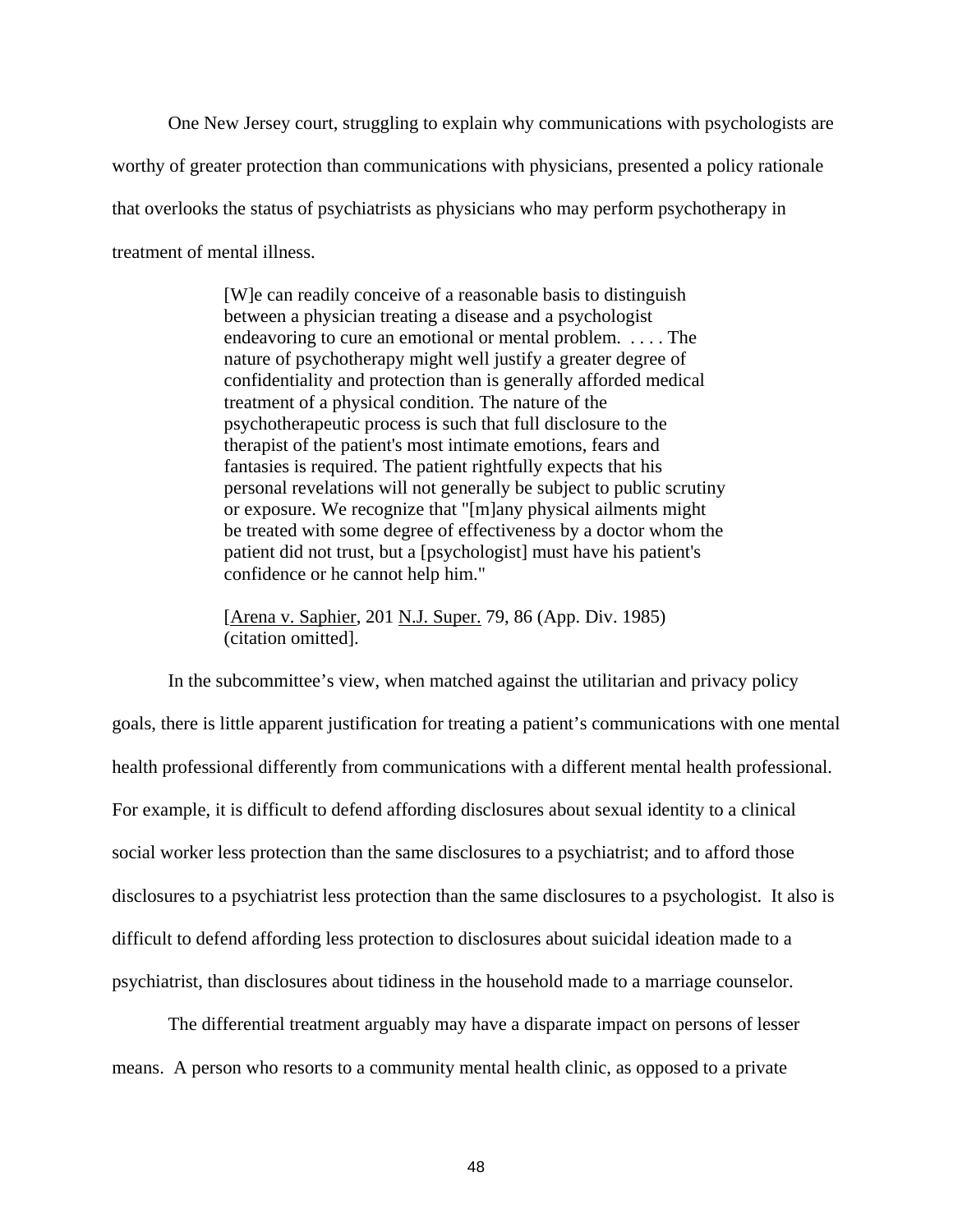One New Jersey court, struggling to explain why communications with psychologists are worthy of greater protection than communications with physicians, presented a policy rationale that overlooks the status of psychiatrists as physicians who may perform psychotherapy in treatment of mental illness.

> [W]e can readily conceive of a reasonable basis to distinguish between a physician treating a disease and a psychologist endeavoring to cure an emotional or mental problem. . . . . The nature of psychotherapy might well justify a greater degree of confidentiality and protection than is generally afforded medical treatment of a physical condition. The nature of the psychotherapeutic process is such that full disclosure to the therapist of the patient's most intimate emotions, fears and fantasies is required. The patient rightfully expects that his personal revelations will not generally be subject to public scrutiny or exposure. We recognize that "[m]any physical ailments might be treated with some degree of effectiveness by a doctor whom the patient did not trust, but a [psychologist] must have his patient's confidence or he cannot help him."
>
> [Arena v. Saphier, 201 N.J. Super. 79, 86 (App. Div. 1985) (citation omitted].

In the subcommittee's view, when matched against the utilitarian and privacy policy goals, there is little apparent justification for treating a patient's communications with one mental health professional differently from communications with a different mental health professional. For example, it is difficult to defend affording disclosures about sexual identity to a clinical social worker less protection than the same disclosures to a psychiatrist; and to afford those disclosures to a psychiatrist less protection than the same disclosures to a psychologist. It also is difficult to defend affording less protection to disclosures about suicidal ideation made to a psychiatrist, than disclosures about tidiness in the household made to a marriage counselor.

The differential treatment arguably may have a disparate impact on persons of lesser means. A person who resorts to a community mental health clinic, as opposed to a private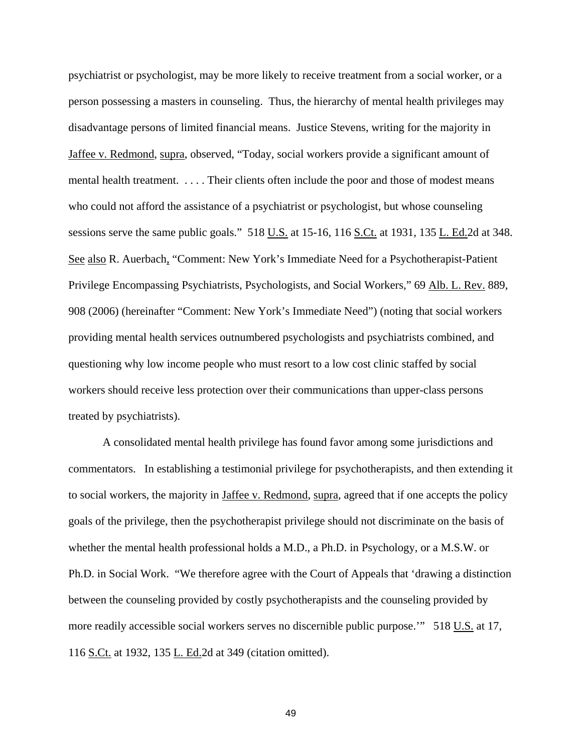psychiatrist or psychologist, may be more likely to receive treatment from a social worker, or a person possessing a masters in counseling. Thus, the hierarchy of mental health privileges may disadvantage persons of limited financial means. Justice Stevens, writing for the majority in Jaffee v. Redmond, supra, observed, "Today, social workers provide a significant amount of mental health treatment. . . . . Their clients often include the poor and those of modest means who could not afford the assistance of a psychiatrist or psychologist, but whose counseling sessions serve the same public goals." 518 U.S. at 15-16, 116 S.Ct. at 1931, 135 L. Ed.2d at 348. See also R. Auerbach, "Comment: New York's Immediate Need for a Psychotherapist-Patient Privilege Encompassing Psychiatrists, Psychologists, and Social Workers," 69 Alb. L. Rev. 889, 908 (2006) (hereinafter "Comment: New York's Immediate Need") (noting that social workers providing mental health services outnumbered psychologists and psychiatrists combined, and questioning why low income people who must resort to a low cost clinic staffed by social workers should receive less protection over their communications than upper-class persons treated by psychiatrists).

A consolidated mental health privilege has found favor among some jurisdictions and commentators. In establishing a testimonial privilege for psychotherapists, and then extending it to social workers, the majority in Jaffee v. Redmond, supra, agreed that if one accepts the policy goals of the privilege, then the psychotherapist privilege should not discriminate on the basis of whether the mental health professional holds a M.D., a Ph.D. in Psychology, or a M.S.W. or Ph.D. in Social Work. "We therefore agree with the Court of Appeals that 'drawing a distinction between the counseling provided by costly psychotherapists and the counseling provided by more readily accessible social workers serves no discernible public purpose.'" 518 U.S. at 17, 116 S.Ct. at 1932, 135 L. Ed.2d at 349 (citation omitted).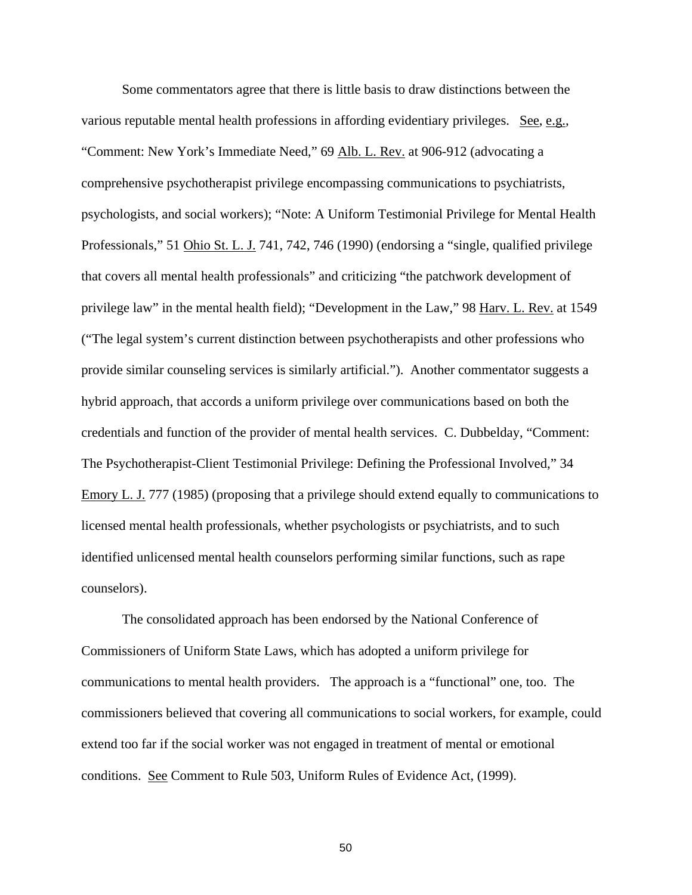Some commentators agree that there is little basis to draw distinctions between the various reputable mental health professions in affording evidentiary privileges. See, e.g., "Comment: New York's Immediate Need," 69 Alb. L. Rev. at 906-912 (advocating a comprehensive psychotherapist privilege encompassing communications to psychiatrists, psychologists, and social workers); "Note: A Uniform Testimonial Privilege for Mental Health Professionals," 51 Ohio St. L. J. 741, 742, 746 (1990) (endorsing a "single, qualified privilege that covers all mental health professionals" and criticizing "the patchwork development of privilege law" in the mental health field); "Development in the Law," 98 Harv. L. Rev. at 1549 ("The legal system's current distinction between psychotherapists and other professions who provide similar counseling services is similarly artificial."). Another commentator suggests a hybrid approach, that accords a uniform privilege over communications based on both the credentials and function of the provider of mental health services. C. Dubbelday, "Comment: The Psychotherapist-Client Testimonial Privilege: Defining the Professional Involved," 34 Emory L. J. 777 (1985) (proposing that a privilege should extend equally to communications to licensed mental health professionals, whether psychologists or psychiatrists, and to such identified unlicensed mental health counselors performing similar functions, such as rape counselors).

The consolidated approach has been endorsed by the National Conference of Commissioners of Uniform State Laws, which has adopted a uniform privilege for communications to mental health providers. The approach is a "functional" one, too. The commissioners believed that covering all communications to social workers, for example, could extend too far if the social worker was not engaged in treatment of mental or emotional conditions. See Comment to Rule 503, Uniform Rules of Evidence Act, (1999).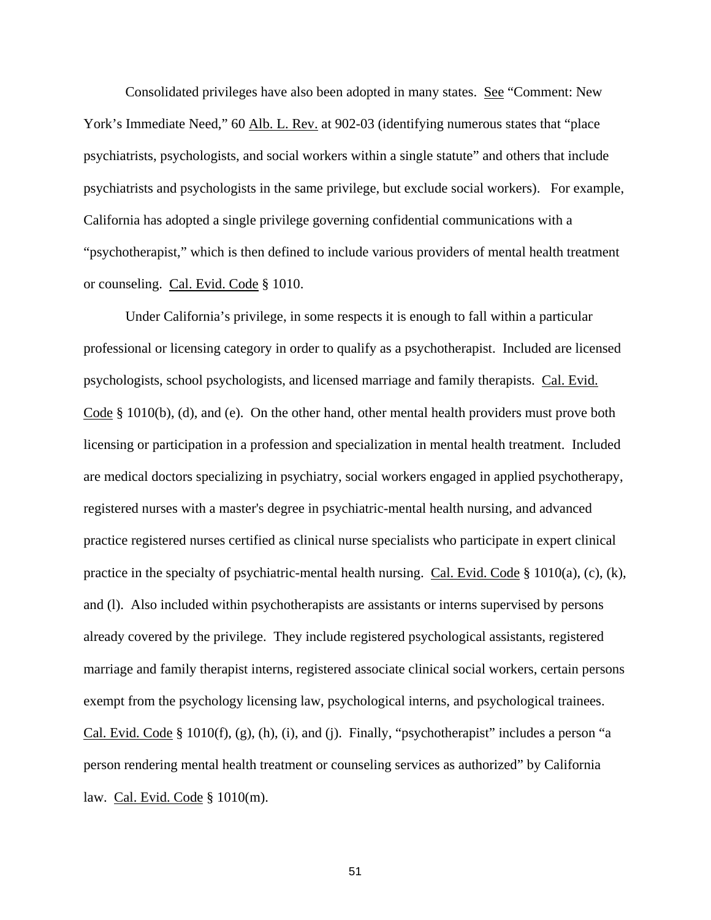Consolidated privileges have also been adopted in many states. See "Comment: New York's Immediate Need," 60 Alb. L. Rev. at 902-03 (identifying numerous states that "place psychiatrists, psychologists, and social workers within a single statute" and others that include psychiatrists and psychologists in the same privilege, but exclude social workers). For example, California has adopted a single privilege governing confidential communications with a "psychotherapist," which is then defined to include various providers of mental health treatment or counseling. Cal. Evid. Code § 1010.

Under California's privilege, in some respects it is enough to fall within a particular professional or licensing category in order to qualify as a psychotherapist. Included are licensed psychologists, school psychologists, and licensed marriage and family therapists. Cal. Evid. Code § 1010(b), (d), and (e). On the other hand, other mental health providers must prove both licensing or participation in a profession and specialization in mental health treatment. Included are medical doctors specializing in psychiatry, social workers engaged in applied psychotherapy, registered nurses with a master's degree in psychiatric-mental health nursing, and advanced practice registered nurses certified as clinical nurse specialists who participate in expert clinical practice in the specialty of psychiatric-mental health nursing. Cal. Evid. Code § 1010(a), (c), (k), and (l). Also included within psychotherapists are assistants or interns supervised by persons already covered by the privilege. They include registered psychological assistants, registered marriage and family therapist interns, registered associate clinical social workers, certain persons exempt from the psychology licensing law, psychological interns, and psychological trainees. Cal. Evid. Code § 1010(f), (g), (h), (i), and (j). Finally, "psychotherapist" includes a person "a person rendering mental health treatment or counseling services as authorized" by California law. Cal. Evid. Code § 1010(m).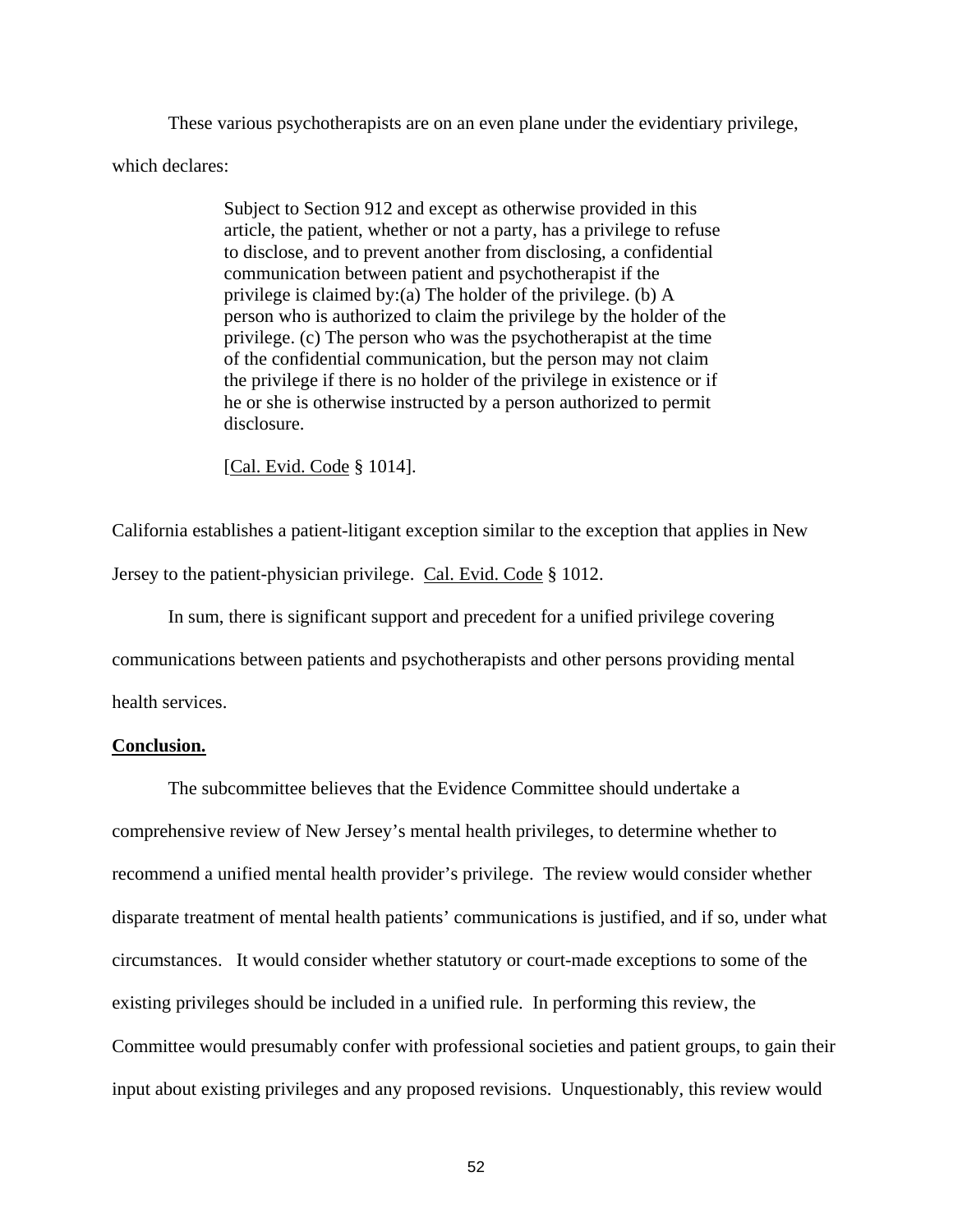These various psychotherapists are on an even plane under the evidentiary privilege, which declares:

> Subject to Section 912 and except as otherwise provided in this article, the patient, whether or not a party, has a privilege to refuse to disclose, and to prevent another from disclosing, a confidential communication between patient and psychotherapist if the privilege is claimed by:(a) The holder of the privilege. (b) A person who is authorized to claim the privilege by the holder of the privilege. (c) The person who was the psychotherapist at the time of the confidential communication, but the person may not claim the privilege if there is no holder of the privilege in existence or if he or she is otherwise instructed by a person authorized to permit disclosure.
>
> [Cal. Evid. Code § 1014].

California establishes a patient-litigant exception similar to the exception that applies in New Jersey to the patient-physician privilege. Cal. Evid. Code § 1012.

In sum, there is significant support and precedent for a unified privilege covering communications between patients and psychotherapists and other persons providing mental health services.

**Conclusion.**

The subcommittee believes that the Evidence Committee should undertake a comprehensive review of New Jersey's mental health privileges, to determine whether to recommend a unified mental health provider's privilege. The review would consider whether disparate treatment of mental health patients' communications is justified, and if so, under what circumstances. It would consider whether statutory or court-made exceptions to some of the existing privileges should be included in a unified rule. In performing this review, the Committee would presumably confer with professional societies and patient groups, to gain their input about existing privileges and any proposed revisions. Unquestionably, this review would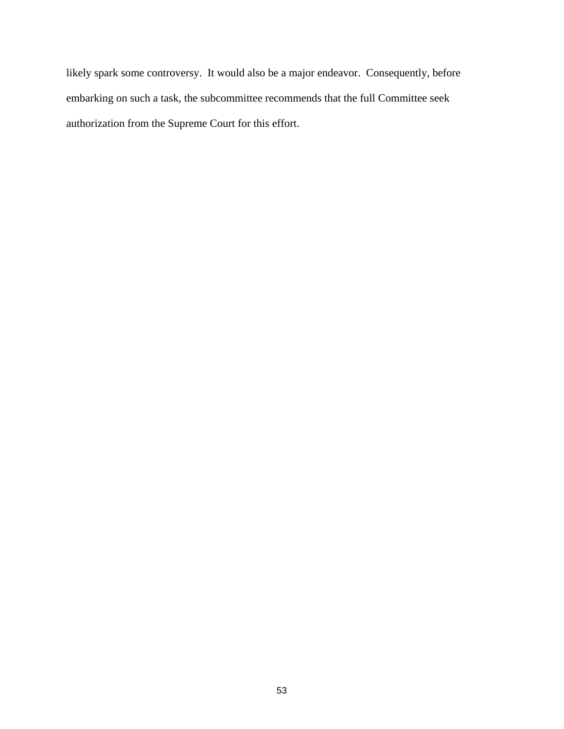likely spark some controversy. It would also be a major endeavor. Consequently, before embarking on such a task, the subcommittee recommends that the full Committee seek authorization from the Supreme Court for this effort.